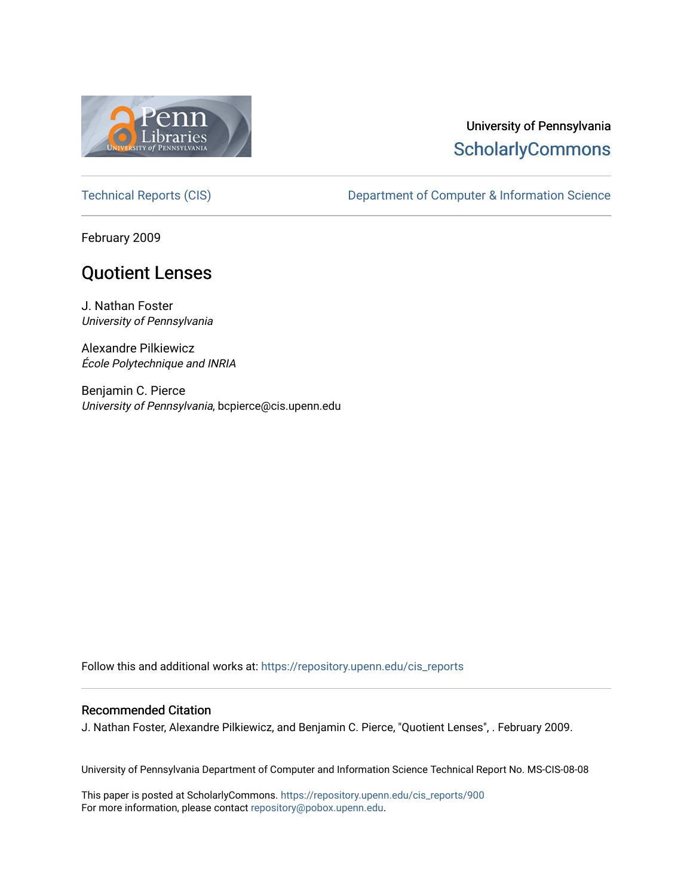University of Pennsylvania
ScholarlyCommons

Technical Reports (CIS) | Department of Computer & Information Science

February 2009

# Quotient Lenses

J. Nathan Foster
*University of Pennsylvania*

Alexandre Pilkiewicz
*École Polytechnique and INRIA*

Benjamin C. Pierce
*University of Pennsylvania*, bcpierce@cis.upenn.edu

Follow this and additional works at: https://repository.upenn.edu/cis_reports

## Recommended Citation

J. Nathan Foster, Alexandre Pilkiewicz, and Benjamin C. Pierce, "Quotient Lenses", . February 2009.

University of Pennsylvania Department of Computer and Information Science Technical Report No. MS-CIS-08-08

This paper is posted at ScholarlyCommons. https://repository.upenn.edu/cis_reports/900
For more information, please contact repository@pobox.upenn.edu.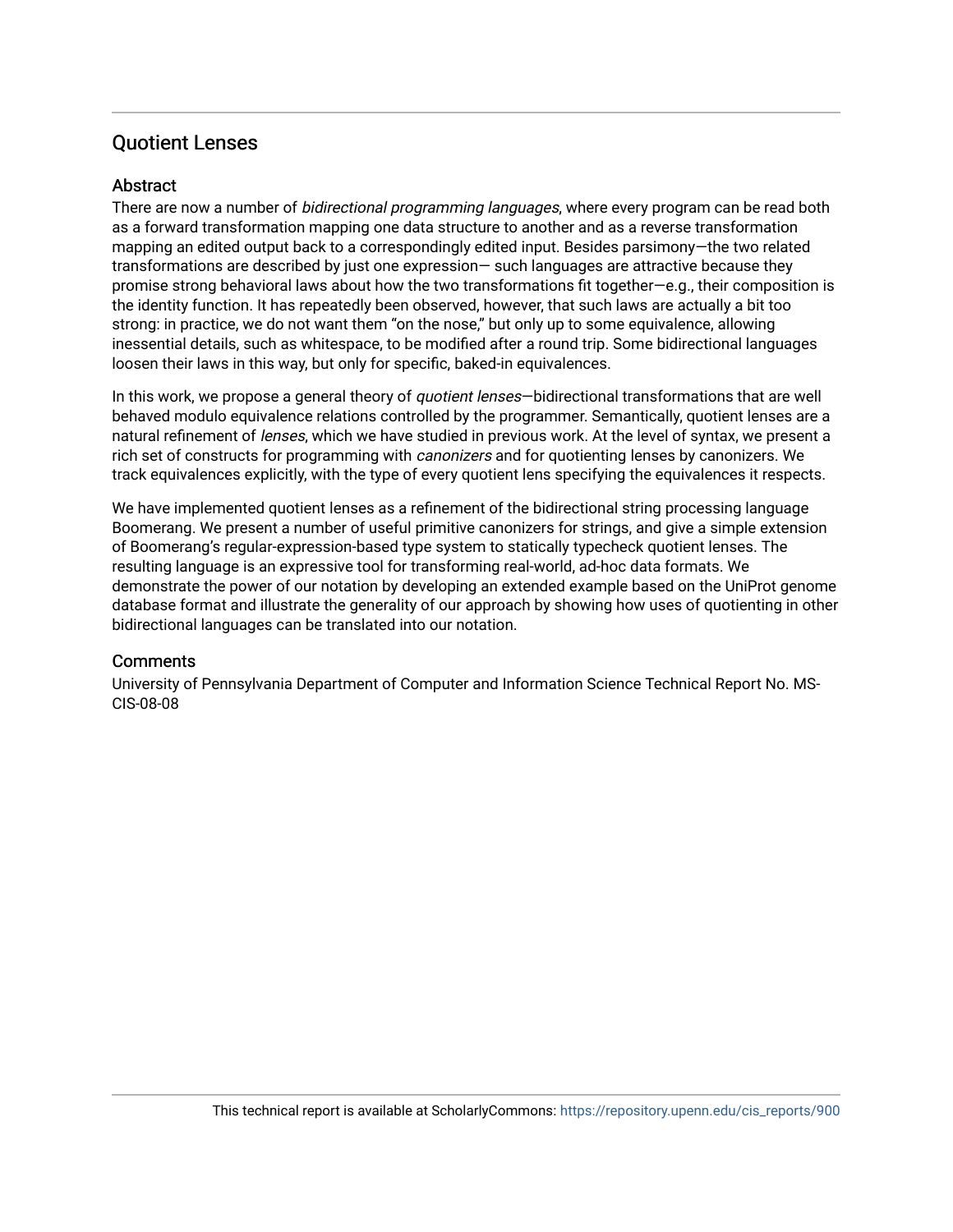## Quotient Lenses

### Abstract

There are now a number of *bidirectional programming languages*, where every program can be read both as a forward transformation mapping one data structure to another and as a reverse transformation mapping an edited output back to a correspondingly edited input. Besides parsimony—the two related transformations are described by just one expression— such languages are attractive because they promise strong behavioral laws about how the two transformations fit together—e.g., their composition is the identity function. It has repeatedly been observed, however, that such laws are actually a bit too strong: in practice, we do not want them "on the nose," but only up to some equivalence, allowing inessential details, such as whitespace, to be modified after a round trip. Some bidirectional languages loosen their laws in this way, but only for specific, baked-in equivalences.

In this work, we propose a general theory of *quotient lenses*—bidirectional transformations that are well behaved modulo equivalence relations controlled by the programmer. Semantically, quotient lenses are a natural refinement of *lenses*, which we have studied in previous work. At the level of syntax, we present a rich set of constructs for programming with *canonizers* and for quotienting lenses by canonizers. We track equivalences explicitly, with the type of every quotient lens specifying the equivalences it respects.

We have implemented quotient lenses as a refinement of the bidirectional string processing language Boomerang. We present a number of useful primitive canonizers for strings, and give a simple extension of Boomerang's regular-expression-based type system to statically typecheck quotient lenses. The resulting language is an expressive tool for transforming real-world, ad-hoc data formats. We demonstrate the power of our notation by developing an extended example based on the UniProt genome database format and illustrate the generality of our approach by showing how uses of quotienting in other bidirectional languages can be translated into our notation.

### Comments

University of Pennsylvania Department of Computer and Information Science Technical Report No. MS-CIS-08-08

This technical report is available at ScholarlyCommons: https://repository.upenn.edu/cis_reports/900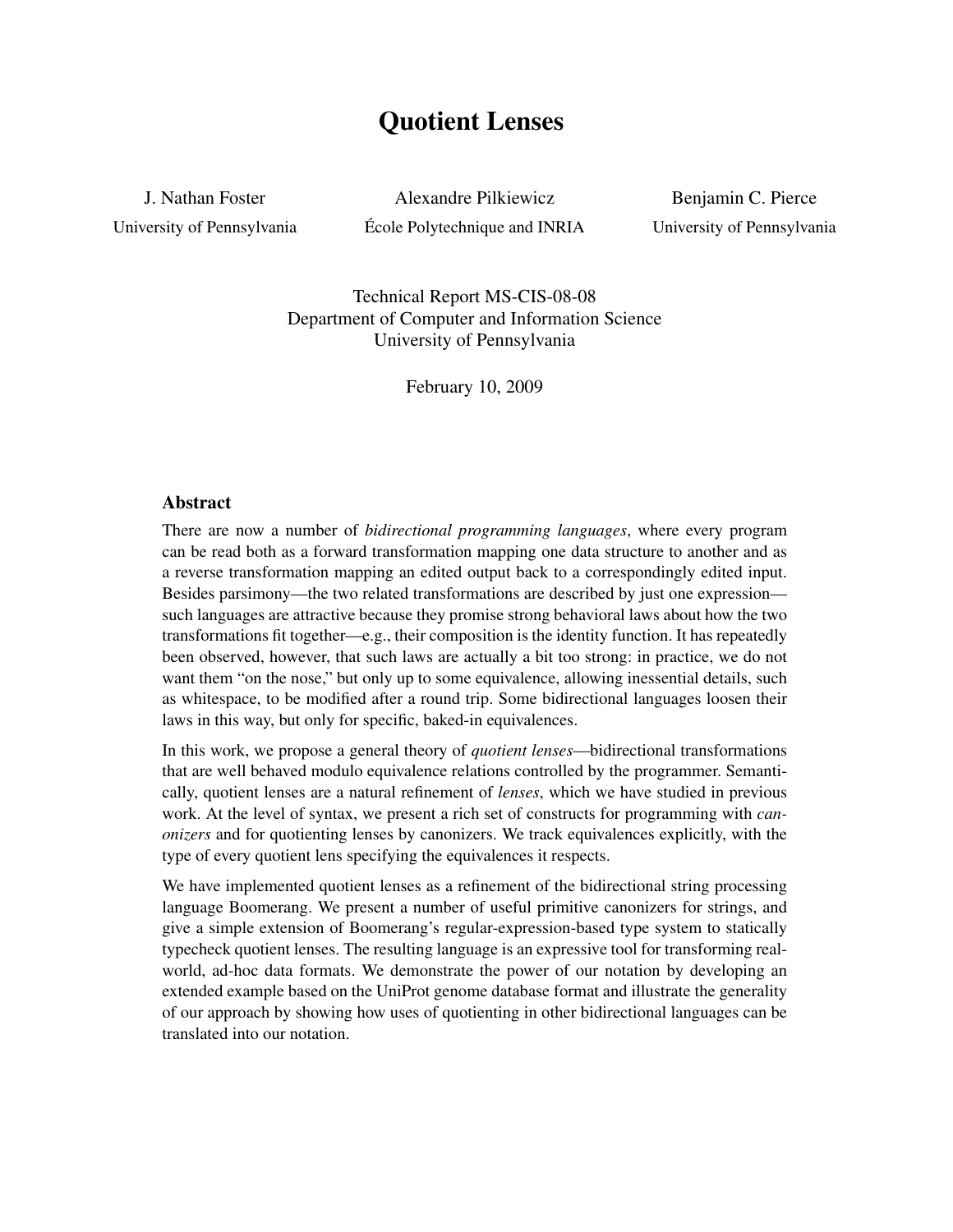# Quotient Lenses

J. Nathan Foster
University of Pennsylvania

Alexandre Pilkiewicz
École Polytechnique and INRIA

Benjamin C. Pierce
University of Pennsylvania

Technical Report MS-CIS-08-08
Department of Computer and Information Science
University of Pennsylvania

February 10, 2009

## Abstract

There are now a number of *bidirectional programming languages*, where every program can be read both as a forward transformation mapping one data structure to another and as a reverse transformation mapping an edited output back to a correspondingly edited input. Besides parsimony—the two related transformations are described by just one expression—such languages are attractive because they promise strong behavioral laws about how the two transformations fit together—e.g., their composition is the identity function. It has repeatedly been observed, however, that such laws are actually a bit too strong: in practice, we do not want them "on the nose," but only up to some equivalence, allowing inessential details, such as whitespace, to be modified after a round trip. Some bidirectional languages loosen their laws in this way, but only for specific, baked-in equivalences.

In this work, we propose a general theory of *quotient lenses*—bidirectional transformations that are well behaved modulo equivalence relations controlled by the programmer. Semantically, quotient lenses are a natural refinement of *lenses*, which we have studied in previous work. At the level of syntax, we present a rich set of constructs for programming with *canonizers* and for quotienting lenses by canonizers. We track equivalences explicitly, with the type of every quotient lens specifying the equivalences it respects.

We have implemented quotient lenses as a refinement of the bidirectional string processing language Boomerang. We present a number of useful primitive canonizers for strings, and give a simple extension of Boomerang's regular-expression-based type system to statically typecheck quotient lenses. The resulting language is an expressive tool for transforming real-world, ad-hoc data formats. We demonstrate the power of our notation by developing an extended example based on the UniProt genome database format and illustrate the generality of our approach by showing how uses of quotienting in other bidirectional languages can be translated into our notation.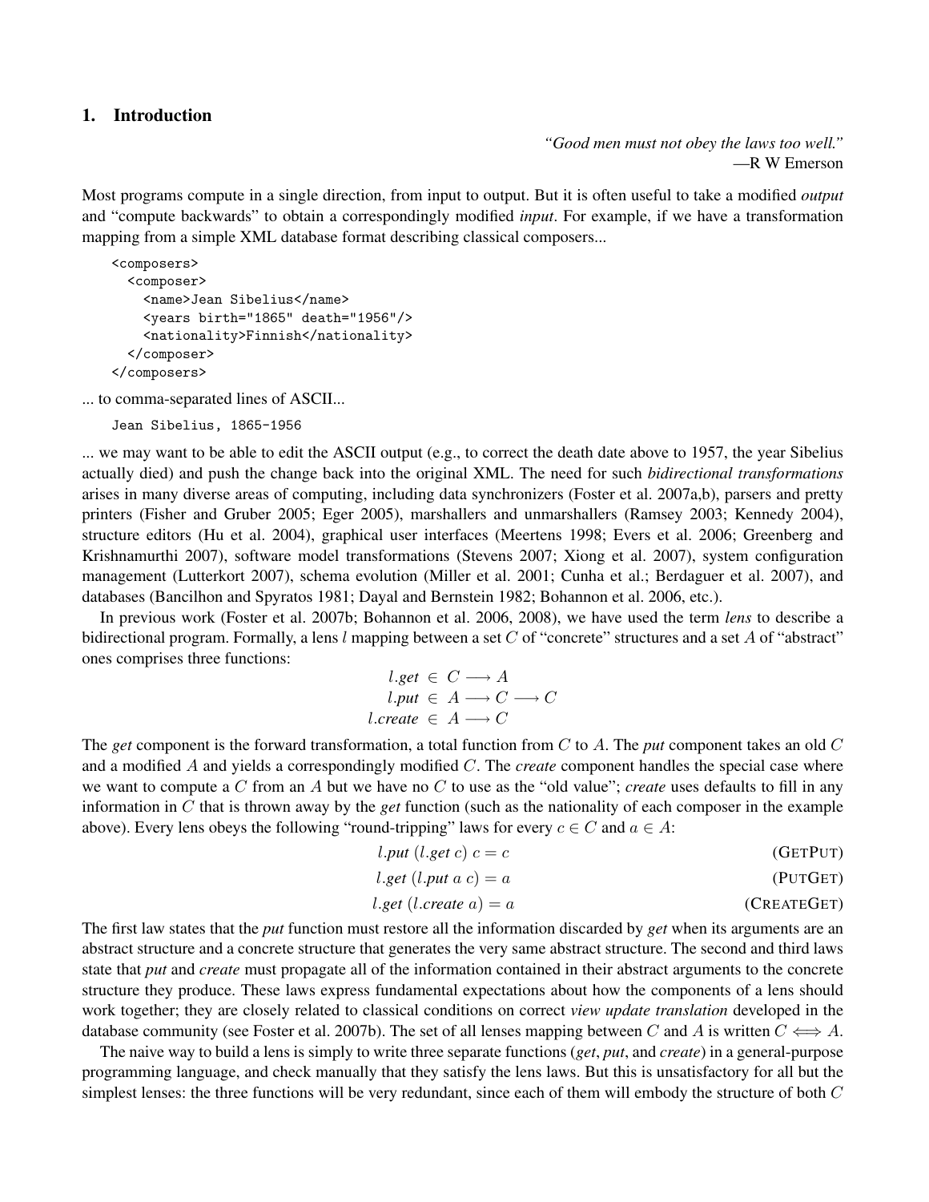## 1. Introduction

*"Good men must not obey the laws too well."*
—R W Emerson

Most programs compute in a single direction, from input to output. But it is often useful to take a modified *output* and "compute backwards" to obtain a correspondingly modified *input*. For example, if we have a transformation mapping from a simple XML database format describing classical composers...

```
<composers>
  <composer>
    <name>Jean Sibelius</name>
    <years birth="1865" death="1956"/>
    <nationality>Finnish</nationality>
  </composer>
</composers>
```

... to comma-separated lines of ASCII...

```
Jean Sibelius, 1865-1956
```

... we may want to be able to edit the ASCII output (e.g., to correct the death date above to 1957, the year Sibelius actually died) and push the change back into the original XML. The need for such *bidirectional transformations* arises in many diverse areas of computing, including data synchronizers (Foster et al. 2007a,b), parsers and pretty printers (Fisher and Gruber 2005; Eger 2005), marshallers and unmarshallers (Ramsey 2003; Kennedy 2004), structure editors (Hu et al. 2004), graphical user interfaces (Meertens 1998; Evers et al. 2006; Greenberg and Krishnamurthi 2007), software model transformations (Stevens 2007; Xiong et al. 2007), system configuration management (Lutterkort 2007), schema evolution (Miller et al. 2001; Cunha et al.; Berdaguer et al. 2007), and databases (Bancilhon and Spyratos 1981; Dayal and Bernstein 1982; Bohannon et al. 2006, etc.).

In previous work (Foster et al. 2007b; Bohannon et al. 2006, 2008), we have used the term *lens* to describe a bidirectional program. Formally, a lens $l$ mapping between a set $C$ of "concrete" structures and a set $A$ of "abstract" ones comprises three functions:

$$\begin{aligned} l.\mathit{get} &\in C \longrightarrow A \\ l.\mathit{put} &\in A \longrightarrow C \longrightarrow C \\ l.\mathit{create} &\in A \longrightarrow C \end{aligned}$$

The *get* component is the forward transformation, a total function from $C$ to $A$. The *put* component takes an old $C$ and a modified $A$ and yields a correspondingly modified $C$. The *create* component handles the special case where we want to compute a $C$ from an $A$ but we have no $C$ to use as the "old value"; *create* uses defaults to fill in any information in $C$ that is thrown away by the *get* function (such as the nationality of each composer in the example above). Every lens obeys the following "round-tripping" laws for every $c \in C$ and $a \in A$:

$$l.\mathit{put}\ (l.\mathit{get}\ c)\ c = c \qquad \text{(GetPut)}$$

$$l.\mathit{get}\ (l.\mathit{put}\ a\ c) = a \qquad \text{(PutGet)}$$

$$l.\mathit{get}\ (l.\mathit{create}\ a) = a \qquad \text{(CreateGet)}$$

The first law states that the *put* function must restore all the information discarded by *get* when its arguments are an abstract structure and a concrete structure that generates the very same abstract structure. The second and third laws state that *put* and *create* must propagate all of the information contained in their abstract arguments to the concrete structure they produce. These laws express fundamental expectations about how the components of a lens should work together; they are closely related to classical conditions on correct *view update translation* developed in the database community (see Foster et al. 2007b). The set of all lenses mapping between $C$ and $A$ is written $C \Longleftrightarrow A$.

The naive way to build a lens is simply to write three separate functions (*get*, *put*, and *create*) in a general-purpose programming language, and check manually that they satisfy the lens laws. But this is unsatisfactory for all but the simplest lenses: the three functions will be very redundant, since each of them will embody the structure of both $C$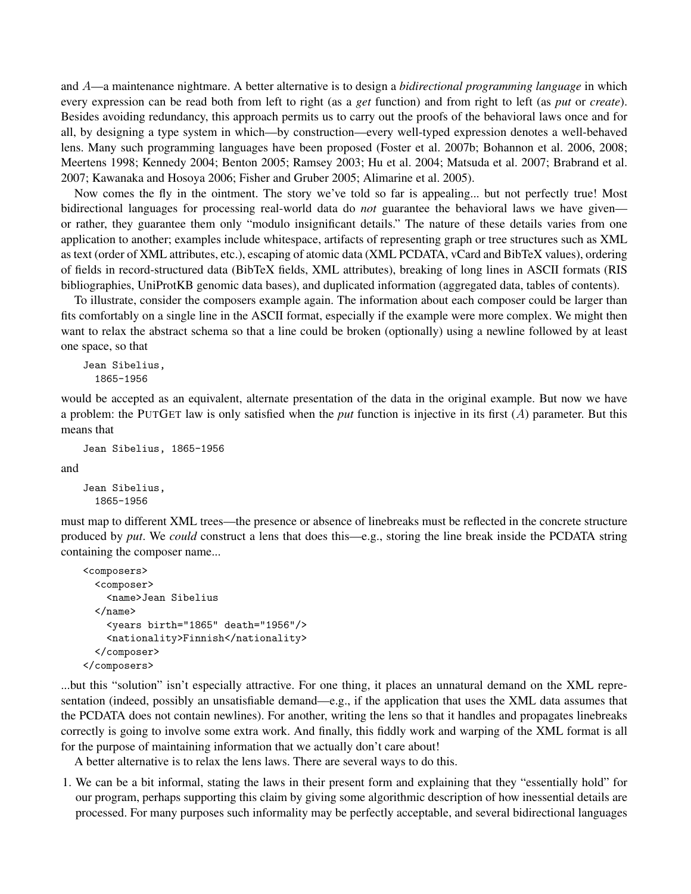and $A$—a maintenance nightmare. A better alternative is to design a *bidirectional programming language* in which every expression can be read both from left to right (as a *get* function) and from right to left (as *put* or *create*). Besides avoiding redundancy, this approach permits us to carry out the proofs of the behavioral laws once and for all, by designing a type system in which—by construction—every well-typed expression denotes a well-behaved lens. Many such programming languages have been proposed (Foster et al. 2007b; Bohannon et al. 2006, 2008; Meertens 1998; Kennedy 2004; Benton 2005; Ramsey 2003; Hu et al. 2004; Matsuda et al. 2007; Brabrand et al. 2007; Kawanaka and Hosoya 2006; Fisher and Gruber 2005; Alimarine et al. 2005).

Now comes the fly in the ointment. The story we've told so far is appealing... but not perfectly true! Most bidirectional languages for processing real-world data do *not* guarantee the behavioral laws we have given—or rather, they guarantee them only "modulo insignificant details." The nature of these details varies from one application to another; examples include whitespace, artifacts of representing graph or tree structures such as XML as text (order of XML attributes, etc.), escaping of atomic data (XML PCDATA, vCard and BibTeX values), ordering of fields in record-structured data (BibTeX fields, XML attributes), breaking of long lines in ASCII formats (RIS bibliographies, UniProtKB genomic data bases), and duplicated information (aggregated data, tables of contents).

To illustrate, consider the composers example again. The information about each composer could be larger than fits comfortably on a single line in the ASCII format, especially if the example were more complex. We might then want to relax the abstract schema so that a line could be broken (optionally) using a newline followed by at least one space, so that

```
Jean Sibelius,
  1865-1956
```

would be accepted as an equivalent, alternate presentation of the data in the original example. But now we have a problem: the PUTGET law is only satisfied when the *put* function is injective in its first ($A$) parameter. But this means that

```
Jean Sibelius, 1865-1956
```

and

```
Jean Sibelius,
  1865-1956
```

must map to different XML trees—the presence or absence of linebreaks must be reflected in the concrete structure produced by *put*. We *could* construct a lens that does this—e.g., storing the line break inside the PCDATA string containing the composer name...

```
<composers>
  <composer>
    <name>Jean Sibelius
  </name>
    <years birth="1865" death="1956"/>
    <nationality>Finnish</nationality>
  </composer>
</composers>
```

...but this "solution" isn't especially attractive. For one thing, it places an unnatural demand on the XML representation (indeed, possibly an unsatisfiable demand—e.g., if the application that uses the XML data assumes that the PCDATA does not contain newlines). For another, writing the lens so that it handles and propagates linebreaks correctly is going to involve some extra work. And finally, this fiddly work and warping of the XML format is all for the purpose of maintaining information that we actually don't care about!

A better alternative is to relax the lens laws. There are several ways to do this.

1. We can be a bit informal, stating the laws in their present form and explaining that they "essentially hold" for our program, perhaps supporting this claim by giving some algorithmic description of how inessential details are processed. For many purposes such informality may be perfectly acceptable, and several bidirectional languages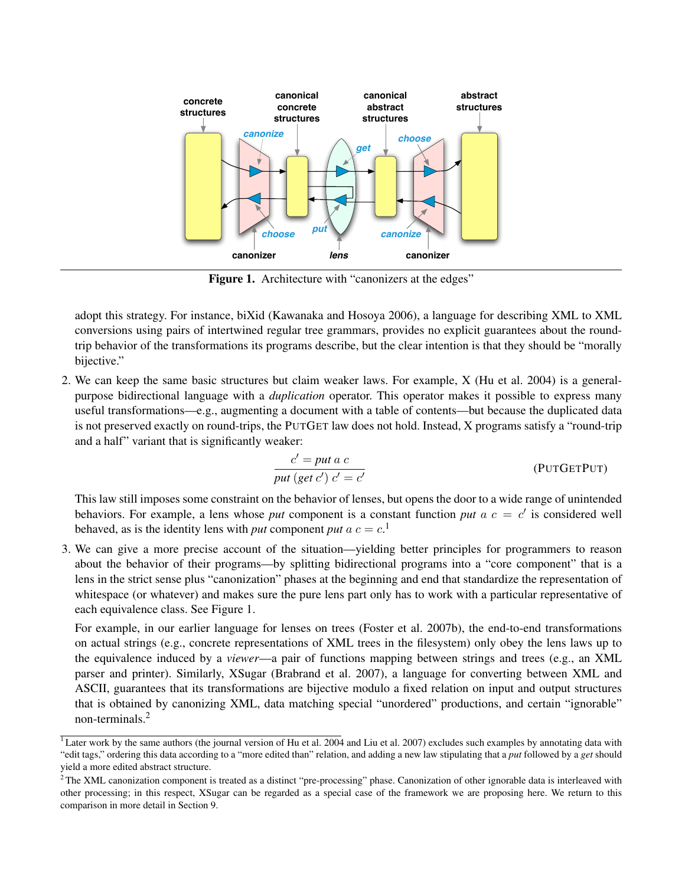Figure 1. Architecture with "canonizers at the edges"

adopt this strategy. For instance, biXid (Kawanaka and Hosoya 2006), a language for describing XML to XML conversions using pairs of intertwined regular tree grammars, provides no explicit guarantees about the round-trip behavior of the transformations its programs describe, but the clear intention is that they should be "morally bijective."

2. We can keep the same basic structures but claim weaker laws. For example, X (Hu et al. 2004) is a general-purpose bidirectional language with a *duplication* operator. This operator makes it possible to express many useful transformations—e.g., augmenting a document with a table of contents—but because the duplicated data is not preserved exactly on round-trips, the PUTGET law does not hold. Instead, X programs satisfy a "round-trip and a half" variant that is significantly weaker:

$$\frac{c' = \mathit{put}\ a\ c}{\mathit{put}\ (\mathit{get}\ c')\ c' = c'} \qquad \text{(PUTGETPUT)}$$

This law still imposes some constraint on the behavior of lenses, but opens the door to a wide range of unintended behaviors. For example, a lens whose *put* component is a constant function $\mathit{put}\ a\ c = c'$ is considered well behaved, as is the identity lens with *put* component $\mathit{put}\ a\ c = c$.[1]

3. We can give a more precise account of the situation—yielding better principles for programmers to reason about the behavior of their programs—by splitting bidirectional programs into a "core component" that is a lens in the strict sense plus "canonization" phases at the beginning and end that standardize the representation of whitespace (or whatever) and makes sure the pure lens part only has to work with a particular representative of each equivalence class. See Figure 1.

For example, in our earlier language for lenses on trees (Foster et al. 2007b), the end-to-end transformations on actual strings (e.g., concrete representations of XML trees in the filesystem) only obey the lens laws up to the equivalence induced by a *viewer*—a pair of functions mapping between strings and trees (e.g., an XML parser and printer). Similarly, XSugar (Brabrand et al. 2007), a language for converting between XML and ASCII, guarantees that its transformations are bijective modulo a fixed relation on input and output structures that is obtained by canonizing XML, data matching special "unordered" productions, and certain "ignorable" non-terminals.[2]

---

[1] Later work by the same authors (the journal version of Hu et al. 2004 and Liu et al. 2007) excludes such examples by annotating data with "edit tags," ordering this data according to a "more edited than" relation, and adding a new law stipulating that a *put* followed by a *get* should yield a more edited abstract structure.

[2] The XML canonization component is treated as a distinct "pre-processing" phase. Canonization of other ignorable data is interleaved with other processing; in this respect, XSugar can be regarded as a special case of the framework we are proposing here. We return to this comparison in more detail in Section 9.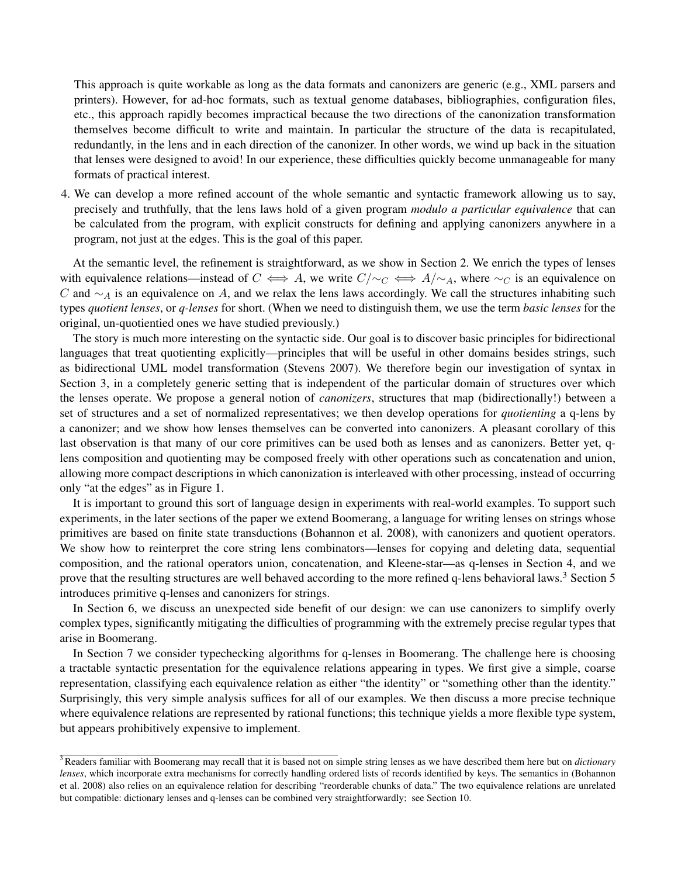This approach is quite workable as long as the data formats and canonizers are generic (e.g., XML parsers and printers). However, for ad-hoc formats, such as textual genome databases, bibliographies, configuration files, etc., this approach rapidly becomes impractical because the two directions of the canonization transformation themselves become difficult to write and maintain. In particular the structure of the data is recapitulated, redundantly, in the lens and in each direction of the canonizer. In other words, we wind up back in the situation that lenses were designed to avoid! In our experience, these difficulties quickly become unmanageable for many formats of practical interest.

4. We can develop a more refined account of the whole semantic and syntactic framework allowing us to say, precisely and truthfully, that the lens laws hold of a given program *modulo a particular equivalence* that can be calculated from the program, with explicit constructs for defining and applying canonizers anywhere in a program, not just at the edges. This is the goal of this paper.

At the semantic level, the refinement is straightforward, as we show in Section 2. We enrich the types of lenses with equivalence relations—instead of $C \Longleftrightarrow A$, we write $C/{\sim_C} \Longleftrightarrow A/{\sim_A}$, where $\sim_C$ is an equivalence on $C$ and $\sim_A$ is an equivalence on $A$, and we relax the lens laws accordingly. We call the structures inhabiting such types *quotient lenses*, or *q-lenses* for short. (When we need to distinguish them, we use the term *basic lenses* for the original, un-quotientied ones we have studied previously.)

The story is much more interesting on the syntactic side. Our goal is to discover basic principles for bidirectional languages that treat quotienting explicitly—principles that will be useful in other domains besides strings, such as bidirectional UML model transformation (Stevens 2007). We therefore begin our investigation of syntax in Section 3, in a completely generic setting that is independent of the particular domain of structures over which the lenses operate. We propose a general notion of *canonizers*, structures that map (bidirectionally!) between a set of structures and a set of normalized representatives; we then develop operations for *quotienting* a q-lens by a canonizer; and we show how lenses themselves can be converted into canonizers. A pleasant corollary of this last observation is that many of our core primitives can be used both as lenses and as canonizers. Better yet, q-lens composition and quotienting may be composed freely with other operations such as concatenation and union, allowing more compact descriptions in which canonization is interleaved with other processing, instead of occurring only "at the edges" as in Figure 1.

It is important to ground this sort of language design in experiments with real-world examples. To support such experiments, in the later sections of the paper we extend Boomerang, a language for writing lenses on strings whose primitives are based on finite state transductions (Bohannon et al. 2008), with canonizers and quotient operators. We show how to reinterpret the core string lens combinators—lenses for copying and deleting data, sequential composition, and the rational operators union, concatenation, and Kleene-star—as q-lenses in Section 4, and we prove that the resulting structures are well behaved according to the more refined q-lens behavioral laws.[3] Section 5 introduces primitive q-lenses and canonizers for strings.

In Section 6, we discuss an unexpected side benefit of our design: we can use canonizers to simplify overly complex types, significantly mitigating the difficulties of programming with the extremely precise regular types that arise in Boomerang.

In Section 7 we consider typechecking algorithms for q-lenses in Boomerang. The challenge here is choosing a tractable syntactic presentation for the equivalence relations appearing in types. We first give a simple, coarse representation, classifying each equivalence relation as either "the identity" or "something other than the identity." Surprisingly, this very simple analysis suffices for all of our examples. We then discuss a more precise technique where equivalence relations are represented by rational functions; this technique yields a more flexible type system, but appears prohibitively expensive to implement.

[3] Readers familiar with Boomerang may recall that it is based not on simple string lenses as we have described them here but on *dictionary lenses*, which incorporate extra mechanisms for correctly handling ordered lists of records identified by keys. The semantics in (Bohannon et al. 2008) also relies on an equivalence relation for describing "reorderable chunks of data." The two equivalence relations are unrelated but compatible: dictionary lenses and q-lenses can be combined very straightforwardly; see Section 10.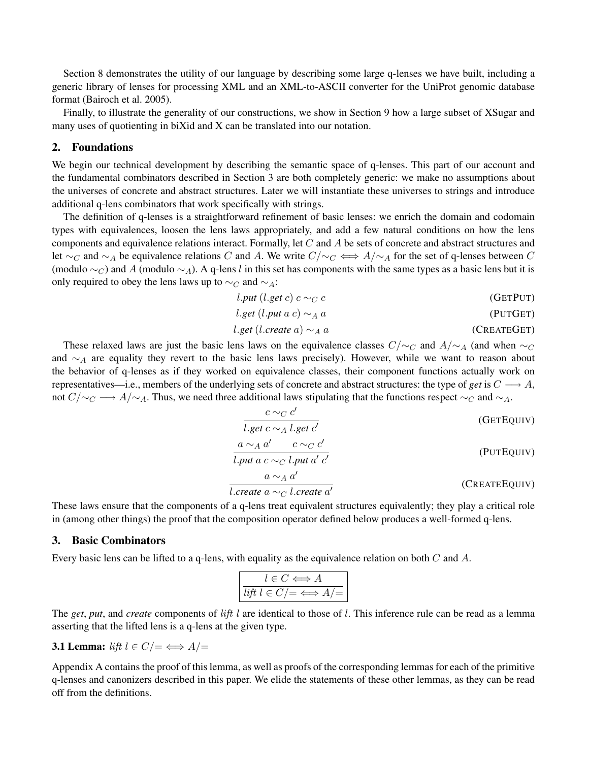Section 8 demonstrates the utility of our language by describing some large q-lenses we have built, including a generic library of lenses for processing XML and an XML-to-ASCII converter for the UniProt genomic database format (Bairoch et al. 2005).

Finally, to illustrate the generality of our constructions, we show in Section 9 how a large subset of XSugar and many uses of quotienting in biXid and X can be translated into our notation.

## 2. Foundations

We begin our technical development by describing the semantic space of q-lenses. This part of our account and the fundamental combinators described in Section 3 are both completely generic: we make no assumptions about the universes of concrete and abstract structures. Later we will instantiate these universes to strings and introduce additional q-lens combinators that work specifically with strings.

The definition of q-lenses is a straightforward refinement of basic lenses: we enrich the domain and codomain types with equivalences, loosen the lens laws appropriately, and add a few natural conditions on how the lens components and equivalence relations interact. Formally, let $C$ and $A$ be sets of concrete and abstract structures and let $\sim_C$ and $\sim_A$ be equivalence relations $C$ and $A$. We write $C/{\sim_C} \iff A/{\sim_A}$ for the set of q-lenses between $C$ (modulo $\sim_C$) and $A$ (modulo $\sim_A$). A q-lens $l$ in this set has components with the same types as a basic lens but it is only required to obey the lens laws up to $\sim_C$ and $\sim_A$:

$$l.\mathit{put}\ (l.\mathit{get}\ c)\ c \sim_C c \qquad \text{(GETPUT)}$$

$$l.\mathit{get}\ (l.\mathit{put}\ a\ c) \sim_A a \qquad \text{(PUTGET)}$$

$$l.\mathit{get}\ (l.\mathit{create}\ a) \sim_A a \qquad \text{(CREATEGET)}$$

These relaxed laws are just the basic lens laws on the equivalence classes $C/{\sim_C}$ and $A/{\sim_A}$ (and when $\sim_C$ and $\sim_A$ are equality they revert to the basic lens laws precisely). However, while we want to reason about the behavior of q-lenses as if they worked on equivalence classes, their component functions actually work on representatives—i.e., members of the underlying sets of concrete and abstract structures: the type of *get* is $C \longrightarrow A$, not $C/{\sim_C} \longrightarrow A/{\sim_A}$. Thus, we need three additional laws stipulating that the functions respect $\sim_C$ and $\sim_A$.

$$\frac{c \sim_C c'}{l.\mathit{get}\ c \sim_A l.\mathit{get}\ c'} \qquad \text{(GETEQUIV)}$$

$$\frac{a \sim_A a' \qquad c \sim_C c'}{l.\mathit{put}\ a\ c \sim_C l.\mathit{put}\ a'\ c'} \qquad \text{(PUTEQUIV)}$$

$$\frac{a \sim_A a'}{l.\mathit{create}\ a \sim_C l.\mathit{create}\ a'} \qquad \text{(CREATEEQUIV)}$$

These laws ensure that the components of a q-lens treat equivalent structures equivalently; they play a critical role in (among other things) the proof that the composition operator defined below produces a well-formed q-lens.

## 3. Basic Combinators

Every basic lens can be lifted to a q-lens, with equality as the equivalence relation on both $C$ and $A$.

$$\frac{l \in C \iff A}{\mathit{lift}\ l \in C/{=} \iff A/{=}}$$

The *get*, *put*, and *create* components of $\mathit{lift}\ l$ are identical to those of $l$. This inference rule can be read as a lemma asserting that the lifted lens is a q-lens at the given type.

**3.1 Lemma:** $\mathit{lift}\ l \in C/{=} \iff A/{=}$

Appendix A contains the proof of this lemma, as well as proofs of the corresponding lemmas for each of the primitive q-lenses and canonizers described in this paper. We elide the statements of these other lemmas, as they can be read off from the definitions.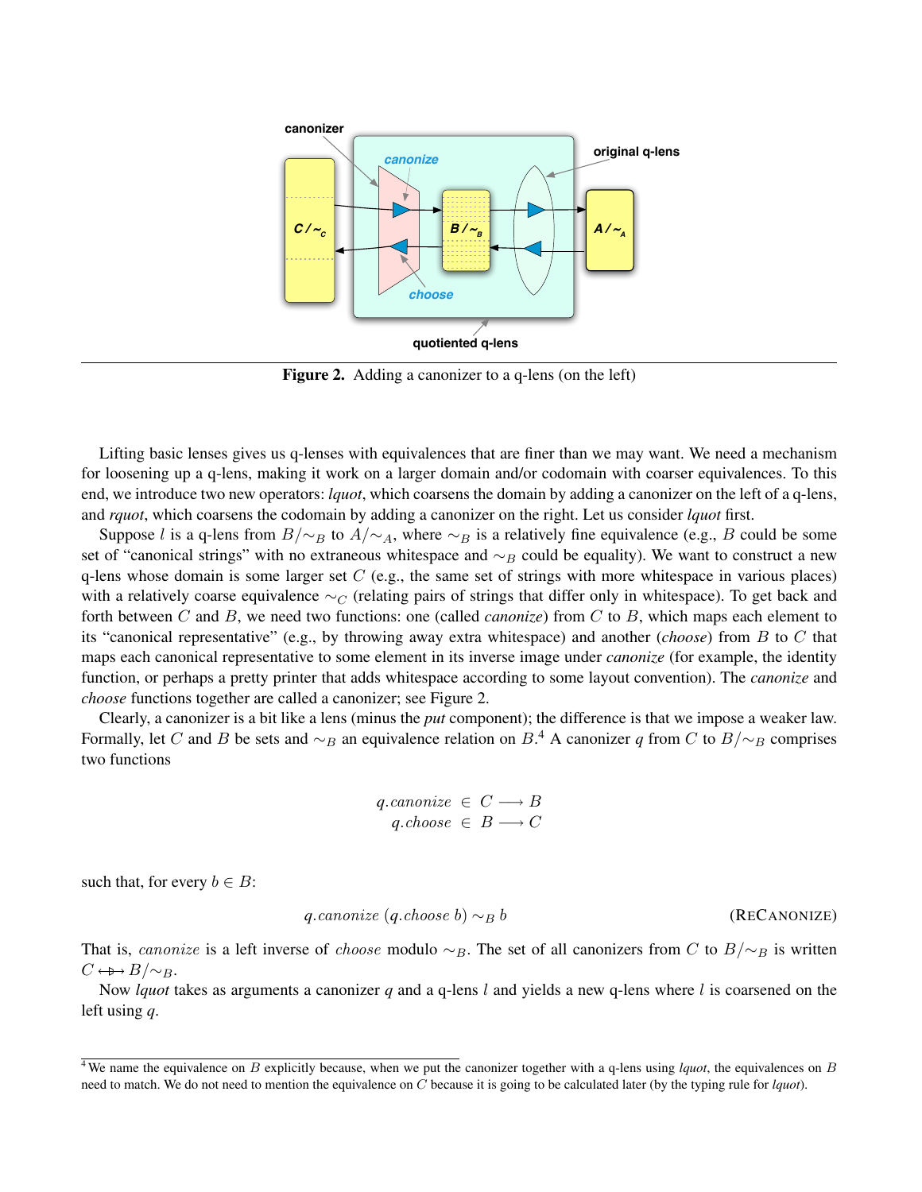Figure 2. Adding a canonizer to a q-lens (on the left)

Lifting basic lenses gives us q-lenses with equivalences that are finer than we may want. We need a mechanism for loosening up a q-lens, making it work on a larger domain and/or codomain with coarser equivalences. To this end, we introduce two new operators: *lquot*, which coarsens the domain by adding a canonizer on the left of a q-lens, and *rquot*, which coarsens the codomain by adding a canonizer on the right. Let us consider *lquot* first.

Suppose $l$ is a q-lens from $B/{\sim_B}$ to $A/{\sim_A}$, where $\sim_B$ is a relatively fine equivalence (e.g., $B$ could be some set of "canonical strings" with no extraneous whitespace and $\sim_B$ could be equality). We want to construct a new q-lens whose domain is some larger set $C$ (e.g., the same set of strings with more whitespace in various places) with a relatively coarse equivalence $\sim_C$ (relating pairs of strings that differ only in whitespace). To get back and forth between $C$ and $B$, we need two functions: one (called *canonize*) from $C$ to $B$, which maps each element to its "canonical representative" (e.g., by throwing away extra whitespace) and another (*choose*) from $B$ to $C$ that maps each canonical representative to some element in its inverse image under *canonize* (for example, the identity function, or perhaps a pretty printer that adds whitespace according to some layout convention). The *canonize* and *choose* functions together are called a canonizer; see Figure 2.

Clearly, a canonizer is a bit like a lens (minus the *put* component); the difference is that we impose a weaker law. Formally, let $C$ and $B$ be sets and $\sim_B$ an equivalence relation on $B$.[4] A canonizer $q$ from $C$ to $B/{\sim_B}$ comprises two functions

$$\begin{aligned} q.\mathit{canonize} &\in C \longrightarrow B \\ q.\mathit{choose} &\in B \longrightarrow C \end{aligned}$$

such that, for every $b \in B$:

$$q.\mathit{canonize}\ (q.\mathit{choose}\ b) \sim_B b \qquad \text{(ReCanonize)}$$

That is, $\mathit{canonize}$ is a left inverse of $\mathit{choose}$ modulo $\sim_B$. The set of all canonizers from $C$ to $B/{\sim_B}$ is written $C \leftrightarrow\!\!\!\!\twoheadrightarrow B/{\sim_B}$.

Now *lquot* takes as arguments a canonizer $q$ and a q-lens $l$ and yields a new q-lens where $l$ is coarsened on the left using $q$.

[4] We name the equivalence on $B$ explicitly because, when we put the canonizer together with a q-lens using *lquot*, the equivalences on $B$ need to match. We do not need to mention the equivalence on $C$ because it is going to be calculated later (by the typing rule for *lquot*).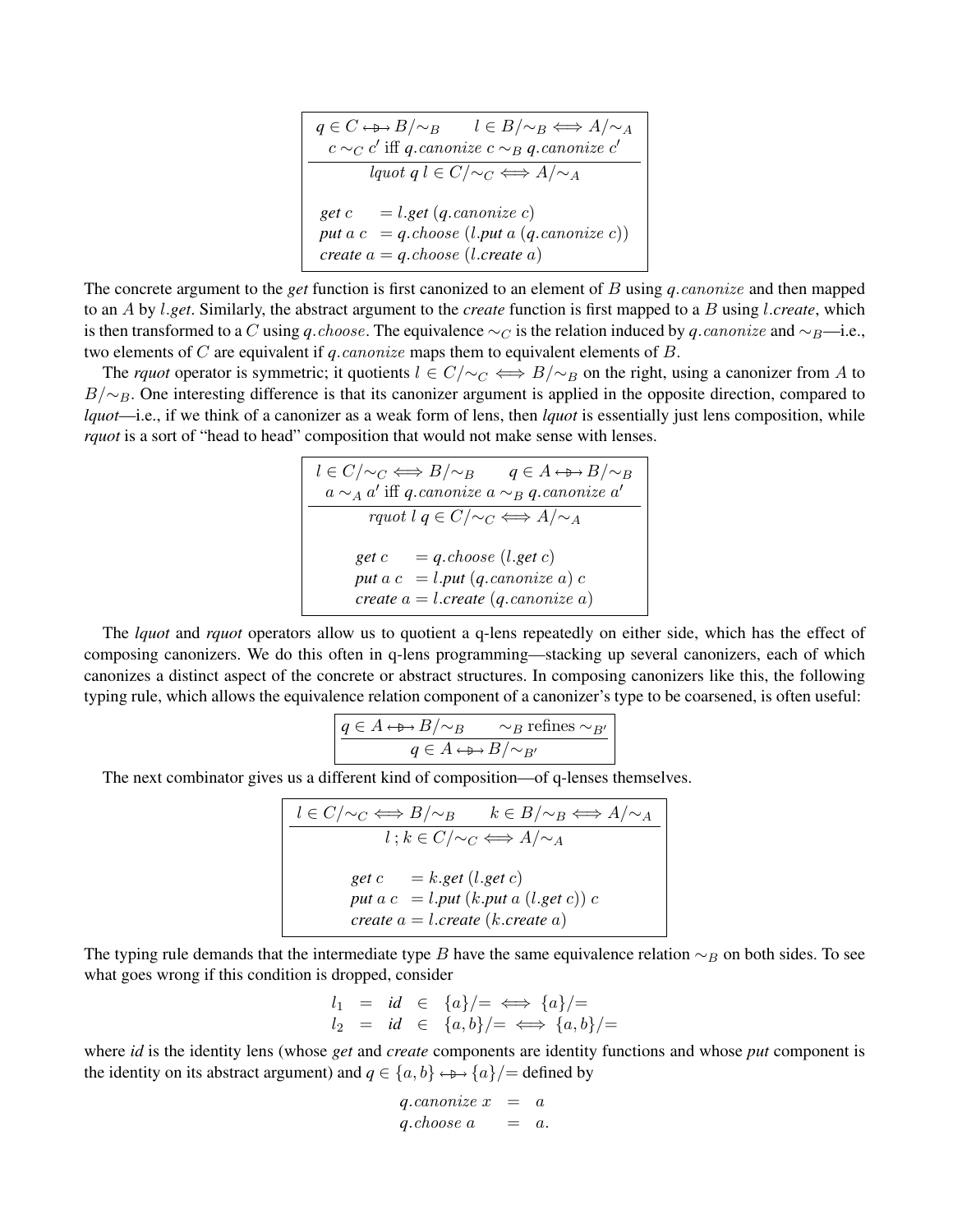$$
\frac{q \in C \mathrel{\leftrightarrow\!\!\!\!\rhd\!\!\!\!\rightarrow} B/{\sim_B} \qquad l \in B/{\sim_B} \Longleftrightarrow A/{\sim_A} \qquad c \sim_C c' \text{ iff } q.\mathit{canonize}\ c \sim_B q.\mathit{canonize}\ c'}{\mathit{lquot}\ q\ l \in C/{\sim_C} \Longleftrightarrow A/{\sim_A}}
$$

$$
\begin{array}{ll}
\textit{get}\ c & = l.\textit{get}\ (q.\mathit{canonize}\ c) \\
\textit{put}\ a\ c & = q.\mathit{choose}\ (l.\textit{put}\ a\ (q.\mathit{canonize}\ c)) \\
\textit{create}\ a & = q.\mathit{choose}\ (l.\textit{create}\ a)
\end{array}
$$

The concrete argument to the *get* function is first canonized to an element of $B$ using $q.canonize$ and then mapped to an $A$ by $l.\textit{get}$. Similarly, the abstract argument to the *create* function is first mapped to a $B$ using $l.\textit{create}$, which is then transformed to a $C$ using $q.choose$. The equivalence $\sim_C$ is the relation induced by $q.canonize$ and $\sim_B$—i.e., two elements of $C$ are equivalent if $q.canonize$ maps them to equivalent elements of $B$.

The *rquot* operator is symmetric; it quotients $l \in C/{\sim_C} \Longleftrightarrow B/{\sim_B}$ on the right, using a canonizer from $A$ to $B/{\sim_B}$. One interesting difference is that its canonizer argument is applied in the opposite direction, compared to *lquot*—i.e., if we think of a canonizer as a weak form of lens, then *lquot* is essentially just lens composition, while *rquot* is a sort of "head to head" composition that would not make sense with lenses.

$$
\frac{l \in C/{\sim_C} \Longleftrightarrow B/{\sim_B} \qquad q \in A \mathrel{\leftrightarrow\!\!\!\!\rhd\!\!\!\!\rightarrow} B/{\sim_B} \qquad a \sim_A a' \text{ iff } q.\mathit{canonize}\ a \sim_B q.\mathit{canonize}\ a'}{\mathit{rquot}\ l\ q \in C/{\sim_C} \Longleftrightarrow A/{\sim_A}}
$$

$$
\begin{array}{ll}
\textit{get}\ c & = q.\mathit{choose}\ (l.\textit{get}\ c) \\
\textit{put}\ a\ c & = l.\textit{put}\ (q.\mathit{canonize}\ a)\ c \\
\textit{create}\ a & = l.\textit{create}\ (q.\mathit{canonize}\ a)
\end{array}
$$

The *lquot* and *rquot* operators allow us to quotient a q-lens repeatedly on either side, which has the effect of composing canonizers. We do this often in q-lens programming—stacking up several canonizers, each of which canonizes a distinct aspect of the concrete or abstract structures. In composing canonizers like this, the following typing rule, which allows the equivalence relation component of a canonizer's type to be coarsened, is often useful:

$$
\frac{q \in A \mathrel{\leftrightarrow\!\!\!\!\rhd\!\!\!\!\rightarrow} B/{\sim_B} \qquad \sim_B \text{ refines } \sim_{B'}}{q \in A \mathrel{\leftrightarrow\!\!\!\!\rhd\!\!\!\!\rightarrow} B/{\sim_{B'}}}
$$

The next combinator gives us a different kind of composition—of q-lenses themselves.

$$
\frac{l \in C/{\sim_C} \Longleftrightarrow B/{\sim_B} \qquad k \in B/{\sim_B} \Longleftrightarrow A/{\sim_A}}{l\,;k \in C/{\sim_C} \Longleftrightarrow A/{\sim_A}}
$$

$$
\begin{array}{ll}
\textit{get}\ c & = k.\textit{get}\ (l.\textit{get}\ c) \\
\textit{put}\ a\ c & = l.\textit{put}\ (k.\textit{put}\ a\ (l.\textit{get}\ c))\ c \\
\textit{create}\ a & = l.\textit{create}\ (k.\textit{create}\ a)
\end{array}
$$

The typing rule demands that the intermediate type $B$ have the same equivalence relation $\sim_B$ on both sides. To see what goes wrong if this condition is dropped, consider

$$
\begin{array}{lllll}
l_1 & = & \textit{id} & \in & \{a\}/{=} \Longleftrightarrow \{a\}/{=} \\
l_2 & = & \textit{id} & \in & \{a,b\}/{=} \Longleftrightarrow \{a,b\}/{=}
\end{array}
$$

where *id* is the identity lens (whose *get* and *create* components are identity functions and whose *put* component is the identity on its abstract argument) and $q \in \{a,b\} \mathrel{\leftrightarrow\!\!\!\!\rhd\!\!\!\!\rightarrow} \{a\}/{=}$ defined by

$$
\begin{array}{lll}
q.\mathit{canonize}\ x & = & a \\
q.\mathit{choose}\ a & = & a.
\end{array}
$$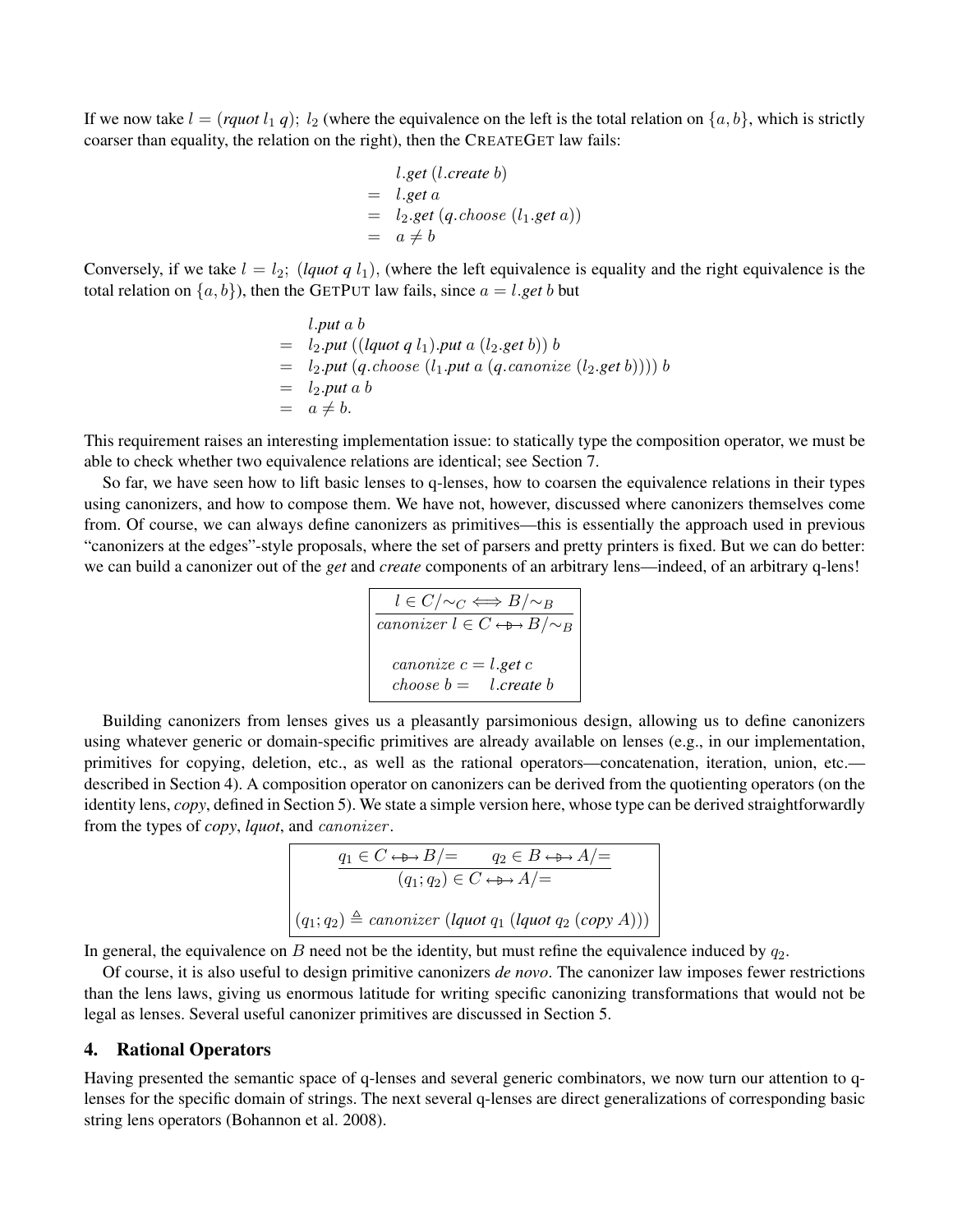If we now take $l = (\textit{rquot}\ l_1\ q);\ l_2$ (where the equivalence on the left is the total relation on $\{a, b\}$, which is strictly coarser than equality, the relation on the right), then the CREATEGET law fails:

$$
\begin{array}{ll}
& l.\textit{get}\ (l.\textit{create}\ b) \\
= & l.\textit{get}\ a \\
= & l_2.\textit{get}\ (q.\textit{choose}\ (l_1.\textit{get}\ a)) \\
= & a \neq b
\end{array}
$$

Conversely, if we take $l = l_2;\ (\textit{lquot}\ q\ l_1)$, (where the left equivalence is equality and the right equivalence is the total relation on $\{a, b\}$), then the GETPUT law fails, since $a = l.\textit{get}\ b$ but

$$
\begin{array}{ll}
& l.\textit{put}\ a\ b \\
= & l_2.\textit{put}\ ((\textit{lquot}\ q\ l_1).\textit{put}\ a\ (l_2.\textit{get}\ b))\ b \\
= & l_2.\textit{put}\ (q.\textit{choose}\ (l_1.\textit{put}\ a\ (q.\textit{canonize}\ (l_2.\textit{get}\ b))))\ b \\
= & l_2.\textit{put}\ a\ b \\
= & a \neq b.
\end{array}
$$

This requirement raises an interesting implementation issue: to statically type the composition operator, we must be able to check whether two equivalence relations are identical; see Section 7.

So far, we have seen how to lift basic lenses to q-lenses, how to coarsen the equivalence relations in their types using canonizers, and how to compose them. We have not, however, discussed where canonizers themselves come from. Of course, we can always define canonizers as primitives—this is essentially the approach used in previous "canonizers at the edges"-style proposals, where the set of parsers and pretty printers is fixed. But we can do better: we can build a canonizer out of the *get* and *create* components of an arbitrary lens—indeed, of an arbitrary q-lens!

$$
\frac{l \in C/\!\sim_C \Longleftrightarrow B/\!\sim_B}{\textit{canonizer}\ l \in C \leftrightarrow\!\!\!\!\rhd\!\!\to B/\!\sim_B}
$$

$$
\begin{array}{l}
\textit{canonize}\ c = l.\textit{get}\ c \\
\textit{choose}\ b = \quad l.\textit{create}\ b
\end{array}
$$

Building canonizers from lenses gives us a pleasantly parsimonious design, allowing us to define canonizers using whatever generic or domain-specific primitives are already available on lenses (e.g., in our implementation, primitives for copying, deletion, etc., as well as the rational operators—concatenation, iteration, union, etc.—described in Section 4). A composition operator on canonizers can be derived from the quotienting operators (on the identity lens, *copy*, defined in Section 5). We state a simple version here, whose type can be derived straightforwardly from the types of *copy*, *lquot*, and *canonizer*.

$$
\frac{q_1 \in C \leftrightarrow\!\!\!\!\rhd\!\!\to B/\!= \qquad q_2 \in B \leftrightarrow\!\!\!\!\rhd\!\!\to A/\!=}{(q_1; q_2) \in C \leftrightarrow\!\!\!\!\rhd\!\!\to A/\!=}
$$

$$
(q_1; q_2) \triangleq \textit{canonizer}\ (\textit{lquot}\ q_1\ (\textit{lquot}\ q_2\ (\textit{copy}\ A)))
$$

In general, the equivalence on $B$ need not be the identity, but must refine the equivalence induced by $q_2$.

Of course, it is also useful to design primitive canonizers *de novo*. The canonizer law imposes fewer restrictions than the lens laws, giving us enormous latitude for writing specific canonizing transformations that would not be legal as lenses. Several useful canonizer primitives are discussed in Section 5.

## 4. Rational Operators

Having presented the semantic space of q-lenses and several generic combinators, we now turn our attention to q-lenses for the specific domain of strings. The next several q-lenses are direct generalizations of corresponding basic string lens operators (Bohannon et al. 2008).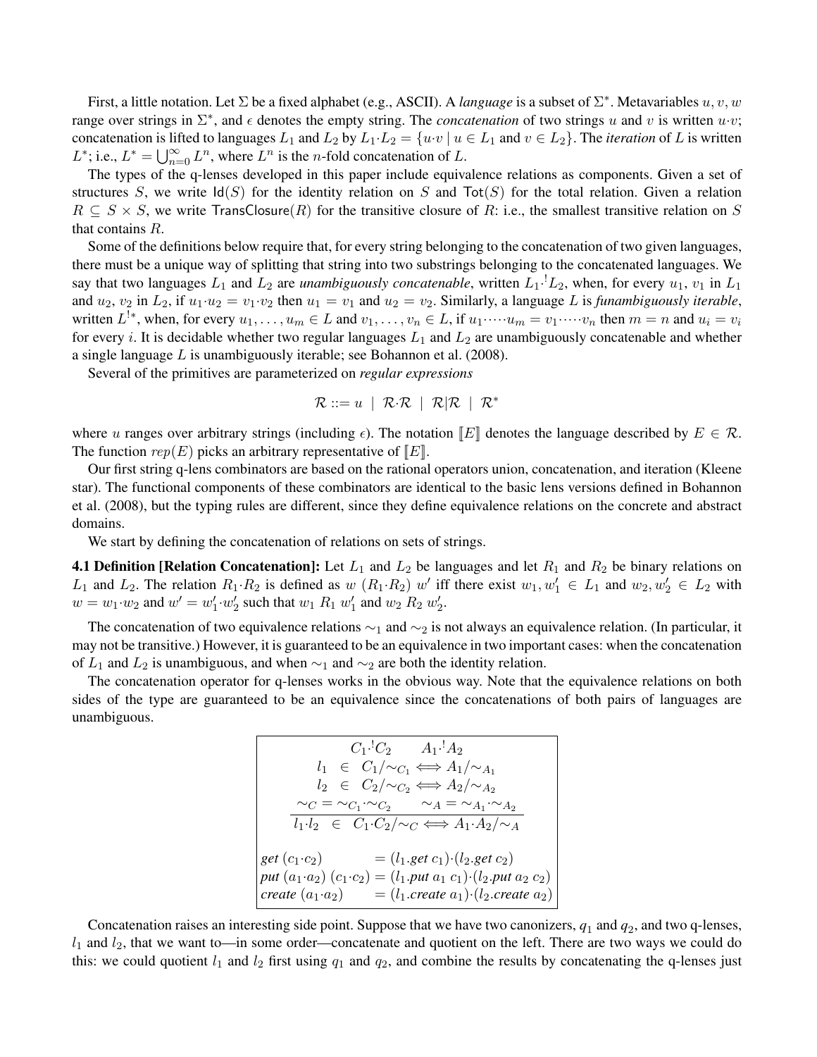First, a little notation. Let $\Sigma$ be a fixed alphabet (e.g., ASCII). A *language* is a subset of $\Sigma^*$. Metavariables $u, v, w$ range over strings in $\Sigma^*$, and $\epsilon$ denotes the empty string. The *concatenation* of two strings $u$ and $v$ is written $u{\cdot}v$; concatenation is lifted to languages $L_1$ and $L_2$ by $L_1{\cdot}L_2 = \{u{\cdot}v \mid u \in L_1 \text{ and } v \in L_2\}$. The *iteration* of $L$ is written $L^*$; i.e., $L^* = \bigcup_{n=0}^{\infty} L^n$, where $L^n$ is the $n$-fold concatenation of $L$.

The types of the q-lenses developed in this paper include equivalence relations as components. Given a set of structures $S$, we write $\mathsf{Id}(S)$ for the identity relation on $S$ and $\mathsf{Tot}(S)$ for the total relation. Given a relation $R \subseteq S \times S$, we write $\mathsf{TransClosure}(R)$ for the transitive closure of $R$: i.e., the smallest transitive relation on $S$ that contains $R$.

Some of the definitions below require that, for every string belonging to the concatenation of two given languages, there must be a unique way of splitting that string into two substrings belonging to the concatenated languages. We say that two languages $L_1$ and $L_2$ are *unambiguously concatenable*, written $L_1 {\cdot^!} L_2$, when, for every $u_1$, $v_1$ in $L_1$ and $u_2$, $v_2$ in $L_2$, if $u_1{\cdot}u_2 = v_1{\cdot}v_2$ then $u_1 = v_1$ and $u_2 = v_2$. Similarly, a language $L$ is *funambiguously iterable*, written $L^{!*}$, when, for every $u_1, \ldots, u_m \in L$ and $v_1, \ldots, v_n \in L$, if $u_1{\cdot}\cdots{\cdot}u_m = v_1{\cdot}\cdots{\cdot}v_n$ then $m = n$ and $u_i = v_i$ for every $i$. It is decidable whether two regular languages $L_1$ and $L_2$ are unambiguously concatenable and whether a single language $L$ is unambiguously iterable; see Bohannon et al. (2008).

Several of the primitives are parameterized on *regular expressions*

$$\mathcal{R} ::= u \;\mid\; \mathcal{R}{\cdot}\mathcal{R} \;\mid\; \mathcal{R}|\mathcal{R} \;\mid\; \mathcal{R}^*$$

where $u$ ranges over arbitrary strings (including $\epsilon$). The notation $[\![E]\!]$ denotes the language described by $E \in \mathcal{R}$. The function $rep(E)$ picks an arbitrary representative of $[\![E]\!]$.

Our first string q-lens combinators are based on the rational operators union, concatenation, and iteration (Kleene star). The functional components of these combinators are identical to the basic lens versions defined in Bohannon et al. (2008), but the typing rules are different, since they define equivalence relations on the concrete and abstract domains.

We start by defining the concatenation of relations on sets of strings.

**4.1 Definition [Relation Concatenation]:** Let $L_1$ and $L_2$ be languages and let $R_1$ and $R_2$ be binary relations on $L_1$ and $L_2$. The relation $R_1{\cdot}R_2$ is defined as $w\ (R_1{\cdot}R_2)\ w'$ iff there exist $w_1, w_1' \in L_1$ and $w_2, w_2' \in L_2$ with $w = w_1{\cdot}w_2$ and $w' = w_1'{\cdot}w_2'$ such that $w_1\ R_1\ w_1'$ and $w_2\ R_2\ w_2'$.

The concatenation of two equivalence relations $\sim_1$ and $\sim_2$ is not always an equivalence relation. (In particular, it may not be transitive.) However, it is guaranteed to be an equivalence in two important cases: when the concatenation of $L_1$ and $L_2$ is unambiguous, and when $\sim_1$ and $\sim_2$ are both the identity relation.

The concatenation operator for q-lenses works in the obvious way. Note that the equivalence relations on both sides of the type are guaranteed to be an equivalence since the concatenations of both pairs of languages are unambiguous.

$$\frac{\begin{array}{c} C_1 {\cdot^!} C_2 \qquad A_1 {\cdot^!} A_2 \\ l_1 \;\in\; C_1/{\sim_{C_1}} \Longleftrightarrow A_1/{\sim_{A_1}} \\ l_2 \;\in\; C_2/{\sim_{C_2}} \Longleftrightarrow A_2/{\sim_{A_2}} \\ \sim_C = \sim_{C_1}{\cdot}\sim_{C_2} \qquad \sim_A = \sim_{A_1}{\cdot}\sim_{A_2} \end{array}}{l_1{\cdot}l_2 \;\in\; C_1{\cdot}C_2/{\sim_C} \Longleftrightarrow A_1{\cdot}A_2/{\sim_A}}$$

$$\begin{array}{lll} \textit{get}\ (c_1{\cdot}c_2) & = & (l_1.\textit{get}\ c_1){\cdot}(l_2.\textit{get}\ c_2) \\ \textit{put}\ (a_1{\cdot}a_2)\ (c_1{\cdot}c_2) & = & (l_1.\textit{put}\ a_1\ c_1){\cdot}(l_2.\textit{put}\ a_2\ c_2) \\ \textit{create}\ (a_1{\cdot}a_2) & = & (l_1.\textit{create}\ a_1){\cdot}(l_2.\textit{create}\ a_2) \end{array}$$

Concatenation raises an interesting side point. Suppose that we have two canonizers, $q_1$ and $q_2$, and two q-lenses, $l_1$ and $l_2$, that we want to—in some order—concatenate and quotient on the left. There are two ways we could do this: we could quotient $l_1$ and $l_2$ first using $q_1$ and $q_2$, and combine the results by concatenating the q-lenses just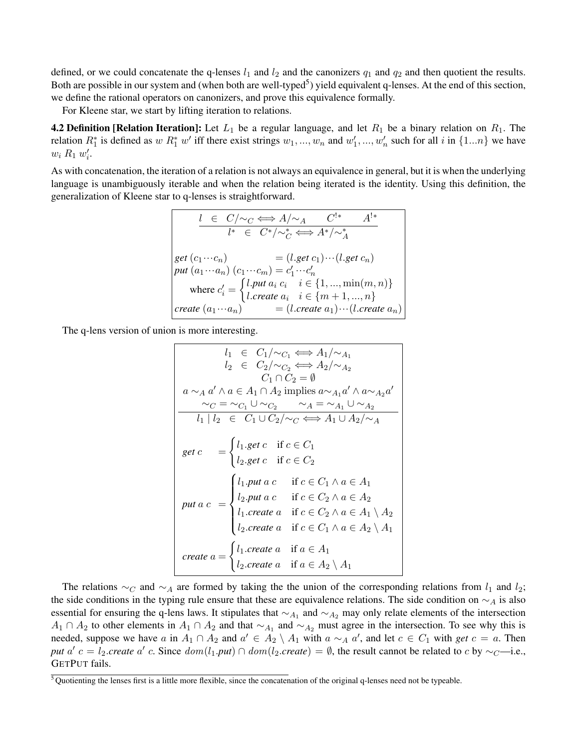defined, or we could concatenate the q-lenses $l_1$ and $l_2$ and the canonizers $q_1$ and $q_2$ and then quotient the results. Both are possible in our system and (when both are well-typed[5]) yield equivalent q-lenses. At the end of this section, we define the rational operators on canonizers, and prove this equivalence formally.

For Kleene star, we start by lifting iteration to relations.

**4.2 Definition [Relation Iteration]:** Let $L_1$ be a regular language, and let $R_1$ be a binary relation on $R_1$. The relation $R_1^*$ is defined as $w \; R_1^* \; w'$ iff there exist strings $w_1, ..., w_n$ and $w'_1, ..., w'_n$ such for all $i$ in $\{1...n\}$ we have $w_i \; R_1 \; w'_i$.

As with concatenation, the iteration of a relation is not always an equivalence in general, but it is when the underlying language is unambiguously iterable and when the relation being iterated is the identity. Using this definition, the generalization of Kleene star to q-lenses is straightforward.

$$\frac{l \;\in\; C/{\sim_C} \Longleftrightarrow A/{\sim_A} \qquad C^{!*} \qquad A^{!*}}{l^* \;\in\; C^*/{\sim_C^*} \Longleftrightarrow A^*/{\sim_A^*}}$$

$$\begin{array}{ll}
\textit{get}\;(c_1 \cdots c_n) & = (l.\textit{get}\; c_1) \cdots (l.\textit{get}\; c_n) \\
\textit{put}\;(a_1 \cdots a_n)\;(c_1 \cdots c_m) & = c'_1 \cdots c'_n \\
\quad \text{where } c'_i = \begin{cases} l.\textit{put}\; a_i\; c_i & i \in \{1, ..., \min(m,n)\} \\ l.\textit{create}\; a_i & i \in \{m+1, ..., n\} \end{cases} & \\
\textit{create}\;(a_1 \cdots a_n) & = (l.\textit{create}\; a_1) \cdots (l.\textit{create}\; a_n)
\end{array}$$

The q-lens version of union is more interesting.

$$\frac{\begin{array}{c} l_1 \;\in\; C_1/{\sim_{C_1}} \Longleftrightarrow A_1/{\sim_{A_1}} \\ l_2 \;\in\; C_2/{\sim_{C_2}} \Longleftrightarrow A_2/{\sim_{A_2}} \\ C_1 \cap C_2 = \emptyset \\ a \sim_A a' \wedge a \in A_1 \cap A_2 \text{ implies } a {\sim_{A_1}} a' \wedge a {\sim_{A_2}} a' \\ \sim_C = \sim_{C_1} \cup \sim_{C_2} \qquad \sim_A = \sim_{A_1} \cup \sim_{A_2} \end{array}}{l_1 \mid l_2 \;\in\; C_1 \cup C_2/{\sim_C} \Longleftrightarrow A_1 \cup A_2/{\sim_A}}$$

$$\textit{get}\; c \;=\; \begin{cases} l_1.\textit{get}\; c & \text{if } c \in C_1 \\ l_2.\textit{get}\; c & \text{if } c \in C_2 \end{cases}$$

$$\textit{put}\; a\; c \;=\; \begin{cases} l_1.\textit{put}\; a\; c & \text{if } c \in C_1 \wedge a \in A_1 \\ l_2.\textit{put}\; a\; c & \text{if } c \in C_2 \wedge a \in A_2 \\ l_1.\textit{create}\; a & \text{if } c \in C_2 \wedge a \in A_1 \setminus A_2 \\ l_2.\textit{create}\; a & \text{if } c \in C_1 \wedge a \in A_2 \setminus A_1 \end{cases}$$

$$\textit{create}\; a = \begin{cases} l_1.\textit{create}\; a & \text{if } a \in A_1 \\ l_2.\textit{create}\; a & \text{if } a \in A_2 \setminus A_1 \end{cases}$$

The relations $\sim_C$ and $\sim_A$ are formed by taking the the union of the corresponding relations from $l_1$ and $l_2$; the side conditions in the typing rule ensure that these are equivalence relations. The side condition on $\sim_A$ is also essential for ensuring the q-lens laws. It stipulates that $\sim_{A_1}$ and $\sim_{A_2}$ may only relate elements of the intersection $A_1 \cap A_2$ to other elements in $A_1 \cap A_2$ and that $\sim_{A_1}$ and $\sim_{A_2}$ must agree in the intersection. To see why this is needed, suppose we have $a$ in $A_1 \cap A_2$ and $a' \in A_2 \setminus A_1$ with $a \sim_A a'$, and let $c \in C_1$ with *get* $c = a$. Then *put* $a'$ $c = l_2$.*create* $a'$ $c$. Since $dom(l_1.\textit{put}) \cap dom(l_2.\textit{create}) = \emptyset$, the result cannot be related to $c$ by $\sim_C$—i.e., GETPUT fails.

[5] Quotienting the lenses first is a little more flexible, since the concatenation of the original q-lenses need not be typeable.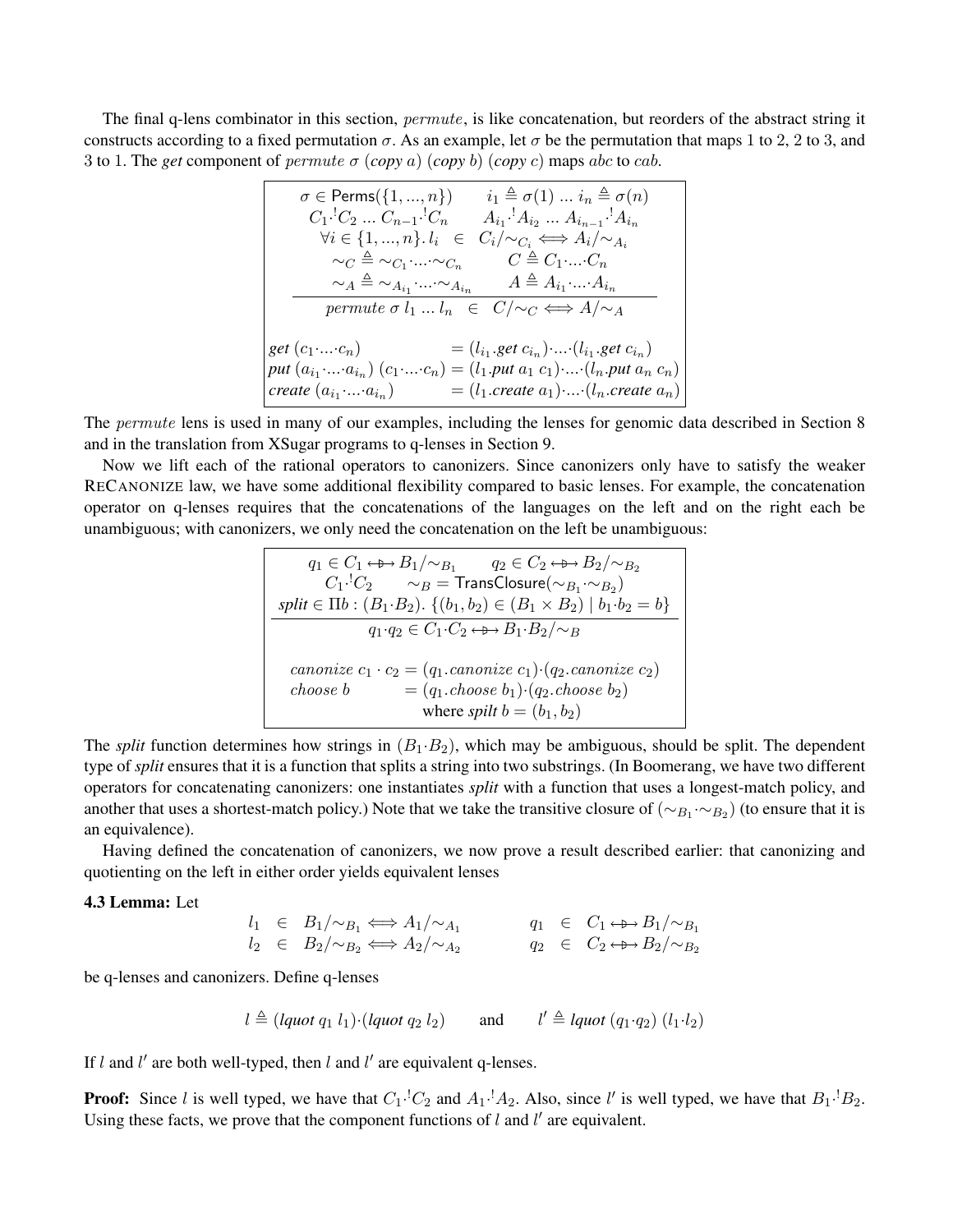The final q-lens combinator in this section, *permute*, is like concatenation, but reorders of the abstract string it constructs according to a fixed permutation $\sigma$. As an example, let $\sigma$ be the permutation that maps 1 to 2, 2 to 3, and 3 to 1. The *get* component of $permute\ \sigma\ (\textit{copy}\ a)\ (\textit{copy}\ b)\ (\textit{copy}\ c)$ maps $abc$ to $cab$.

$$
\frac{\begin{array}{c}
\sigma \in \mathsf{Perms}(\{1,...,n\}) \qquad i_1 \triangleq \sigma(1)\ ...\ i_n \triangleq \sigma(n) \\
C_1 \cdot^! C_2\ ...\ C_{n-1} \cdot^! C_n \qquad A_{i_1} \cdot^! A_{i_2}\ ...\ A_{i_{n-1}} \cdot^! A_{i_n} \\
\forall i \in \{1,...,n\}.\ l_i \ \in\ C_i/{\sim_{C_i}} \Longleftrightarrow A_i/{\sim_{A_i}} \\
\sim_C \triangleq \sim_{C_1} \cdot ... \cdot \sim_{C_n} \qquad C \triangleq C_1 \cdot ... \cdot C_n \\
\sim_A \triangleq \sim_{A_{i_1}} \cdot ... \cdot \sim_{A_{i_n}} \qquad A \triangleq A_{i_1} \cdot ... \cdot A_{i_n}
\end{array}}{permute\ \sigma\ l_1\ ...\ l_n \ \in\ C/{\sim_C} \Longleftrightarrow A/{\sim_A}}
$$

$$
\begin{array}{ll}
\textit{get}\ (c_1 \cdot ... \cdot c_n) & = (l_{i_1}.\textit{get}\ c_{i_n}) \cdot ... \cdot (l_{i_1}.\textit{get}\ c_{i_n}) \\
\textit{put}\ (a_{i_1} \cdot ... \cdot a_{i_n})\ (c_1 \cdot ... \cdot c_n) & = (l_1.\textit{put}\ a_1\ c_1) \cdot ... \cdot (l_n.\textit{put}\ a_n\ c_n) \\
\textit{create}\ (a_{i_1} \cdot ... \cdot a_{i_n}) & = (l_1.\textit{create}\ a_1) \cdot ... \cdot (l_n.\textit{create}\ a_n)
\end{array}
$$

The *permute* lens is used in many of our examples, including the lenses for genomic data described in Section 8 and in the translation from XSugar programs to q-lenses in Section 9.

Now we lift each of the rational operators to canonizers. Since canonizers only have to satisfy the weaker RECANONIZE law, we have some additional flexibility compared to basic lenses. For example, the concatenation operator on q-lenses requires that the concatenations of the languages on the left and on the right each be unambiguous; with canonizers, we only need the concatenation on the left be unambiguous:

$$
\frac{\begin{array}{c}
q_1 \in C_1 \leftrightarrow\!\!\!\!\rightarrow B_1/{\sim_{B_1}} \qquad q_2 \in C_2 \leftrightarrow\!\!\!\!\rightarrow B_2/{\sim_{B_2}} \\
C_1 \cdot^! C_2 \qquad \sim_B = \mathsf{TransClosure}(\sim_{B_1} \cdot \sim_{B_2}) \\
\textit{split} \in \Pi b : (B_1 \cdot B_2).\ \{(b_1, b_2) \in (B_1 \times B_2) \mid b_1 \cdot b_2 = b\}
\end{array}}{q_1 \cdot q_2 \in C_1 \cdot C_2 \leftrightarrow\!\!\!\!\rightarrow B_1 \cdot B_2/{\sim_B}}
$$

$$
\begin{array}{ll}
canonize\ c_1 \cdot c_2 & = (q_1.canonize\ c_1) \cdot (q_2.canonize\ c_2) \\
choose\ b & = (q_1.choose\ b_1) \cdot (q_2.choose\ b_2) \\
& \quad \text{where } \textit{spilt}\ b = (b_1, b_2)
\end{array}
$$

The *split* function determines how strings in $(B_1 \cdot B_2)$, which may be ambiguous, should be split. The dependent type of *split* ensures that it is a function that splits a string into two substrings. (In Boomerang, we have two different operators for concatenating canonizers: one instantiates *split* with a function that uses a longest-match policy, and another that uses a shortest-match policy.) Note that we take the transitive closure of $(\sim_{B_1} \cdot \sim_{B_2})$ (to ensure that it is an equivalence).

Having defined the concatenation of canonizers, we now prove a result described earlier: that canonizing and quotienting on the left in either order yields equivalent lenses

**4.3 Lemma:** Let

$$
\begin{array}{lllllll}
l_1 & \in & B_1/{\sim_{B_1}} \Longleftrightarrow A_1/{\sim_{A_1}} & \qquad & q_1 & \in & C_1 \leftrightarrow\!\!\!\!\rightarrow B_1/{\sim_{B_1}} \\
l_2 & \in & B_2/{\sim_{B_2}} \Longleftrightarrow A_2/{\sim_{A_2}} & \qquad & q_2 & \in & C_2 \leftrightarrow\!\!\!\!\rightarrow B_2/{\sim_{B_2}}
\end{array}
$$

be q-lenses and canonizers. Define q-lenses

$$
l \triangleq (\textit{lquot}\ q_1\ l_1) \cdot (\textit{lquot}\ q_2\ l_2) \qquad \text{and} \qquad l' \triangleq \textit{lquot}\ (q_1 \cdot q_2)\ (l_1 \cdot l_2)
$$

If $l$ and $l'$ are both well-typed, then $l$ and $l'$ are equivalent q-lenses.

**Proof:** Since $l$ is well typed, we have that $C_1 \cdot^! C_2$ and $A_1 \cdot^! A_2$. Also, since $l'$ is well typed, we have that $B_1 \cdot^! B_2$. Using these facts, we prove that the component functions of $l$ and $l'$ are equivalent.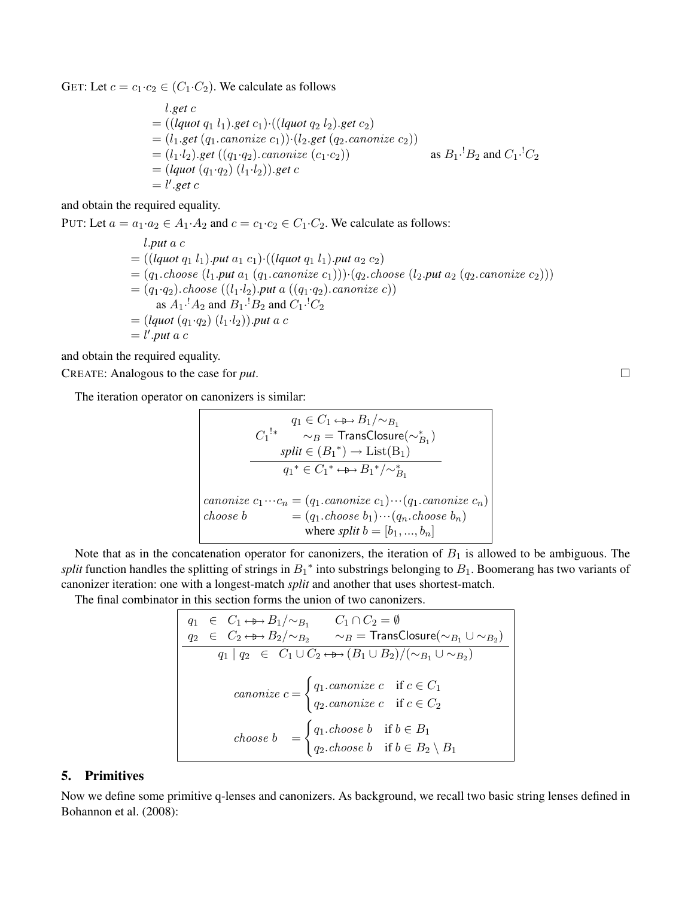GET: Let $c = c_1{\cdot}c_2 \in (C_1{\cdot}C_2)$. We calculate as follows

$$
\begin{aligned}
& l.\textit{get}\ c \\
= {} & ((\textit{lquot}\ q_1\ l_1).\textit{get}\ c_1){\cdot}((\textit{lquot}\ q_2\ l_2).\textit{get}\ c_2) \\
= {} & (l_1.\textit{get}\ (q_1.\textit{canonize}\ c_1)){\cdot}(l_2.\textit{get}\ (q_2.\textit{canonize}\ c_2)) \\
= {} & (l_1{\cdot}l_2).\textit{get}\ ((q_1{\cdot}q_2).\textit{canonize}\ (c_1{\cdot}c_2)) \qquad \text{as } B_1{\cdot}^!B_2 \text{ and } C_1{\cdot}^!C_2 \\
= {} & (\textit{lquot}\ (q_1{\cdot}q_2)\ (l_1{\cdot}l_2)).\textit{get}\ c \\
= {} & l'.\textit{get}\ c
\end{aligned}
$$

and obtain the required equality.

PUT: Let $a = a_1{\cdot}a_2 \in A_1{\cdot}A_2$ and $c = c_1{\cdot}c_2 \in C_1{\cdot}C_2$. We calculate as follows:

$$
\begin{aligned}
& l.\textit{put}\ a\ c \\
= {} & ((\textit{lquot}\ q_1\ l_1).\textit{put}\ a_1\ c_1){\cdot}((\textit{lquot}\ q_1\ l_1).\textit{put}\ a_2\ c_2) \\
= {} & (q_1.\textit{choose}\ (l_1.\textit{put}\ a_1\ (q_1.\textit{canonize}\ c_1))){\cdot}(q_2.\textit{choose}\ (l_2.\textit{put}\ a_2\ (q_2.\textit{canonize}\ c_2))) \\
= {} & (q_1{\cdot}q_2).\textit{choose}\ ((l_1{\cdot}l_2).\textit{put}\ a\ ((q_1{\cdot}q_2).\textit{canonize}\ c)) \\
& \quad \text{as } A_1{\cdot}^!A_2 \text{ and } B_1{\cdot}^!B_2 \text{ and } C_1{\cdot}^!C_2 \\
= {} & (\textit{lquot}\ (q_1{\cdot}q_2)\ (l_1{\cdot}l_2)).\textit{put}\ a\ c \\
= {} & l'.\textit{put}\ a\ c
\end{aligned}
$$

and obtain the required equality.

CREATE: Analogous to the case for *put*. □

The iteration operator on canonizers is similar:

$$
\frac{\begin{array}{c} q_1 \in C_1 \leftrightarrow\!\!\!\!\!\!\rightarrow B_1/{\sim_{B_1}} \\ {C_1}^{!*} \qquad \sim_B = \mathsf{TransClosure}(\sim_{B_1}^{*}) \\ \textit{split} \in ({B_1}^{*}) \rightarrow \mathrm{List}(\mathrm{B}_1) \end{array}}{{q_1}^{*} \in {C_1}^{*} \leftrightarrow\!\!\!\!\!\!\rightarrow {B_1}^{*}/{\sim_{B_1}^{*}}}
$$

$$
\begin{array}{ll}
\textit{canonize}\ c_1 \cdots c_n & = (q_1.\textit{canonize}\ c_1) \cdots (q_1.\textit{canonize}\ c_n) \\
\textit{choose}\ b & = (q_1.\textit{choose}\ b_1) \cdots (q_n.\textit{choose}\ b_n) \\
& \quad \text{where } \textit{split}\ b = [b_1, ..., b_n]
\end{array}
$$

Note that as in the concatenation operator for canonizers, the iteration of $B_1$ is allowed to be ambiguous. The *split* function handles the splitting of strings in ${B_1}^*$ into substrings belonging to $B_1$. Boomerang has two variants of canonizer iteration: one with a longest-match *split* and another that uses shortest-match.

The final combinator in this section forms the union of two canonizers.

$$
\frac{\begin{array}{lll} q_1 \in C_1 \leftrightarrow\!\!\!\!\!\!\rightarrow B_1/{\sim_{B_1}} & & C_1 \cap C_2 = \emptyset \\ q_2 \in C_2 \leftrightarrow\!\!\!\!\!\!\rightarrow B_2/{\sim_{B_2}} & & \sim_B = \mathsf{TransClosure}(\sim_{B_1} \cup \sim_{B_2}) \end{array}}{q_1 \mid q_2 \ \in \ C_1 \cup C_2 \leftrightarrow\!\!\!\!\!\!\rightarrow (B_1 \cup B_2)/(\sim_{B_1} \cup \sim_{B_2})}
$$

$$
\textit{canonize}\ c = \begin{cases} q_1.\textit{canonize}\ c & \text{if } c \in C_1 \\ q_2.\textit{canonize}\ c & \text{if } c \in C_2 \end{cases}
$$

$$
\textit{choose}\ b \ = \begin{cases} q_1.\textit{choose}\ b & \text{if } b \in B_1 \\ q_2.\textit{choose}\ b & \text{if } b \in B_2 \setminus B_1 \end{cases}
$$

## 5. Primitives

Now we define some primitive q-lenses and canonizers. As background, we recall two basic string lenses defined in Bohannon et al. (2008):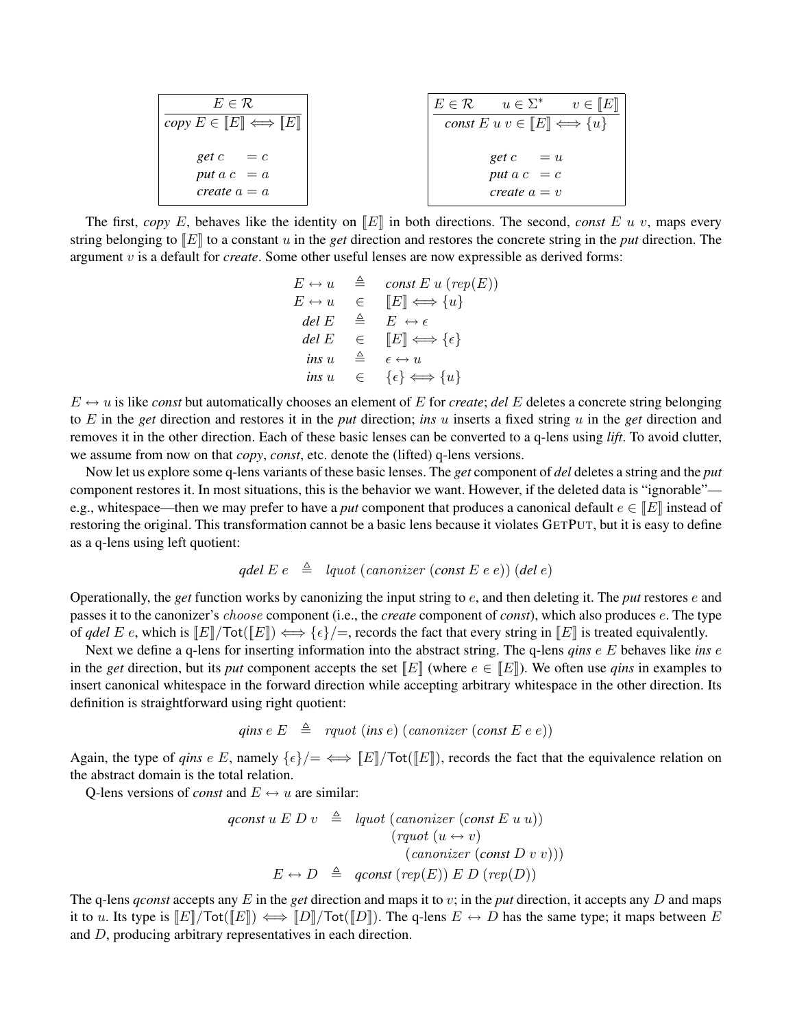$$\frac{E \in \mathcal{R}}{\textit{copy } E \in [\![E]\!] \Longleftrightarrow [\![E]\!]}$$

$$\begin{array}{ll} \textit{get } c & = c \\ \textit{put } a\ c & = a \\ \textit{create } a & = a \end{array}$$

$$\frac{E \in \mathcal{R} \qquad u \in \Sigma^* \qquad v \in [\![E]\!]}{\textit{const } E\ u\ v \in [\![E]\!] \Longleftrightarrow \{u\}}$$

$$\begin{array}{ll} \textit{get } c & = u \\ \textit{put } a\ c & = c \\ \textit{create } a & = v \end{array}$$

The first, *copy* $E$, behaves like the identity on $[\![E]\!]$ in both directions. The second, *const* $E\ u\ v$, maps every string belonging to $[\![E]\!]$ to a constant $u$ in the *get* direction and restores the concrete string in the *put* direction. The argument $v$ is a default for *create*. Some other useful lenses are now expressible as derived forms:

$$\begin{array}{rcl}
E \leftrightarrow u & \triangleq & \textit{const } E\ u\ (rep(E)) \\
E \leftrightarrow u & \in & [\![E]\!] \Longleftrightarrow \{u\} \\
\textit{del } E & \triangleq & E \leftrightarrow \epsilon \\
\textit{del } E & \in & [\![E]\!] \Longleftrightarrow \{\epsilon\} \\
\textit{ins } u & \triangleq & \epsilon \leftrightarrow u \\
\textit{ins } u & \in & \{\epsilon\} \Longleftrightarrow \{u\}
\end{array}$$

$E \leftrightarrow u$ is like *const* but automatically chooses an element of $E$ for *create*; *del* $E$ deletes a concrete string belonging to $E$ in the *get* direction and restores it in the *put* direction; *ins* $u$ inserts a fixed string $u$ in the *get* direction and removes it in the other direction. Each of these basic lenses can be converted to a q-lens using *lift*. To avoid clutter, we assume from now on that *copy*, *const*, etc. denote the (lifted) q-lens versions.

Now let us explore some q-lens variants of these basic lenses. The *get* component of *del* deletes a string and the *put* component restores it. In most situations, this is the behavior we want. However, if the deleted data is "ignorable"—e.g., whitespace—then we may prefer to have a *put* component that produces a canonical default $e \in [\![E]\!]$ instead of restoring the original. This transformation cannot be a basic lens because it violates GETPUT, but it is easy to define as a q-lens using left quotient:

$$\textit{qdel } E\ e \quad \triangleq \quad lquot\ (canonizer\ (\textit{const } E\ e\ e))\ (\textit{del } e)$$

Operationally, the *get* function works by canonizing the input string to $e$, and then deleting it. The *put* restores $e$ and passes it to the canonizer's $choose$ component (i.e., the *create* component of *const*), which also produces $e$. The type of *qdel* $E\ e$, which is $[\![E]\!]/\mathsf{Tot}([\![E]\!]) \Longleftrightarrow \{\epsilon\}/{=}$, records the fact that every string in $[\![E]\!]$ is treated equivalently.

Next we define a q-lens for inserting information into the abstract string. The q-lens *qins* $e\ E$ behaves like *ins* $e$ in the *get* direction, but its *put* component accepts the set $[\![E]\!]$ (where $e \in [\![E]\!]$). We often use *qins* in examples to insert canonical whitespace in the forward direction while accepting arbitrary whitespace in the other direction. Its definition is straightforward using right quotient:

$$\textit{qins } e\ E \quad \triangleq \quad rquot\ (\textit{ins } e)\ (canonizer\ (\textit{const } E\ e\ e))$$

Again, the type of *qins* $e\ E$, namely $\{\epsilon\}/{=} \Longleftrightarrow [\![E]\!]/\mathsf{Tot}([\![E]\!])$, records the fact that the equivalence relation on the abstract domain is the total relation.

Q-lens versions of *const* and $E \leftrightarrow u$ are similar:

$$\begin{array}{rcl}
\textit{qconst } u\ E\ D\ v & \triangleq & lquot\ (canonizer\ (\textit{const } E\ u\ u)) \\
& & \quad (rquot\ (u \leftrightarrow v) \\
& & \quad\quad (canonizer\ (\textit{const } D\ v\ v))) \\
E \leftrightarrow D & \triangleq & \textit{qconst}\ (rep(E))\ E\ D\ (rep(D))
\end{array}$$

The q-lens *qconst* accepts any $E$ in the *get* direction and maps it to $v$; in the *put* direction, it accepts any $D$ and maps it to $u$. Its type is $[\![E]\!]/\mathsf{Tot}([\![E]\!]) \Longleftrightarrow [\![D]\!]/\mathsf{Tot}([\![D]\!])$. The q-lens $E \leftrightarrow D$ has the same type; it maps between $E$ and $D$, producing arbitrary representatives in each direction.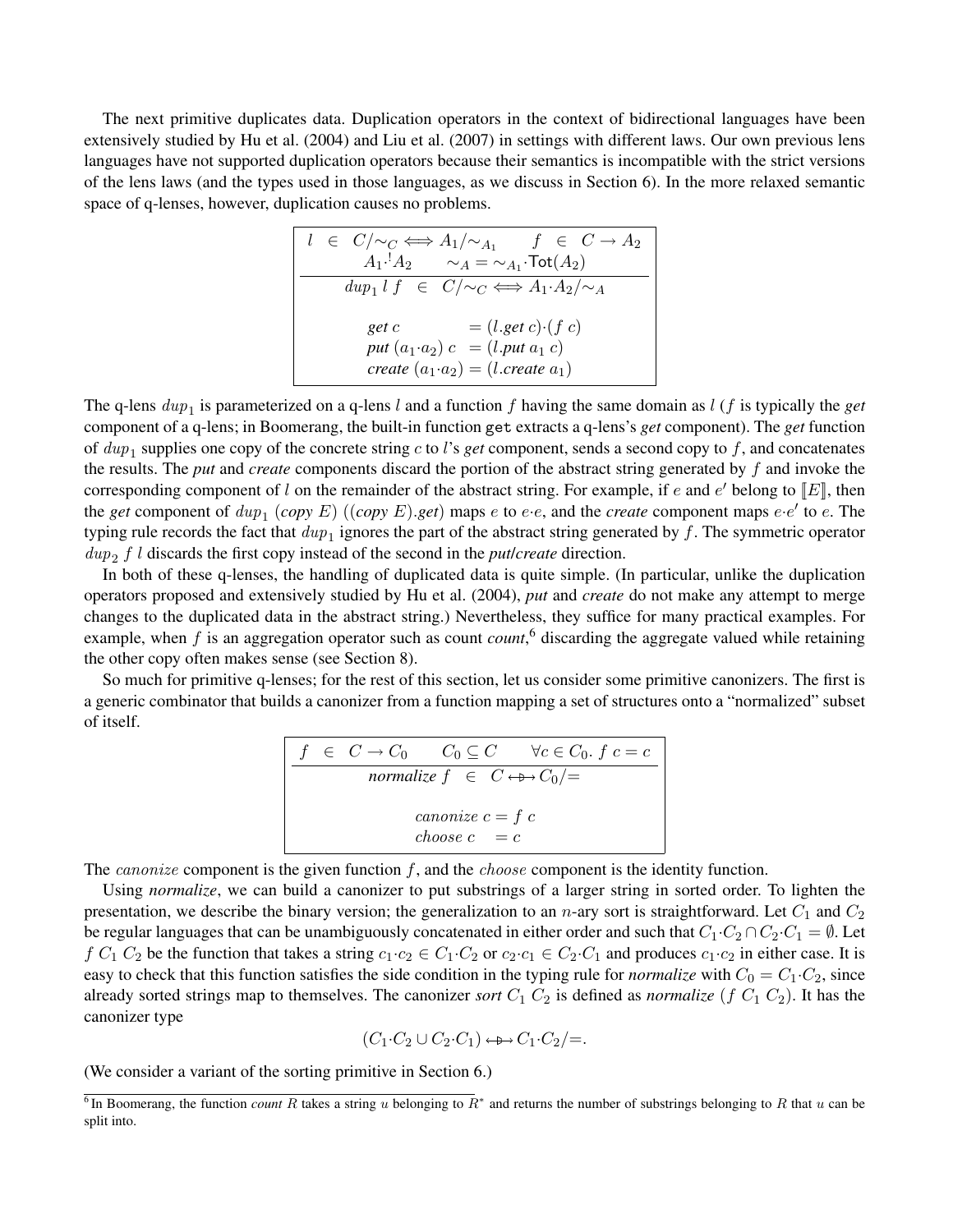The next primitive duplicates data. Duplication operators in the context of bidirectional languages have been extensively studied by Hu et al. (2004) and Liu et al. (2007) in settings with different laws. Our own previous lens languages have not supported duplication operators because their semantics is incompatible with the strict versions of the lens laws (and the types used in those languages, as we discuss in Section 6). In the more relaxed semantic space of q-lenses, however, duplication causes no problems.

$$
\frac{l \in C/{\sim_C} \Longleftrightarrow A_1/{\sim_{A_1}} \qquad f \in C \to A_2 \qquad A_1 \cdot^! A_2 \qquad {\sim_A} = {\sim_{A_1}} \cdot \mathsf{Tot}(A_2)}{dup_1\ l\ f \in C/{\sim_C} \Longleftrightarrow A_1 \cdot A_2/{\sim_A}}
$$

$$
\begin{aligned}
\mathit{get}\ c &= (l.\mathit{get}\ c)\cdot(f\ c) \\
\mathit{put}\ (a_1 \cdot a_2)\ c &= (l.\mathit{put}\ a_1\ c) \\
\mathit{create}\ (a_1 \cdot a_2) &= (l.\mathit{create}\ a_1)
\end{aligned}
$$

The q-lens $dup_1$ is parameterized on a q-lens $l$ and a function $f$ having the same domain as $l$ ($f$ is typically the *get* component of a q-lens; in Boomerang, the built-in function `get` extracts a q-lens's *get* component). The *get* function of $dup_1$ supplies one copy of the concrete string $c$ to $l$'s *get* component, sends a second copy to $f$, and concatenates the results. The *put* and *create* components discard the portion of the abstract string generated by $f$ and invoke the corresponding component of $l$ on the remainder of the abstract string. For example, if $e$ and $e'$ belong to $[\![E]\!]$, then the *get* component of $dup_1$ (*copy* $E$) ((*copy* $E$).*get*) maps $e$ to $e \cdot e$, and the *create* component maps $e \cdot e'$ to $e$. The typing rule records the fact that $dup_1$ ignores the part of the abstract string generated by $f$. The symmetric operator $dup_2\ f\ l$ discards the first copy instead of the second in the *put*/*create* direction.

In both of these q-lenses, the handling of duplicated data is quite simple. (In particular, unlike the duplication operators proposed and extensively studied by Hu et al. (2004), *put* and *create* do not make any attempt to merge changes to the duplicated data in the abstract string.) Nevertheless, they suffice for many practical examples. For example, when $f$ is an aggregation operator such as count *count*,[6] discarding the aggregate valued while retaining the other copy often makes sense (see Section 8).

So much for primitive q-lenses; for the rest of this section, let us consider some primitive canonizers. The first is a generic combinator that builds a canonizer from a function mapping a set of structures onto a "normalized" subset of itself.

$$
\frac{f \in C \to C_0 \qquad C_0 \subseteq C \qquad \forall c \in C_0.\ f\ c = c}{\mathit{normalize}\ f \in C \looparrowright C_0/{=}}
$$

$$
\begin{aligned}
\mathit{canonize}\ c &= f\ c \\
\mathit{choose}\ c &= c
\end{aligned}
$$

The $\mathit{canonize}$ component is the given function $f$, and the $\mathit{choose}$ component is the identity function.

Using *normalize*, we can build a canonizer to put substrings of a larger string in sorted order. To lighten the presentation, we describe the binary version; the generalization to an $n$-ary sort is straightforward. Let $C_1$ and $C_2$ be regular languages that can be unambiguously concatenated in either order and such that $C_1 \cdot C_2 \cap C_2 \cdot C_1 = \emptyset$. Let $f\ C_1\ C_2$ be the function that takes a string $c_1 \cdot c_2 \in C_1 \cdot C_2$ or $c_2 \cdot c_1 \in C_2 \cdot C_1$ and produces $c_1 \cdot c_2$ in either case. It is easy to check that this function satisfies the side condition in the typing rule for *normalize* with $C_0 = C_1 \cdot C_2$, since already sorted strings map to themselves. The canonizer *sort* $C_1\ C_2$ is defined as *normalize* $(f\ C_1\ C_2)$. It has the canonizer type

$$(C_1 \cdot C_2 \cup C_2 \cdot C_1) \looparrowright C_1 \cdot C_2/{=}.$$

(We consider a variant of the sorting primitive in Section 6.)

[6] In Boomerang, the function *count* $R$ takes a string $u$ belonging to $R^*$ and returns the number of substrings belonging to $R$ that $u$ can be split into.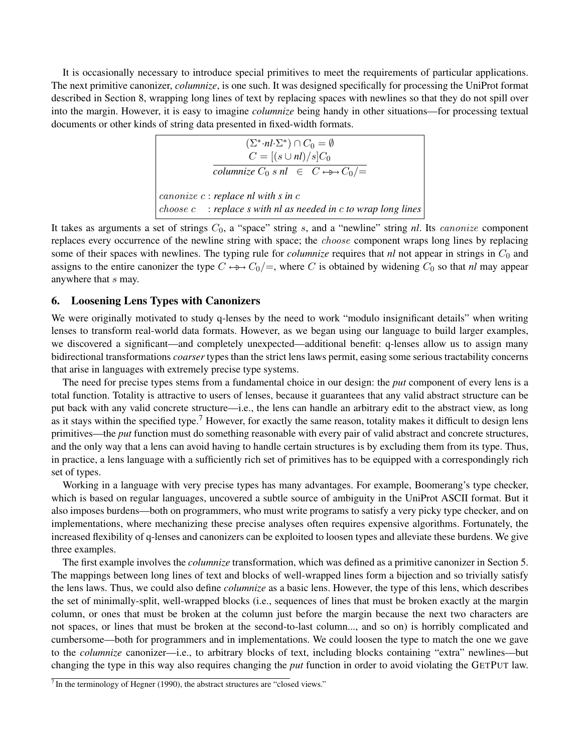It is occasionally necessary to introduce special primitives to meet the requirements of particular applications. The next primitive canonizer, *columnize*, is one such. It was designed specifically for processing the UniProt format described in Section 8, wrapping long lines of text by replacing spaces with newlines so that they do not spill over into the margin. However, it is easy to imagine *columnize* being handy in other situations—for processing textual documents or other kinds of string data presented in fixed-width formats.

$$\frac{(\Sigma^*{\cdot}nl{\cdot}\Sigma^*) \cap C_0 = \emptyset \qquad C = [(s \cup nl)/s]C_0}{\textit{columnize}\ C_0\ s\ nl \ \in\ C \leftrightarrow\!\!\!\!\!\!\rhd\;\; C_0/{=}}$$

$\textit{canonize}\ c$ : *replace nl with s in c*
$\textit{choose}\ c$ : *replace s with nl as needed in c to wrap long lines*

It takes as arguments a set of strings $C_0$, a "space" string $s$, and a "newline" string *nl*. Its $\textit{canonize}$ component replaces every occurrence of the newline string with space; the $\textit{choose}$ component wraps long lines by replacing some of their spaces with newlines. The typing rule for *columnize* requires that *nl* not appear in strings in $C_0$ and assigns to the entire canonizer the type $C \leftrightarrow\!\!\!\!\!\!\rhd\;\; C_0/{=}$, where $C$ is obtained by widening $C_0$ so that *nl* may appear anywhere that $s$ may.

## 6. Loosening Lens Types with Canonizers

We were originally motivated to study q-lenses by the need to work "modulo insignificant details" when writing lenses to transform real-world data formats. However, as we began using our language to build larger examples, we discovered a significant—and completely unexpected—additional benefit: q-lenses allow us to assign many bidirectional transformations *coarser* types than the strict lens laws permit, easing some serious tractability concerns that arise in languages with extremely precise type systems.

The need for precise types stems from a fundamental choice in our design: the *put* component of every lens is a total function. Totality is attractive to users of lenses, because it guarantees that any valid abstract structure can be put back with any valid concrete structure—i.e., the lens can handle an arbitrary edit to the abstract view, as long as it stays within the specified type.[7] However, for exactly the same reason, totality makes it difficult to design lens primitives—the *put* function must do something reasonable with every pair of valid abstract and concrete structures, and the only way that a lens can avoid having to handle certain structures is by excluding them from its type. Thus, in practice, a lens language with a sufficiently rich set of primitives has to be equipped with a correspondingly rich set of types.

Working in a language with very precise types has many advantages. For example, Boomerang's type checker, which is based on regular languages, uncovered a subtle source of ambiguity in the UniProt ASCII format. But it also imposes burdens—both on programmers, who must write programs to satisfy a very picky type checker, and on implementations, where mechanizing these precise analyses often requires expensive algorithms. Fortunately, the increased flexibility of q-lenses and canonizers can be exploited to loosen types and alleviate these burdens. We give three examples.

The first example involves the *columnize* transformation, which was defined as a primitive canonizer in Section 5. The mappings between long lines of text and blocks of well-wrapped lines form a bijection and so trivially satisfy the lens laws. Thus, we could also define *columnize* as a basic lens. However, the type of this lens, which describes the set of minimally-split, well-wrapped blocks (i.e., sequences of lines that must be broken exactly at the margin column, or ones that must be broken at the column just before the margin because the next two characters are not spaces, or lines that must be broken at the second-to-last column..., and so on) is horribly complicated and cumbersome—both for programmers and in implementations. We could loosen the type to match the one we gave to the *columnize* canonizer—i.e., to arbitrary blocks of text, including blocks containing "extra" newlines—but changing the type in this way also requires changing the *put* function in order to avoid violating the GETPUT law.

[7] In the terminology of Hegner (1990), the abstract structures are "closed views."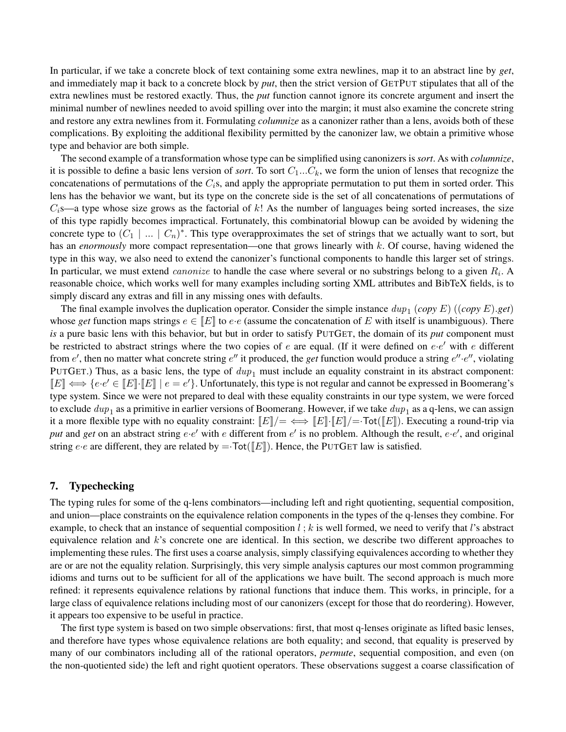In particular, if we take a concrete block of text containing some extra newlines, map it to an abstract line by *get*, and immediately map it back to a concrete block by *put*, then the strict version of GETPUT stipulates that all of the extra newlines must be restored exactly. Thus, the *put* function cannot ignore its concrete argument and insert the minimal number of newlines needed to avoid spilling over into the margin; it must also examine the concrete string and restore any extra newlines from it. Formulating *columnize* as a canonizer rather than a lens, avoids both of these complications. By exploiting the additional flexibility permitted by the canonizer law, we obtain a primitive whose type and behavior are both simple.

The second example of a transformation whose type can be simplified using canonizers is *sort*. As with *columnize*, it is possible to define a basic lens version of *sort*. To sort $C_1 ... C_k$, we form the union of lenses that recognize the concatenations of permutations of the $C_i$s, and apply the appropriate permutation to put them in sorted order. This lens has the behavior we want, but its type on the concrete side is the set of all concatenations of permutations of $C_i$s—a type whose size grows as the factorial of $k$! As the number of languages being sorted increases, the size of this type rapidly becomes impractical. Fortunately, this combinatorial blowup can be avoided by widening the concrete type to $(C_1 \mid ... \mid C_n)^*$. This type overapproximates the set of strings that we actually want to sort, but has an *enormously* more compact representation—one that grows linearly with $k$. Of course, having widened the type in this way, we also need to extend the canonizer's functional components to handle this larger set of strings. In particular, we must extend $canonize$ to handle the case where several or no substrings belong to a given $R_i$. A reasonable choice, which works well for many examples including sorting XML attributes and BibTeX fields, is to simply discard any extras and fill in any missing ones with defaults.

The final example involves the duplication operator. Consider the simple instance $dup_1$ (*copy* $E$) ((*copy* $E$).*get*) whose *get* function maps strings $e \in [\![E]\!]$ to $e \cdot e$ (assume the concatenation of $E$ with itself is unambiguous). There *is* a pure basic lens with this behavior, but but in order to satisfy PUTGET, the domain of its *put* component must be restricted to abstract strings where the two copies of $e$ are equal. (If it were defined on $e \cdot e'$ with $e$ different from $e'$, then no matter what concrete string $e''$ it produced, the *get* function would produce a string $e'' \cdot e''$, violating PUTGET.) Thus, as a basic lens, the type of $dup_1$ must include an equality constraint in its abstract component: $[\![E]\!] \Longleftrightarrow \{e \cdot e' \in [\![E]\!] \cdot [\![E]\!] \mid e = e'\}$. Unfortunately, this type is not regular and cannot be expressed in Boomerang's type system. Since we were not prepared to deal with these equality constraints in our type system, we were forced to exclude $dup_1$ as a primitive in earlier versions of Boomerang. However, if we take $dup_1$ as a q-lens, we can assign it a more flexible type with no equality constraint: $[\![E]\!]/= \Longleftrightarrow [\![E]\!] \cdot [\![E]\!]/= \cdot \mathsf{Tot}([\![E]\!])$. Executing a round-trip via *put* and *get* on an abstract string $e \cdot e'$ with $e$ different from $e'$ is no problem. Although the result, $e \cdot e'$, and original string $e \cdot e$ are different, they are related by $= \cdot \mathsf{Tot}([\![E]\!])$. Hence, the PUTGET law is satisfied.

## 7. Typechecking

The typing rules for some of the q-lens combinators—including left and right quotienting, sequential composition, and union—place constraints on the equivalence relation components in the types of the q-lenses they combine. For example, to check that an instance of sequential composition $l ; k$ is well formed, we need to verify that $l$'s abstract equivalence relation and $k$'s concrete one are identical. In this section, we describe two different approaches to implementing these rules. The first uses a coarse analysis, simply classifying equivalences according to whether they are or are not the equality relation. Surprisingly, this very simple analysis captures our most common programming idioms and turns out to be sufficient for all of the applications we have built. The second approach is much more refined: it represents equivalence relations by rational functions that induce them. This works, in principle, for a large class of equivalence relations including most of our canonizers (except for those that do reordering). However, it appears too expensive to be useful in practice.

The first type system is based on two simple observations: first, that most q-lenses originate as lifted basic lenses, and therefore have types whose equivalence relations are both equality; and second, that equality is preserved by many of our combinators including all of the rational operators, *permute*, sequential composition, and even (on the non-quotiented side) the left and right quotient operators. These observations suggest a coarse classification of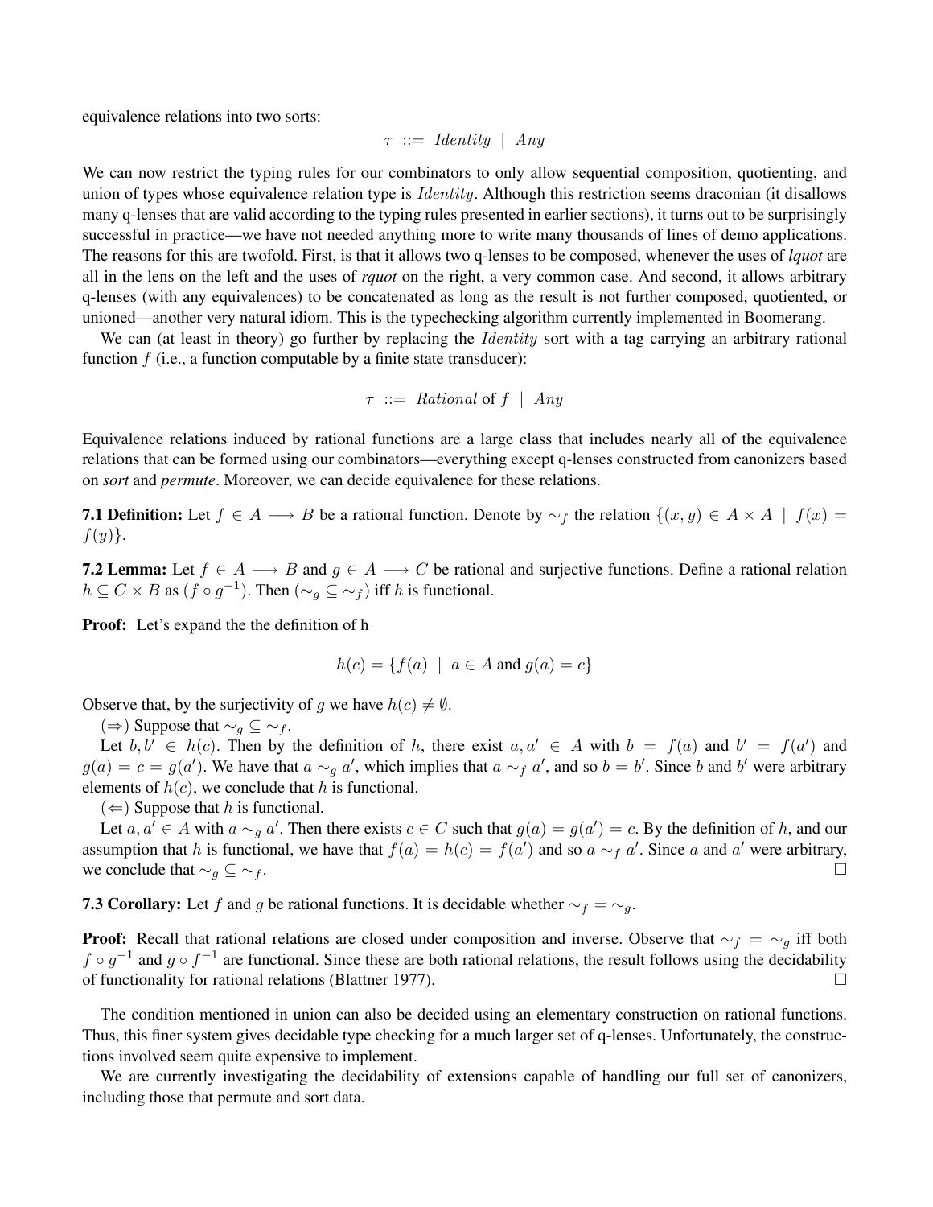equivalence relations into two sorts:

$$\tau ::= \mathit{Identity} \mid \mathit{Any}$$

We can now restrict the typing rules for our combinators to only allow sequential composition, quotienting, and union of types whose equivalence relation type is $\mathit{Identity}$. Although this restriction seems draconian (it disallows many q-lenses that are valid according to the typing rules presented in earlier sections), it turns out to be surprisingly successful in practice—we have not needed anything more to write many thousands of lines of demo applications. The reasons for this are twofold. First, is that it allows two q-lenses to be composed, whenever the uses of *lquot* are all in the lens on the left and the uses of *rquot* on the right, a very common case. And second, it allows arbitrary q-lenses (with any equivalences) to be concatenated as long as the result is not further composed, quotiented, or unioned—another very natural idiom. This is the typechecking algorithm currently implemented in Boomerang.

We can (at least in theory) go further by replacing the $\mathit{Identity}$ sort with a tag carrying an arbitrary rational function $f$ (i.e., a function computable by a finite state transducer):

$$\tau ::= \mathit{Rational} \text{ of } f \mid \mathit{Any}$$

Equivalence relations induced by rational functions are a large class that includes nearly all of the equivalence relations that can be formed using our combinators—everything except q-lenses constructed from canonizers based on *sort* and *permute*. Moreover, we can decide equivalence for these relations.

**7.1 Definition:** Let $f \in A \longrightarrow B$ be a rational function. Denote by $\sim_f$ the relation $\{(x, y) \in A \times A \mid f(x) = f(y)\}$.

**7.2 Lemma:** Let $f \in A \longrightarrow B$ and $g \in A \longrightarrow C$ be rational and surjective functions. Define a rational relation $h \subseteq C \times B$ as $(f \circ g^{-1})$. Then $(\sim_g \subseteq \sim_f)$ iff $h$ is functional.

**Proof:** Let's expand the the definition of h

$$h(c) = \{f(a) \mid a \in A \text{ and } g(a) = c\}$$

Observe that, by the surjectivity of $g$ we have $h(c) \neq \emptyset$.

($\Rightarrow$) Suppose that $\sim_g \subseteq \sim_f$.

Let $b, b' \in h(c)$. Then by the definition of $h$, there exist $a, a' \in A$ with $b = f(a)$ and $b' = f(a')$ and $g(a) = c = g(a')$. We have that $a \sim_g a'$, which implies that $a \sim_f a'$, and so $b = b'$. Since $b$ and $b'$ were arbitrary elements of $h(c)$, we conclude that $h$ is functional.

($\Leftarrow$) Suppose that $h$ is functional.

Let $a, a' \in A$ with $a \sim_g a'$. Then there exists $c \in C$ such that $g(a) = g(a') = c$. By the definition of $h$, and our assumption that $h$ is functional, we have that $f(a) = h(c) = f(a')$ and so $a \sim_f a'$. Since $a$ and $a'$ were arbitrary, we conclude that $\sim_g \subseteq \sim_f$. □

**7.3 Corollary:** Let $f$ and $g$ be rational functions. It is decidable whether $\sim_f = \sim_g$.

**Proof:** Recall that rational relations are closed under composition and inverse. Observe that $\sim_f = \sim_g$ iff both $f \circ g^{-1}$ and $g \circ f^{-1}$ are functional. Since these are both rational relations, the result follows using the decidability of functionality for rational relations (Blattner 1977). □

The condition mentioned in union can also be decided using an elementary construction on rational functions. Thus, this finer system gives decidable type checking for a much larger set of q-lenses. Unfortunately, the constructions involved seem quite expensive to implement.

We are currently investigating the decidability of extensions capable of handling our full set of canonizers, including those that permute and sort data.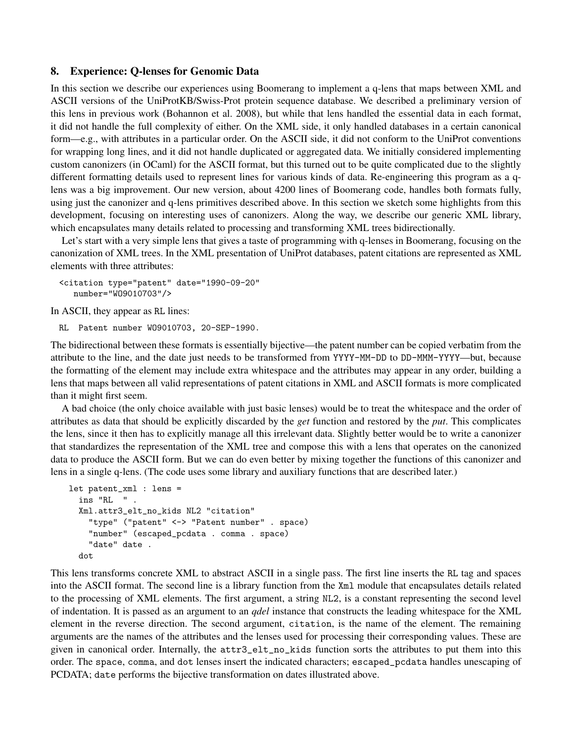## 8. Experience: Q-lenses for Genomic Data

In this section we describe our experiences using Boomerang to implement a q-lens that maps between XML and ASCII versions of the UniProtKB/Swiss-Prot protein sequence database. We described a preliminary version of this lens in previous work (Bohannon et al. 2008), but while that lens handled the essential data in each format, it did not handle the full complexity of either. On the XML side, it only handled databases in a certain canonical form—e.g., with attributes in a particular order. On the ASCII side, it did not conform to the UniProt conventions for wrapping long lines, and it did not handle duplicated or aggregated data. We initially considered implementing custom canonizers (in OCaml) for the ASCII format, but this turned out to be quite complicated due to the slightly different formatting details used to represent lines for various kinds of data. Re-engineering this program as a q-lens was a big improvement. Our new version, about 4200 lines of Boomerang code, handles both formats fully, using just the canonizer and q-lens primitives described above. In this section we sketch some highlights from this development, focusing on interesting uses of canonizers. Along the way, we describe our generic XML library, which encapsulates many details related to processing and transforming XML trees bidirectionally.

Let's start with a very simple lens that gives a taste of programming with q-lenses in Boomerang, focusing on the canonization of XML trees. In the XML presentation of UniProt databases, patent citations are represented as XML elements with three attributes:

```
<citation type="patent" date="1990-09-20"
   number="WO9010703"/>
```

In ASCII, they appear as RL lines:

```
RL   Patent number WO9010703, 20-SEP-1990.
```

The bidirectional between these formats is essentially bijective—the patent number can be copied verbatim from the attribute to the line, and the date just needs to be transformed from YYYY-MM-DD to DD-MMM-YYYY—but, because the formatting of the element may include extra whitespace and the attributes may appear in any order, building a lens that maps between all valid representations of patent citations in XML and ASCII formats is more complicated than it might first seem.

A bad choice (the only choice available with just basic lenses) would be to treat the whitespace and the order of attributes as data that should be explicitly discarded by the *get* function and restored by the *put*. This complicates the lens, since it then has to explicitly manage all this irrelevant data. Slightly better would be to write a canonizer that standardizes the representation of the XML tree and compose this with a lens that operates on the canonized data to produce the ASCII form. But we can do even better by mixing together the functions of this canonizer and lens in a single q-lens. (The code uses some library and auxiliary functions that are described later.)

```
let patent_xml : lens =
  ins "RL   " .
  Xml.attr3_elt_no_kids NL2 "citation"
    "type" ("patent" <-> "Patent number" . space)
    "number" (escaped_pcdata . comma . space)
    "date" date .
  dot
```

This lens transforms concrete XML to abstract ASCII in a single pass. The first line inserts the RL tag and spaces into the ASCII format. The second line is a library function from the Xml module that encapsulates details related to the processing of XML elements. The first argument, a string NL2, is a constant representing the second level of indentation. It is passed as an argument to an *qdel* instance that constructs the leading whitespace for the XML element in the reverse direction. The second argument, citation, is the name of the element. The remaining arguments are the names of the attributes and the lenses used for processing their corresponding values. These are given in canonical order. Internally, the attr3_elt_no_kids function sorts the attributes to put them into this order. The space, comma, and dot lenses insert the indicated characters; escaped_pcdata handles unescaping of PCDATA; date performs the bijective transformation on dates illustrated above.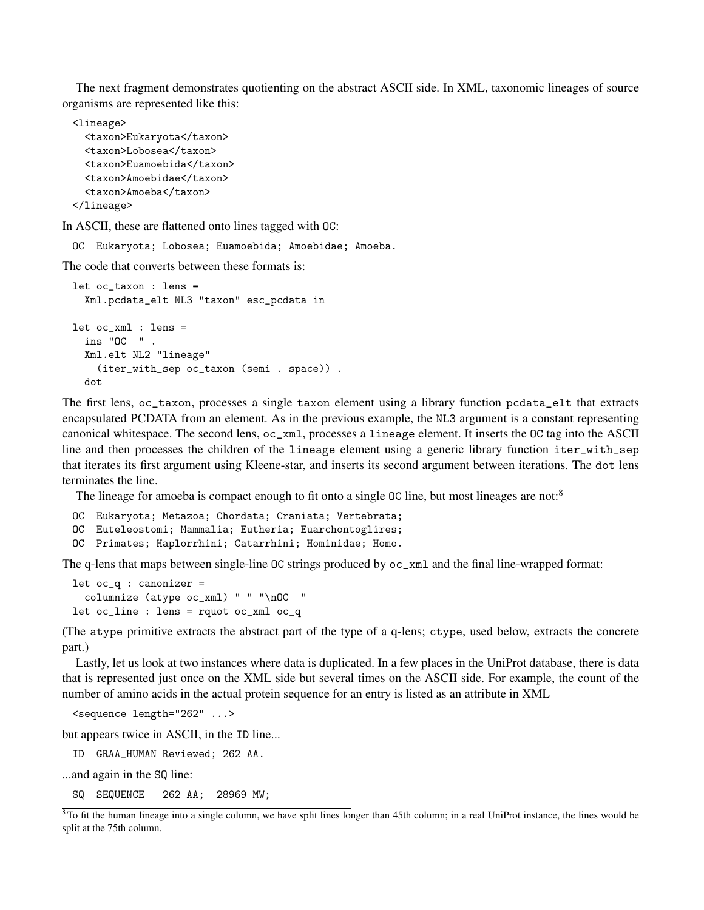The next fragment demonstrates quotienting on the abstract ASCII side. In XML, taxonomic lineages of source organisms are represented like this:

```
<lineage>
  <taxon>Eukaryota</taxon>
  <taxon>Lobosea</taxon>
  <taxon>Euamoebida</taxon>
  <taxon>Amoebidae</taxon>
  <taxon>Amoeba</taxon>
</lineage>
```

In ASCII, these are flattened onto lines tagged with `OC`:

```
OC  Eukaryota; Lobosea; Euamoebida; Amoebidae; Amoeba.
```

The code that converts between these formats is:

```
let oc_taxon : lens =
  Xml.pcdata_elt NL3 "taxon" esc_pcdata in

let oc_xml : lens =
  ins "OC  " .
  Xml.elt NL2 "lineage"
    (iter_with_sep oc_taxon (semi . space)) .
  dot
```

The first lens, `oc_taxon`, processes a single `taxon` element using a library function `pcdata_elt` that extracts encapsulated PCDATA from an element. As in the previous example, the `NL3` argument is a constant representing canonical whitespace. The second lens, `oc_xml`, processes a `lineage` element. It inserts the `OC` tag into the ASCII line and then processes the children of the `lineage` element using a generic library function `iter_with_sep` that iterates its first argument using Kleene-star, and inserts its second argument between iterations. The `dot` lens terminates the line.

The lineage for amoeba is compact enough to fit onto a single `OC` line, but most lineages are not:[8]

```
OC  Eukaryota; Metazoa; Chordata; Craniata; Vertebrata;
OC  Euteleostomi; Mammalia; Eutheria; Euarchontoglires;
OC  Primates; Haplorrhini; Catarrhini; Hominidae; Homo.
```

The q-lens that maps between single-line `OC` strings produced by `oc_xml` and the final line-wrapped format:

```
let oc_q : canonizer =
  columnize (atype oc_xml) " " "\nOC  "
let oc_line : lens = rquot oc_xml oc_q
```

(The `atype` primitive extracts the abstract part of the type of a q-lens; `ctype`, used below, extracts the concrete part.)

Lastly, let us look at two instances where data is duplicated. In a few places in the UniProt database, there is data that is represented just once on the XML side but several times on the ASCII side. For example, the count of the number of amino acids in the actual protein sequence for an entry is listed as an attribute in XML

```
<sequence length="262" ...>
```

but appears twice in ASCII, in the `ID` line...

```
ID  GRAA_HUMAN Reviewed; 262 AA.
```

...and again in the `SQ` line:

```
SQ  SEQUENCE   262 AA;  28969 MW;
```

[8] To fit the human lineage into a single column, we have split lines longer than 45th column; in a real UniProt instance, the lines would be split at the 75th column.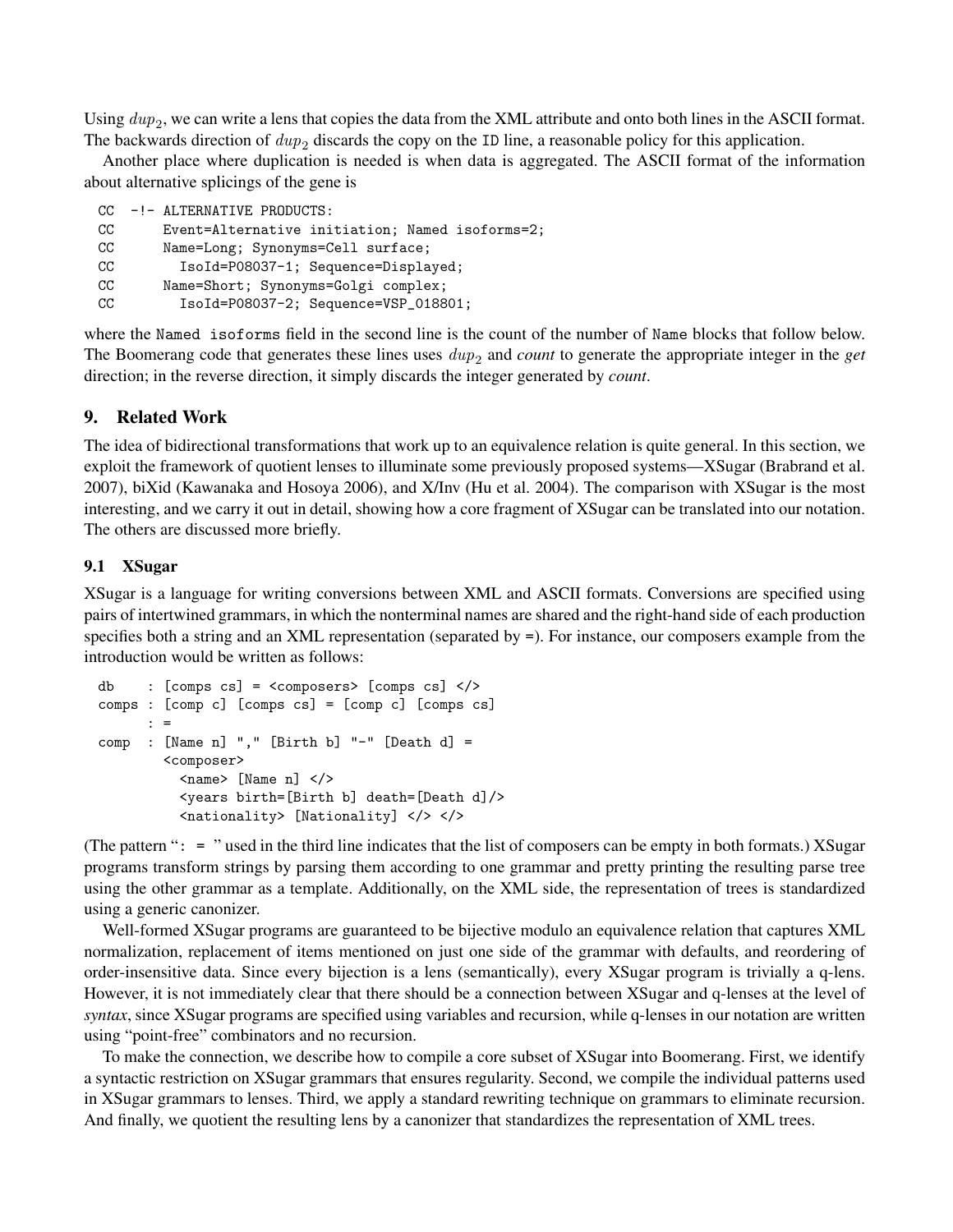Using $dup_2$, we can write a lens that copies the data from the XML attribute and onto both lines in the ASCII format. The backwards direction of $dup_2$ discards the copy on the ID line, a reasonable policy for this application.

Another place where duplication is needed is when data is aggregated. The ASCII format of the information about alternative splicings of the gene is

```
CC  -!- ALTERNATIVE PRODUCTS:
CC      Event=Alternative initiation; Named isoforms=2;
CC      Name=Long; Synonyms=Cell surface;
CC        IsoId=P08037-1; Sequence=Displayed;
CC      Name=Short; Synonyms=Golgi complex;
CC        IsoId=P08037-2; Sequence=VSP_018801;
```

where the `Named isoforms` field in the second line is the count of the number of `Name` blocks that follow below. The Boomerang code that generates these lines uses $dup_2$ and *count* to generate the appropriate integer in the *get* direction; in the reverse direction, it simply discards the integer generated by *count*.

## 9. Related Work

The idea of bidirectional transformations that work up to an equivalence relation is quite general. In this section, we exploit the framework of quotient lenses to illuminate some previously proposed systems—XSugar (Brabrand et al. 2007), biXid (Kawanaka and Hosoya 2006), and X/Inv (Hu et al. 2004). The comparison with XSugar is the most interesting, and we carry it out in detail, showing how a core fragment of XSugar can be translated into our notation. The others are discussed more briefly.

### 9.1 XSugar

XSugar is a language for writing conversions between XML and ASCII formats. Conversions are specified using pairs of intertwined grammars, in which the nonterminal names are shared and the right-hand side of each production specifies both a string and an XML representation (separated by =). For instance, our composers example from the introduction would be written as follows:

```
db    : [comps cs] = <composers> [comps cs] </>
comps : [comp c] [comps cs] = [comp c] [comps cs]
      : =
comp  : [Name n] "," [Birth b] "-" [Death d] =
          <composer>
            <name> [Name n] </>
            <years birth=[Birth b] death=[Death d]/>
            <nationality> [Nationality] </> </>
```

(The pattern "`: =` " used in the third line indicates that the list of composers can be empty in both formats.) XSugar programs transform strings by parsing them according to one grammar and pretty printing the resulting parse tree using the other grammar as a template. Additionally, on the XML side, the representation of trees is standardized using a generic canonizer.

Well-formed XSugar programs are guaranteed to be bijective modulo an equivalence relation that captures XML normalization, replacement of items mentioned on just one side of the grammar with defaults, and reordering of order-insensitive data. Since every bijection is a lens (semantically), every XSugar program is trivially a q-lens. However, it is not immediately clear that there should be a connection between XSugar and q-lenses at the level of *syntax*, since XSugar programs are specified using variables and recursion, while q-lenses in our notation are written using "point-free" combinators and no recursion.

To make the connection, we describe how to compile a core subset of XSugar into Boomerang. First, we identify a syntactic restriction on XSugar grammars that ensures regularity. Second, we compile the individual patterns used in XSugar grammars to lenses. Third, we apply a standard rewriting technique on grammars to eliminate recursion. And finally, we quotient the resulting lens by a canonizer that standardizes the representation of XML trees.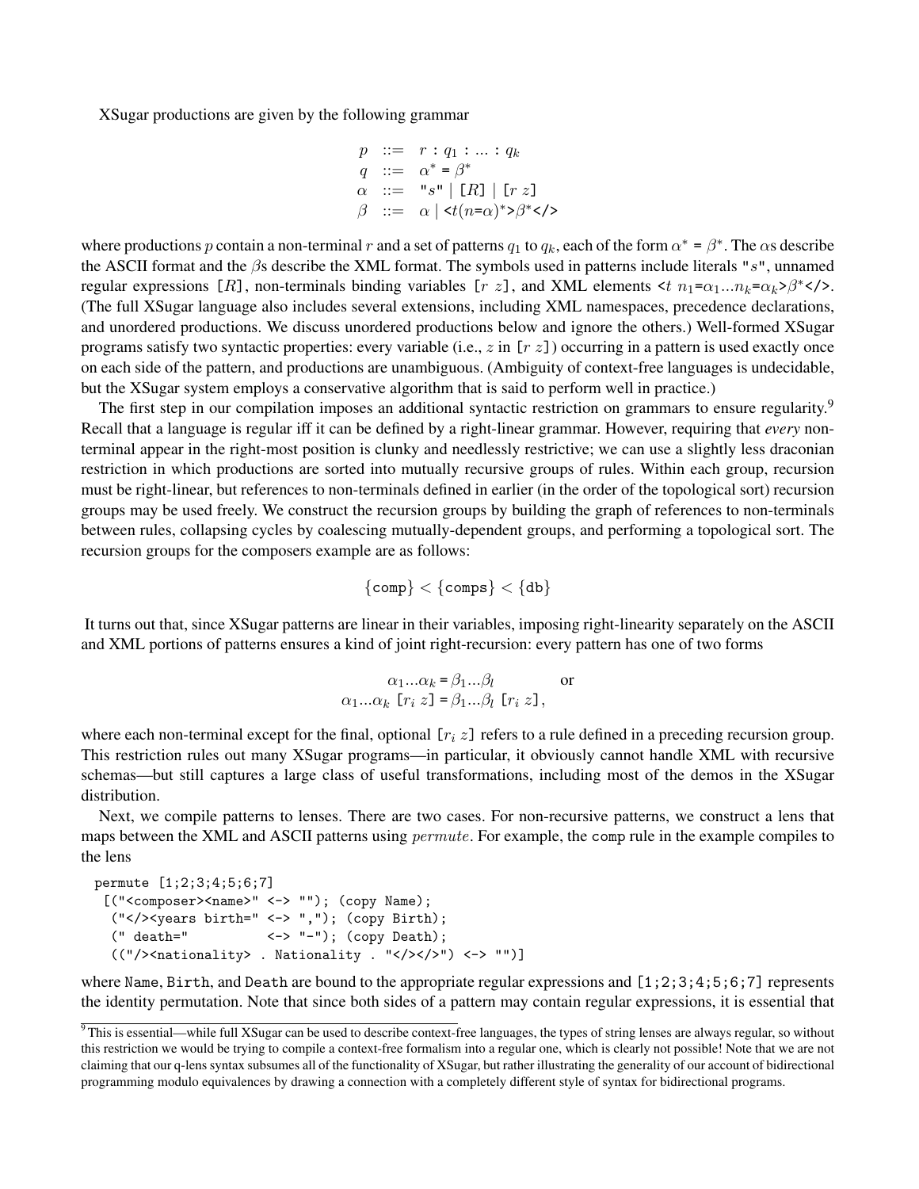XSugar productions are given by the following grammar

$$
\begin{array}{rcl}
p & ::= & r \texttt{ : } q_1 \texttt{ : } \ldots \texttt{ : } q_k \\
q & ::= & \alpha^* \texttt{ = } \beta^* \\
\alpha & ::= & \texttt{"}s\texttt{"} \mid \texttt{[}R\texttt{]} \mid \texttt{[}r\ z\texttt{]} \\
\beta & ::= & \alpha \mid \texttt{<}t(n\texttt{=}\alpha)^*\texttt{>}\beta^*\texttt{</>}
\end{array}
$$

where productions $p$ contain a non-terminal $r$ and a set of patterns $q_1$ to $q_k$, each of the form $\alpha^*$ = $\beta^*$. The $\alpha$s describe the ASCII format and the $\beta$s describe the XML format. The symbols used in patterns include literals "$s$", unnamed regular expressions [$R$], non-terminals binding variables [$r$ $z$], and XML elements <$t$ $n_1$=$\alpha_1 ... n_k$=$\alpha_k$>$\beta^*$</>. (The full XSugar language also includes several extensions, including XML namespaces, precedence declarations, and unordered productions. We discuss unordered productions below and ignore the others.) Well-formed XSugar programs satisfy two syntactic properties: every variable (i.e., $z$ in [$r$ $z$]) occurring in a pattern is used exactly once on each side of the pattern, and productions are unambiguous. (Ambiguity of context-free languages is undecidable, but the XSugar system employs a conservative algorithm that is said to perform well in practice.)

The first step in our compilation imposes an additional syntactic restriction on grammars to ensure regularity.[9] Recall that a language is regular iff it can be defined by a right-linear grammar. However, requiring that *every* non-terminal appear in the right-most position is clunky and needlessly restrictive; we can use a slightly less draconian restriction in which productions are sorted into mutually recursive groups of rules. Within each group, recursion must be right-linear, but references to non-terminals defined in earlier (in the order of the topological sort) recursion groups may be used freely. We construct the recursion groups by building the graph of references to non-terminals between rules, collapsing cycles by coalescing mutually-dependent groups, and performing a topological sort. The recursion groups for the composers example are as follows:

$$\{\texttt{comp}\} < \{\texttt{comps}\} < \{\texttt{db}\}$$

It turns out that, since XSugar patterns are linear in their variables, imposing right-linearity separately on the ASCII and XML portions of patterns ensures a kind of joint right-recursion: every pattern has one of two forms

$$
\begin{array}{ll}
\alpha_1 ... \alpha_k \texttt{ = } \beta_1 ... \beta_l & \text{or} \\
\alpha_1 ... \alpha_k \texttt{ [}r_i\ z\texttt{] = } \beta_1 ... \beta_l \texttt{ [}r_i\ z\texttt{]}, &
\end{array}
$$

where each non-terminal except for the final, optional [$r_i$ $z$] refers to a rule defined in a preceding recursion group. This restriction rules out many XSugar programs—in particular, it obviously cannot handle XML with recursive schemas—but still captures a large class of useful transformations, including most of the demos in the XSugar distribution.

Next, we compile patterns to lenses. There are two cases. For non-recursive patterns, we construct a lens that maps between the XML and ASCII patterns using *permute*. For example, the comp rule in the example compiles to the lens

```
permute [1;2;3;4;5;6;7]
 [("<composer><name>" <-> ""); (copy Name);
  ("</><years birth=" <-> ","); (copy Birth);
  (" death="          <-> "-"); (copy Death);
  (("/><nationality> . Nationality . "</></>") <-> "")]
```

where Name, Birth, and Death are bound to the appropriate regular expressions and [1;2;3;4;5;6;7] represents the identity permutation. Note that since both sides of a pattern may contain regular expressions, it is essential that

[9] This is essential—while full XSugar can be used to describe context-free languages, the types of string lenses are always regular, so without this restriction we would be trying to compile a context-free formalism into a regular one, which is clearly not possible! Note that we are not claiming that our q-lens syntax subsumes all of the functionality of XSugar, but rather illustrating the generality of our account of bidirectional programming modulo equivalences by drawing a connection with a completely different style of syntax for bidirectional programs.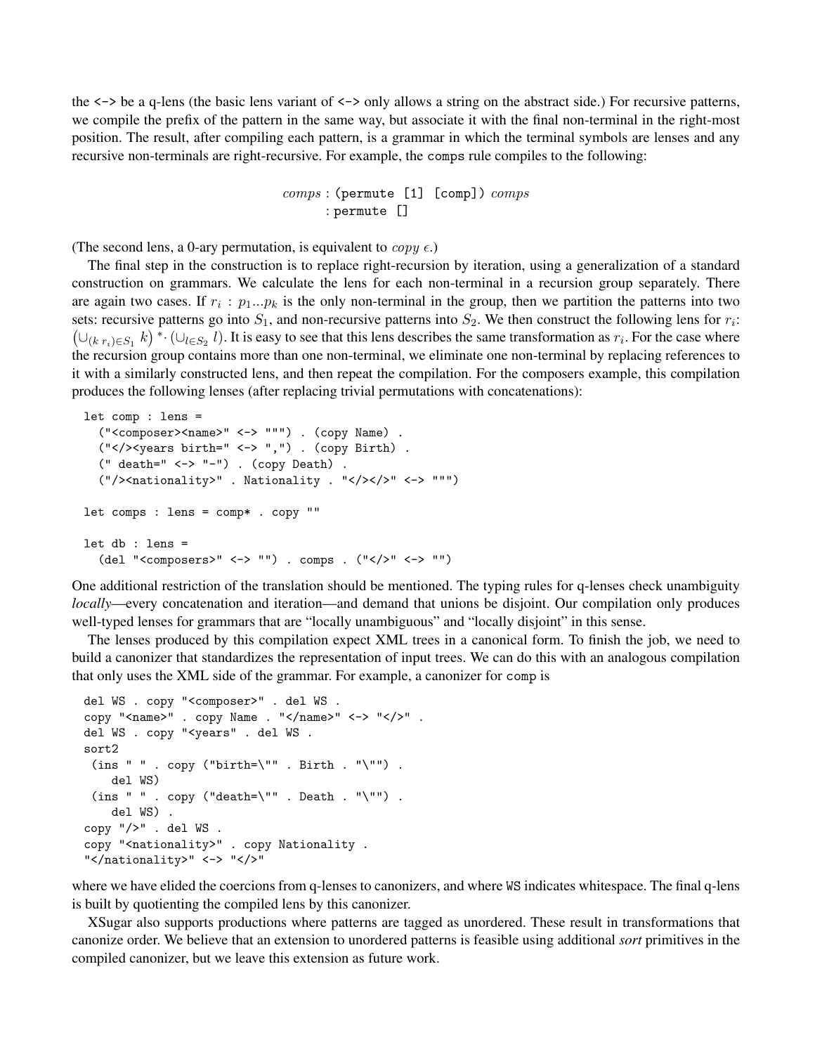the `<->` be a q-lens (the basic lens variant of `<->` only allows a string on the abstract side.) For recursive patterns, we compile the prefix of the pattern in the same way, but associate it with the final non-terminal in the right-most position. The result, after compiling each pattern, is a grammar in which the terminal symbols are lenses and any recursive non-terminals are right-recursive. For example, the `comps` rule compiles to the following:

$$\begin{aligned} comps &: \texttt{(permute [1] [comp])}\ comps \\ &: \texttt{permute []} \end{aligned}$$

(The second lens, a 0-ary permutation, is equivalent to $copy\ \epsilon$.)

The final step in the construction is to replace right-recursion by iteration, using a generalization of a standard construction on grammars. We calculate the lens for each non-terminal in a recursion group separately. There are again two cases. If $r_i : p_1 ... p_k$ is the only non-terminal in the group, then we partition the patterns into two sets: recursive patterns go into $S_1$, and non-recursive patterns into $S_2$. We then construct the following lens for $r_i$: $\left(\cup_{(k\ r_i) \in S_1} k\right)^* \cdot (\cup_{l \in S_2} l)$. It is easy to see that this lens describes the same transformation as $r_i$. For the case where the recursion group contains more than one non-terminal, we eliminate one non-terminal by replacing references to it with a similarly constructed lens, and then repeat the compilation. For the composers example, this compilation produces the following lenses (after replacing trivial permutations with concatenations):

```
let comp : lens =
  ("<composer><name>" <-> """) . (copy Name) .
  ("</><years birth=" <-> ",") . (copy Birth) .
  (" death=" <-> "-") . (copy Death) .
  ("/><nationality>" . Nationality . "</></>" <-> """)

let comps : lens = comp* . copy ""

let db : lens =
  (del "<composers>" <-> "") . comps . ("</>" <-> "")
```

One additional restriction of the translation should be mentioned. The typing rules for q-lenses check unambiguity *locally*—every concatenation and iteration—and demand that unions be disjoint. Our compilation only produces well-typed lenses for grammars that are "locally unambiguous" and "locally disjoint" in this sense.

The lenses produced by this compilation expect XML trees in a canonical form. To finish the job, we need to build a canonizer that standardizes the representation of input trees. We can do this with an analogous compilation that only uses the XML side of the grammar. For example, a canonizer for `comp` is

```
del WS . copy "<composer>" . del WS .
copy "<name>" . copy Name . "</name>" <-> "</>" .
del WS . copy "<years" . del WS .
sort2
 (ins " " . copy ("birth=\"" . Birth . "\"") .
   del WS)
 (ins " " . copy ("death=\"" . Death . "\"") .
   del WS) .
copy "/>" . del WS .
copy "<nationality>" . copy Nationality .
"</nationality>" <-> "</>"
```

where we have elided the coercions from q-lenses to canonizers, and where `WS` indicates whitespace. The final q-lens is built by quotienting the compiled lens by this canonizer.

XSugar also supports productions where patterns are tagged as unordered. These result in transformations that canonize order. We believe that an extension to unordered patterns is feasible using additional *sort* primitives in the compiled canonizer, but we leave this extension as future work.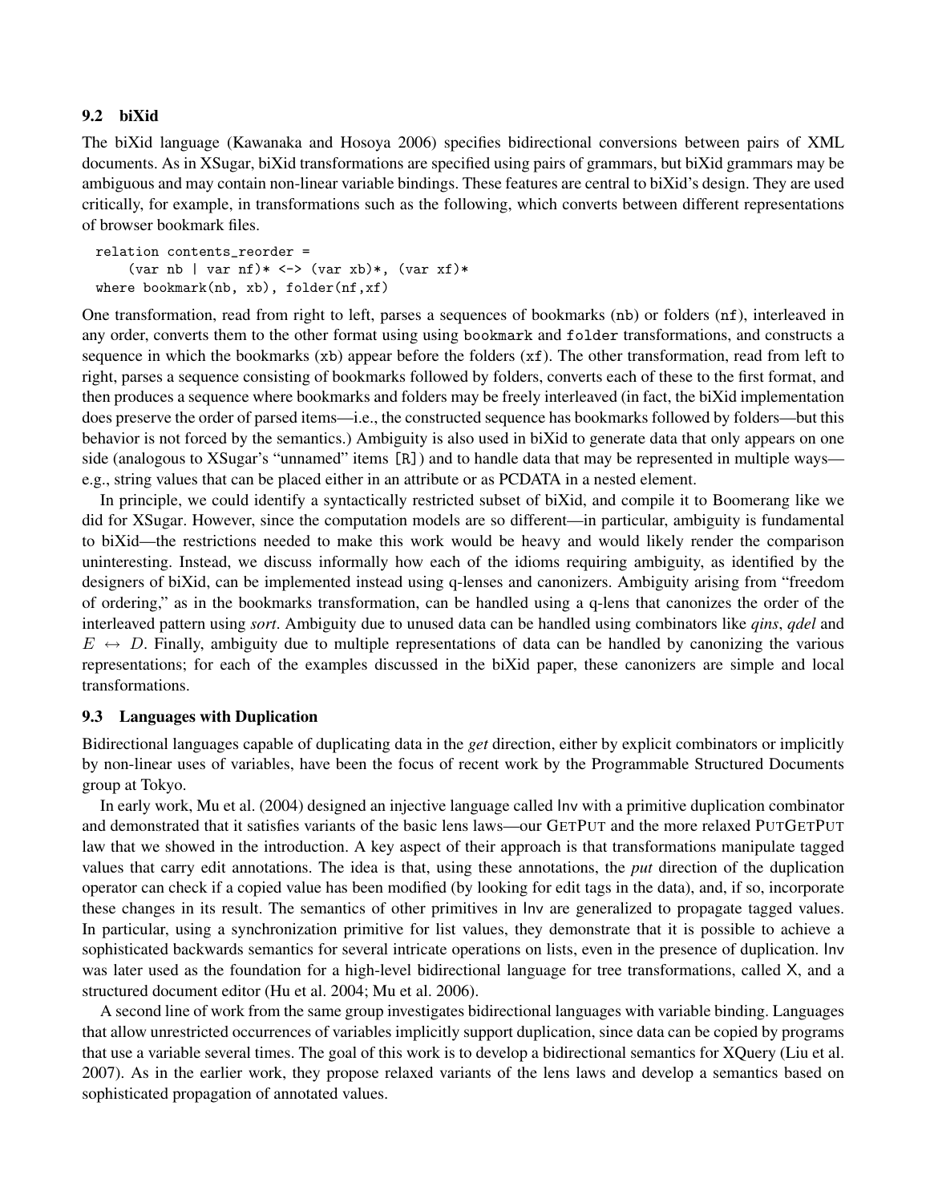### 9.2 biXid

The biXid language (Kawanaka and Hosoya 2006) specifies bidirectional conversions between pairs of XML documents. As in XSugar, biXid transformations are specified using pairs of grammars, but biXid grammars may be ambiguous and may contain non-linear variable bindings. These features are central to biXid's design. They are used critically, for example, in transformations such as the following, which converts between different representations of browser bookmark files.

```
relation contents_reorder =
    (var nb | var nf)* <-> (var xb)*, (var xf)*
where bookmark(nb, xb), folder(nf,xf)
```

One transformation, read from right to left, parses a sequences of bookmarks (nb) or folders (nf), interleaved in any order, converts them to the other format using using bookmark and folder transformations, and constructs a sequence in which the bookmarks (xb) appear before the folders (xf). The other transformation, read from left to right, parses a sequence consisting of bookmarks followed by folders, converts each of these to the first format, and then produces a sequence where bookmarks and folders may be freely interleaved (in fact, the biXid implementation does preserve the order of parsed items—i.e., the constructed sequence has bookmarks followed by folders—but this behavior is not forced by the semantics.) Ambiguity is also used in biXid to generate data that only appears on one side (analogous to XSugar's "unnamed" items [R]) and to handle data that may be represented in multiple ways—e.g., string values that can be placed either in an attribute or as PCDATA in a nested element.

In principle, we could identify a syntactically restricted subset of biXid, and compile it to Boomerang like we did for XSugar. However, since the computation models are so different—in particular, ambiguity is fundamental to biXid—the restrictions needed to make this work would be heavy and would likely render the comparison uninteresting. Instead, we discuss informally how each of the idioms requiring ambiguity, as identified by the designers of biXid, can be implemented instead using q-lenses and canonizers. Ambiguity arising from "freedom of ordering," as in the bookmarks transformation, can be handled using a q-lens that canonizes the order of the interleaved pattern using *sort*. Ambiguity due to unused data can be handled using combinators like *qins*, *qdel* and $E \leftrightarrow D$. Finally, ambiguity due to multiple representations of data can be handled by canonizing the various representations; for each of the examples discussed in the biXid paper, these canonizers are simple and local transformations.

### 9.3 Languages with Duplication

Bidirectional languages capable of duplicating data in the *get* direction, either by explicit combinators or implicitly by non-linear uses of variables, have been the focus of recent work by the Programmable Structured Documents group at Tokyo.

In early work, Mu et al. (2004) designed an injective language called Inv with a primitive duplication combinator and demonstrated that it satisfies variants of the basic lens laws—our GETPUT and the more relaxed PUTGETPUT law that we showed in the introduction. A key aspect of their approach is that transformations manipulate tagged values that carry edit annotations. The idea is that, using these annotations, the *put* direction of the duplication operator can check if a copied value has been modified (by looking for edit tags in the data), and, if so, incorporate these changes in its result. The semantics of other primitives in Inv are generalized to propagate tagged values. In particular, using a synchronization primitive for list values, they demonstrate that it is possible to achieve a sophisticated backwards semantics for several intricate operations on lists, even in the presence of duplication. Inv was later used as the foundation for a high-level bidirectional language for tree transformations, called X, and a structured document editor (Hu et al. 2004; Mu et al. 2006).

A second line of work from the same group investigates bidirectional languages with variable binding. Languages that allow unrestricted occurrences of variables implicitly support duplication, since data can be copied by programs that use a variable several times. The goal of this work is to develop a bidirectional semantics for XQuery (Liu et al. 2007). As in the earlier work, they propose relaxed variants of the lens laws and develop a semantics based on sophisticated propagation of annotated values.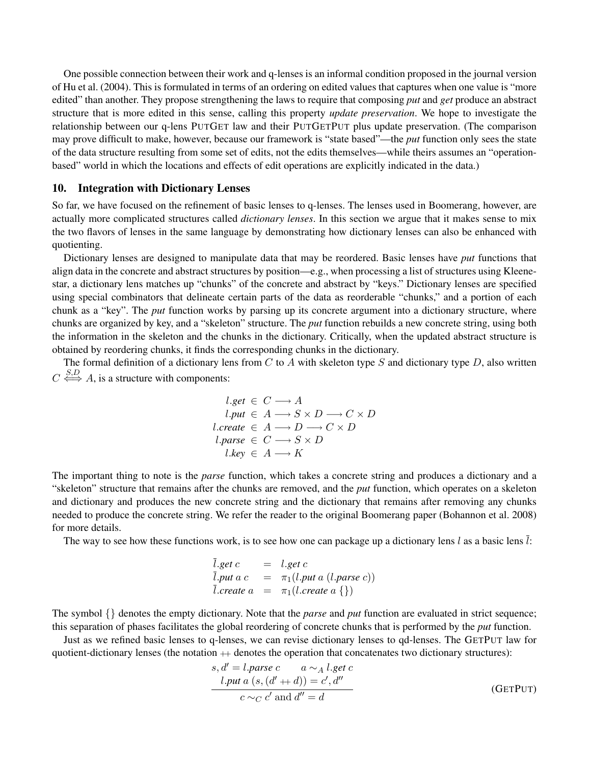One possible connection between their work and q-lenses is an informal condition proposed in the journal version of Hu et al. (2004). This is formulated in terms of an ordering on edited values that captures when one value is "more edited" than another. They propose strengthening the laws to require that composing *put* and *get* produce an abstract structure that is more edited in this sense, calling this property *update preservation*. We hope to investigate the relationship between our q-lens PUTGET law and their PUTGETPUT plus update preservation. (The comparison may prove difficult to make, however, because our framework is "state based"—the *put* function only sees the state of the data structure resulting from some set of edits, not the edits themselves—while theirs assumes an "operation-based" world in which the locations and effects of edit operations are explicitly indicated in the data.)

## 10. Integration with Dictionary Lenses

So far, we have focused on the refinement of basic lenses to q-lenses. The lenses used in Boomerang, however, are actually more complicated structures called *dictionary lenses*. In this section we argue that it makes sense to mix the two flavors of lenses in the same language by demonstrating how dictionary lenses can also be enhanced with quotienting.

Dictionary lenses are designed to manipulate data that may be reordered. Basic lenses have *put* functions that align data in the concrete and abstract structures by position—e.g., when processing a list of structures using Kleene-star, a dictionary lens matches up "chunks" of the concrete and abstract by "keys." Dictionary lenses are specified using special combinators that delineate certain parts of the data as reorderable "chunks," and a portion of each chunk as a "key". The *put* function works by parsing up its concrete argument into a dictionary structure, where chunks are organized by key, and a "skeleton" structure. The *put* function rebuilds a new concrete string, using both the information in the skeleton and the chunks in the dictionary. Critically, when the updated abstract structure is obtained by reordering chunks, it finds the corresponding chunks in the dictionary.

The formal definition of a dictionary lens from $C$ to $A$ with skeleton type $S$ and dictionary type $D$, also written $C \overset{S,D}{\Longleftrightarrow} A$, is a structure with components:

$$
\begin{array}{rcl}
l.\mathit{get} & \in & C \longrightarrow A \\
l.\mathit{put} & \in & A \longrightarrow S \times D \longrightarrow C \times D \\
l.\mathit{create} & \in & A \longrightarrow D \longrightarrow C \times D \\
l.\mathit{parse} & \in & C \longrightarrow S \times D \\
l.\mathit{key} & \in & A \longrightarrow K
\end{array}
$$

The important thing to note is the *parse* function, which takes a concrete string and produces a dictionary and a "skeleton" structure that remains after the chunks are removed, and the *put* function, which operates on a skeleton and dictionary and produces the new concrete string and the dictionary that remains after removing any chunks needed to produce the concrete string. We refer the reader to the original Boomerang paper (Bohannon et al. 2008) for more details.

The way to see how these functions work, is to see how one can package up a dictionary lens $l$ as a basic lens $\bar{l}$:

$$
\begin{array}{lcl}
\bar{l}.\mathit{get}\ c & = & l.\mathit{get}\ c \\
\bar{l}.\mathit{put}\ a\ c & = & \pi_1(l.\mathit{put}\ a\ (l.\mathit{parse}\ c)) \\
\bar{l}.\mathit{create}\ a & = & \pi_1(l.\mathit{create}\ a\ \{\})
\end{array}
$$

The symbol $\{\}$ denotes the empty dictionary. Note that the *parse* and *put* function are evaluated in strict sequence; this separation of phases facilitates the global reordering of concrete chunks that is performed by the *put* function.

Just as we refined basic lenses to q-lenses, we can revise dictionary lenses to qd-lenses. The GETPUT law for quotient-dictionary lenses (the notation $++$ denotes the operation that concatenates two dictionary structures):

$$
\frac{s, d' = l.\mathit{parse}\ c \qquad a \sim_A l.\mathit{get}\ c \qquad l.\mathit{put}\ a\ (s, (d' \mathbin{++} d)) = c', d''}{c \sim_C c' \text{ and } d'' = d} \tag{GETPUT}
$$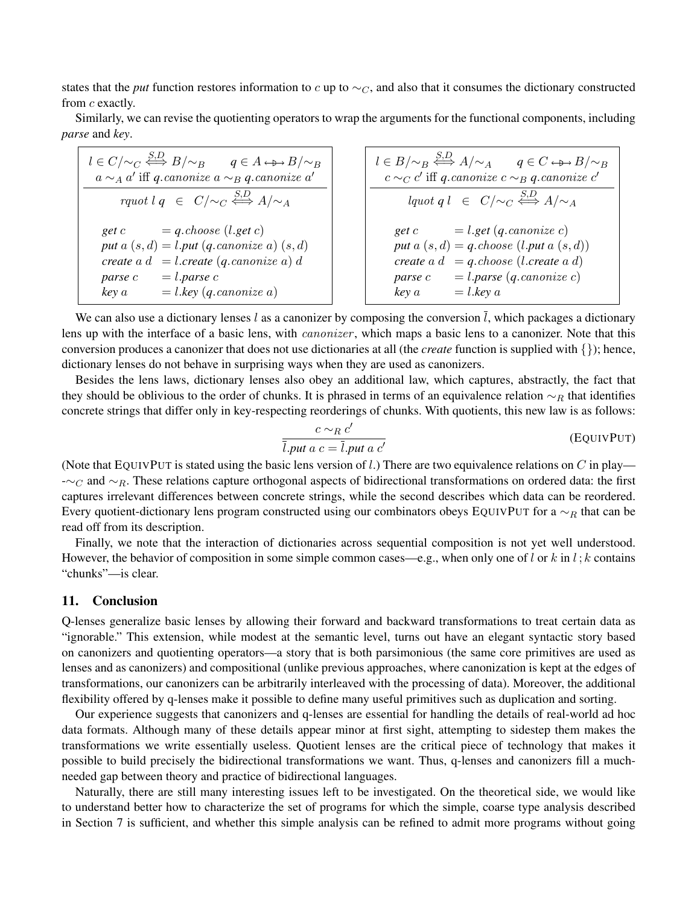states that the *put* function restores information to $c$ up to $\sim_C$, and also that it consumes the dictionary constructed from $c$ exactly.

Similarly, we can revise the quotienting operators to wrap the arguments for the functional components, including *parse* and *key*.

$$
\frac{l \in C/\!\sim_C \overset{S,D}{\Longleftrightarrow} B/\!\sim_B \qquad q \in A \leftrightarrow\!\!\!\!\triangleright B/\!\sim_B \qquad a \sim_A a' \text{ iff } q.\mathit{canonize}\ a \sim_B q.\mathit{canonize}\ a'}{\mathit{rquot}\ l\ q \ \in\ C/\!\sim_C \overset{S,D}{\Longleftrightarrow} A/\!\sim_A}
$$

$$
\begin{array}{lcl}
\mathit{get}\ c & = & q.\mathit{choose}\ (l.\mathit{get}\ c) \\
\mathit{put}\ a\ (s,d) & = & l.\mathit{put}\ (q.\mathit{canonize}\ a)\ (s,d) \\
\mathit{create}\ a\ d & = & l.\mathit{create}\ (q.\mathit{canonize}\ a)\ d \\
\mathit{parse}\ c & = & l.\mathit{parse}\ c \\
\mathit{key}\ a & = & l.\mathit{key}\ (q.\mathit{canonize}\ a)
\end{array}
$$

$$
\frac{l \in B/\!\sim_B \overset{S,D}{\Longleftrightarrow} A/\!\sim_A \qquad q \in C \leftrightarrow\!\!\!\!\triangleright B/\!\sim_B \qquad c \sim_C c' \text{ iff } q.\mathit{canonize}\ c \sim_B q.\mathit{canonize}\ c'}{\mathit{lquot}\ q\ l \ \in\ C/\!\sim_C \overset{S,D}{\Longleftrightarrow} A/\!\sim_A}
$$

$$
\begin{array}{lcl}
\mathit{get}\ c & = & l.\mathit{get}\ (q.\mathit{canonize}\ c) \\
\mathit{put}\ a\ (s,d) & = & q.\mathit{choose}\ (l.\mathit{put}\ a\ (s,d)) \\
\mathit{create}\ a\ d & = & q.\mathit{choose}\ (l.\mathit{create}\ a\ d) \\
\mathit{parse}\ c & = & l.\mathit{parse}\ (q.\mathit{canonize}\ c) \\
\mathit{key}\ a & = & l.\mathit{key}\ a
\end{array}
$$

We can also use a dictionary lenses $l$ as a canonizer by composing the conversion $\bar{l}$, which packages a dictionary lens up with the interface of a basic lens, with $\mathit{canonizer}$, which maps a basic lens to a canonizer. Note that this conversion produces a canonizer that does not use dictionaries at all (the *create* function is supplied with $\{\}$); hence, dictionary lenses do not behave in surprising ways when they are used as canonizers.

Besides the lens laws, dictionary lenses also obey an additional law, which captures, abstractly, the fact that they should be oblivious to the order of chunks. It is phrased in terms of an equivalence relation $\sim_R$ that identifies concrete strings that differ only in key-respecting reorderings of chunks. With quotients, this new law is as follows:

$$
\frac{c \sim_R c'}{\bar{l}.\mathit{put}\ a\ c = \bar{l}.\mathit{put}\ a\ c'} \qquad \text{(EQUIVPUT)}
$$

(Note that EQUIVPUT is stated using the basic lens version of $l$.) There are two equivalence relations on $C$ in play—-$\sim_C$ and $\sim_R$. These relations capture orthogonal aspects of bidirectional transformations on ordered data: the first captures irrelevant differences between concrete strings, while the second describes which data can be reordered. Every quotient-dictionary lens program constructed using our combinators obeys EQUIVPUT for a $\sim_R$ that can be read off from its description.

Finally, we note that the interaction of dictionaries across sequential composition is not yet well understood. However, the behavior of composition in some simple common cases—e.g., when only one of $l$ or $k$ in $l\,;k$ contains "chunks"—is clear.

## 11. Conclusion

Q-lenses generalize basic lenses by allowing their forward and backward transformations to treat certain data as "ignorable." This extension, while modest at the semantic level, turns out have an elegant syntactic story based on canonizers and quotienting operators—a story that is both parsimonious (the same core primitives are used as lenses and as canonizers) and compositional (unlike previous approaches, where canonization is kept at the edges of transformations, our canonizers can be arbitrarily interleaved with the processing of data). Moreover, the additional flexibility offered by q-lenses make it possible to define many useful primitives such as duplication and sorting.

Our experience suggests that canonizers and q-lenses are essential for handling the details of real-world ad hoc data formats. Although many of these details appear minor at first sight, attempting to sidestep them makes the transformations we write essentially useless. Quotient lenses are the critical piece of technology that makes it possible to build precisely the bidirectional transformations we want. Thus, q-lenses and canonizers fill a much-needed gap between theory and practice of bidirectional languages.

Naturally, there are still many interesting issues left to be investigated. On the theoretical side, we would like to understand better how to characterize the set of programs for which the simple, coarse type analysis described in Section 7 is sufficient, and whether this simple analysis can be refined to admit more programs without going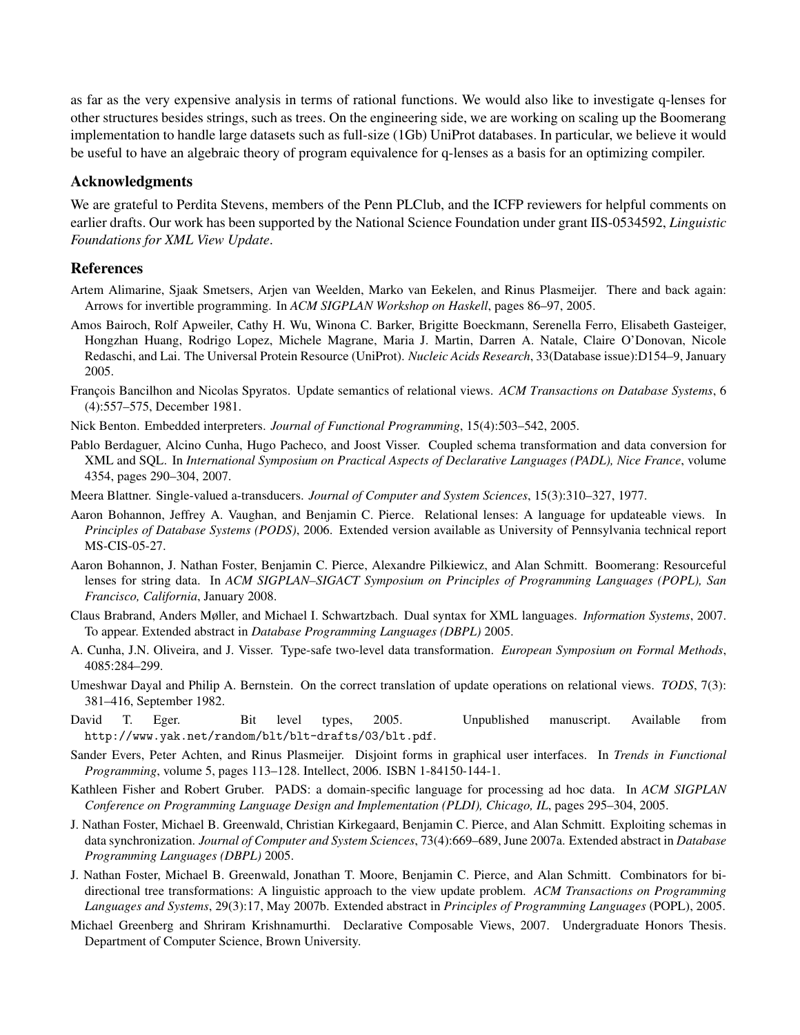as far as the very expensive analysis in terms of rational functions. We would also like to investigate q-lenses for other structures besides strings, such as trees. On the engineering side, we are working on scaling up the Boomerang implementation to handle large datasets such as full-size (1Gb) UniProt databases. In particular, we believe it would be useful to have an algebraic theory of program equivalence for q-lenses as a basis for an optimizing compiler.

## Acknowledgments

We are grateful to Perdita Stevens, members of the Penn PLClub, and the ICFP reviewers for helpful comments on earlier drafts. Our work has been supported by the National Science Foundation under grant IIS-0534592, *Linguistic Foundations for XML View Update*.

## References

Artem Alimarine, Sjaak Smetsers, Arjen van Weelden, Marko van Eekelen, and Rinus Plasmeijer. There and back again: Arrows for invertible programming. In *ACM SIGPLAN Workshop on Haskell*, pages 86–97, 2005.

Amos Bairoch, Rolf Apweiler, Cathy H. Wu, Winona C. Barker, Brigitte Boeckmann, Serenella Ferro, Elisabeth Gasteiger, Hongzhan Huang, Rodrigo Lopez, Michele Magrane, Maria J. Martin, Darren A. Natale, Claire O'Donovan, Nicole Redaschi, and Lai. The Universal Protein Resource (UniProt). *Nucleic Acids Research*, 33(Database issue):D154–9, January 2005.

François Bancilhon and Nicolas Spyratos. Update semantics of relational views. *ACM Transactions on Database Systems*, 6 (4):557–575, December 1981.

Nick Benton. Embedded interpreters. *Journal of Functional Programming*, 15(4):503–542, 2005.

Pablo Berdaguer, Alcino Cunha, Hugo Pacheco, and Joost Visser. Coupled schema transformation and data conversion for XML and SQL. In *International Symposium on Practical Aspects of Declarative Languages (PADL), Nice France*, volume 4354, pages 290–304, 2007.

Meera Blattner. Single-valued a-transducers. *Journal of Computer and System Sciences*, 15(3):310–327, 1977.

Aaron Bohannon, Jeffrey A. Vaughan, and Benjamin C. Pierce. Relational lenses: A language for updateable views. In *Principles of Database Systems (PODS)*, 2006. Extended version available as University of Pennsylvania technical report MS-CIS-05-27.

Aaron Bohannon, J. Nathan Foster, Benjamin C. Pierce, Alexandre Pilkiewicz, and Alan Schmitt. Boomerang: Resourceful lenses for string data. In *ACM SIGPLAN–SIGACT Symposium on Principles of Programming Languages (POPL), San Francisco, California*, January 2008.

Claus Brabrand, Anders Møller, and Michael I. Schwartzbach. Dual syntax for XML languages. *Information Systems*, 2007. To appear. Extended abstract in *Database Programming Languages (DBPL)* 2005.

A. Cunha, J.N. Oliveira, and J. Visser. Type-safe two-level data transformation. *European Symposium on Formal Methods*, 4085:284–299.

Umeshwar Dayal and Philip A. Bernstein. On the correct translation of update operations on relational views. *TODS*, 7(3): 381–416, September 1982.

David T. Eger. Bit level types, 2005. Unpublished manuscript. Available from `http://www.yak.net/random/blt/blt-drafts/03/blt.pdf`.

Sander Evers, Peter Achten, and Rinus Plasmeijer. Disjoint forms in graphical user interfaces. In *Trends in Functional Programming*, volume 5, pages 113–128. Intellect, 2006. ISBN 1-84150-144-1.

Kathleen Fisher and Robert Gruber. PADS: a domain-specific language for processing ad hoc data. In *ACM SIGPLAN Conference on Programming Language Design and Implementation (PLDI), Chicago, IL*, pages 295–304, 2005.

J. Nathan Foster, Michael B. Greenwald, Christian Kirkegaard, Benjamin C. Pierce, and Alan Schmitt. Exploiting schemas in data synchronization. *Journal of Computer and System Sciences*, 73(4):669–689, June 2007a. Extended abstract in *Database Programming Languages (DBPL)* 2005.

J. Nathan Foster, Michael B. Greenwald, Jonathan T. Moore, Benjamin C. Pierce, and Alan Schmitt. Combinators for bi-directional tree transformations: A linguistic approach to the view update problem. *ACM Transactions on Programming Languages and Systems*, 29(3):17, May 2007b. Extended abstract in *Principles of Programming Languages* (POPL), 2005.

Michael Greenberg and Shriram Krishnamurthi. Declarative Composable Views, 2007. Undergraduate Honors Thesis. Department of Computer Science, Brown University.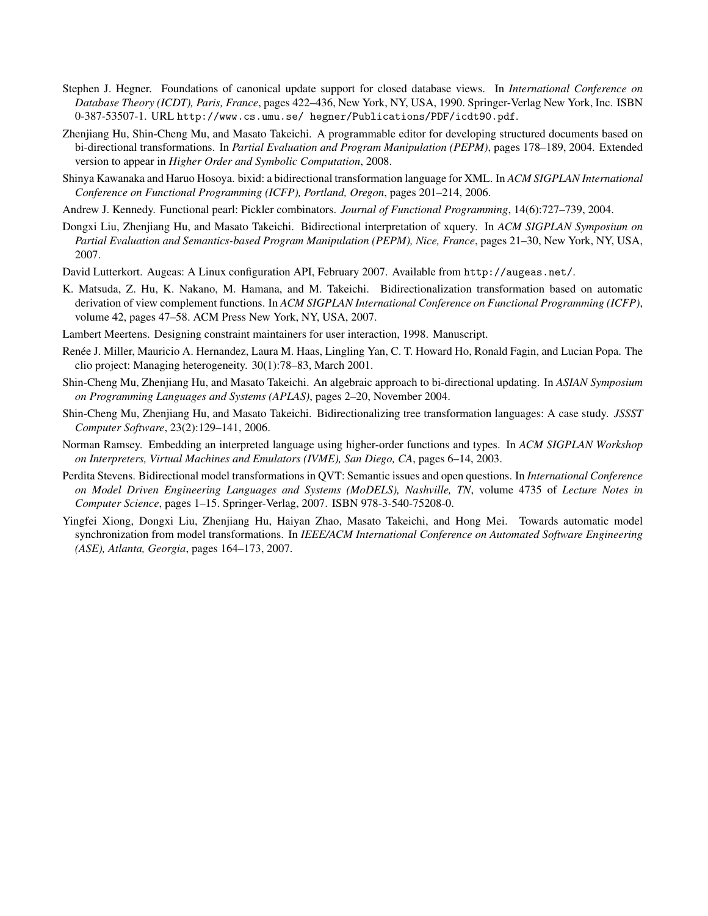Stephen J. Hegner. Foundations of canonical update support for closed database views. In *International Conference on Database Theory (ICDT), Paris, France*, pages 422–436, New York, NY, USA, 1990. Springer-Verlag New York, Inc. ISBN 0-387-53507-1. URL `http://www.cs.umu.se/ hegner/Publications/PDF/icdt90.pdf`.

Zhenjiang Hu, Shin-Cheng Mu, and Masato Takeichi. A programmable editor for developing structured documents based on bi-directional transformations. In *Partial Evaluation and Program Manipulation (PEPM)*, pages 178–189, 2004. Extended version to appear in *Higher Order and Symbolic Computation*, 2008.

Shinya Kawanaka and Haruo Hosoya. bixid: a bidirectional transformation language for XML. In *ACM SIGPLAN International Conference on Functional Programming (ICFP), Portland, Oregon*, pages 201–214, 2006.

Andrew J. Kennedy. Functional pearl: Pickler combinators. *Journal of Functional Programming*, 14(6):727–739, 2004.

Dongxi Liu, Zhenjiang Hu, and Masato Takeichi. Bidirectional interpretation of xquery. In *ACM SIGPLAN Symposium on Partial Evaluation and Semantics-based Program Manipulation (PEPM), Nice, France*, pages 21–30, New York, NY, USA, 2007.

David Lutterkort. Augeas: A Linux configuration API, February 2007. Available from `http://augeas.net/`.

K. Matsuda, Z. Hu, K. Nakano, M. Hamana, and M. Takeichi. Bidirectionalization transformation based on automatic derivation of view complement functions. In *ACM SIGPLAN International Conference on Functional Programming (ICFP)*, volume 42, pages 47–58. ACM Press New York, NY, USA, 2007.

Lambert Meertens. Designing constraint maintainers for user interaction, 1998. Manuscript.

Renée J. Miller, Mauricio A. Hernandez, Laura M. Haas, Lingling Yan, C. T. Howard Ho, Ronald Fagin, and Lucian Popa. The clio project: Managing heterogeneity. 30(1):78–83, March 2001.

Shin-Cheng Mu, Zhenjiang Hu, and Masato Takeichi. An algebraic approach to bi-directional updating. In *ASIAN Symposium on Programming Languages and Systems (APLAS)*, pages 2–20, November 2004.

Shin-Cheng Mu, Zhenjiang Hu, and Masato Takeichi. Bidirectionalizing tree transformation languages: A case study. *JSSST Computer Software*, 23(2):129–141, 2006.

Norman Ramsey. Embedding an interpreted language using higher-order functions and types. In *ACM SIGPLAN Workshop on Interpreters, Virtual Machines and Emulators (IVME), San Diego, CA*, pages 6–14, 2003.

Perdita Stevens. Bidirectional model transformations in QVT: Semantic issues and open questions. In *International Conference on Model Driven Engineering Languages and Systems (MoDELS), Nashville, TN*, volume 4735 of *Lecture Notes in Computer Science*, pages 1–15. Springer-Verlag, 2007. ISBN 978-3-540-75208-0.

Yingfei Xiong, Dongxi Liu, Zhenjiang Hu, Haiyan Zhao, Masato Takeichi, and Hong Mei. Towards automatic model synchronization from model transformations. In *IEEE/ACM International Conference on Automated Software Engineering (ASE), Atlanta, Georgia*, pages 164–173, 2007.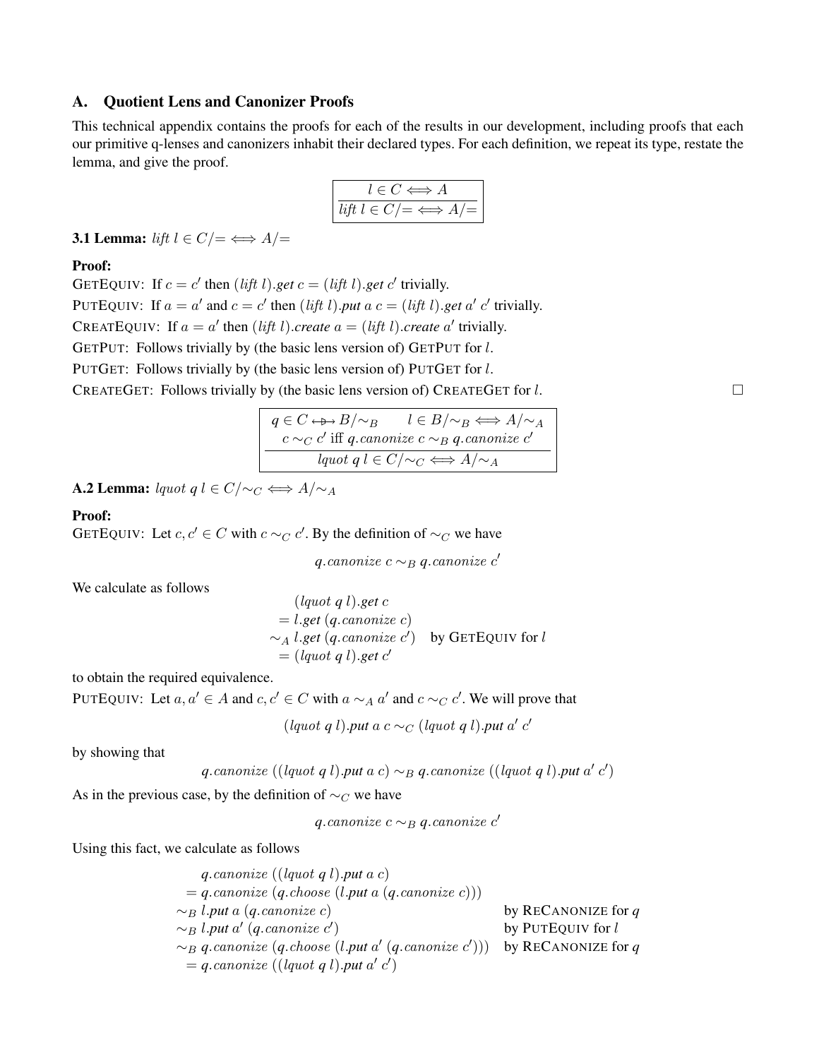## A. Quotient Lens and Canonizer Proofs

This technical appendix contains the proofs for each of the results in our development, including proofs that each our primitive q-lenses and canonizers inhabit their declared types. For each definition, we repeat its type, restate the lemma, and give the proof.

$$\frac{l \in C \Longleftrightarrow A}{\mathit{lift}\ l \in C/{=} \Longleftrightarrow A/{=}}$$

**3.1 Lemma:** $\mathit{lift}\ l \in C/{=} \Longleftrightarrow A/{=}$

**Proof:**

GETEQUIV: If $c = c'$ then $(\mathit{lift}\ l).\mathbf{get}\ c = (\mathit{lift}\ l).\mathbf{get}\ c'$ trivially.

PUTEQUIV: If $a = a'$ and $c = c'$ then $(\mathit{lift}\ l).\mathbf{put}\ a\ c = (\mathit{lift}\ l).\mathbf{get}\ a'\ c'$ trivially.

CREATEQUIV: If $a = a'$ then $(\mathit{lift}\ l).\mathbf{create}\ a = (\mathit{lift}\ l).\mathbf{create}\ a'$ trivially.

GETPUT: Follows trivially by (the basic lens version of) GETPUT for $l$.

PUTGET: Follows trivially by (the basic lens version of) PUTGET for $l$.

CREATEGET: Follows trivially by (the basic lens version of) CREATEGET for $l$. □

$$\frac{q \in C \leftrightarrow\!\!\!\!\!\!\Rightarrow B/{\sim_B} \qquad l \in B/{\sim_B} \Longleftrightarrow A/{\sim_A} \qquad c \sim_C c' \text{ iff } q.\mathbf{canonize}\ c \sim_B q.\mathbf{canonize}\ c'}{\mathit{lquot}\ q\ l \in C/{\sim_C} \Longleftrightarrow A/{\sim_A}}$$

**A.2 Lemma:** $\mathit{lquot}\ q\ l \in C/{\sim_C} \Longleftrightarrow A/{\sim_A}$

**Proof:**

GETEQUIV: Let $c, c' \in C$ with $c \sim_C c'$. By the definition of $\sim_C$ we have

$$q.\mathit{canonize}\ c \sim_B q.\mathit{canonize}\ c'$$

We calculate as follows

$$\begin{aligned}
&(\mathit{lquot}\ q\ l).\mathbf{get}\ c \\
&= l.\mathbf{get}\ (q.\mathit{canonize}\ c) \\
&\sim_A l.\mathbf{get}\ (q.\mathit{canonize}\ c') && \text{by GETEQUIV for } l \\
&= (\mathit{lquot}\ q\ l).\mathbf{get}\ c'
\end{aligned}$$

to obtain the required equivalence.

PUTEQUIV: Let $a, a' \in A$ and $c, c' \in C$ with $a \sim_A a'$ and $c \sim_C c'$. We will prove that

$$(\mathit{lquot}\ q\ l).\mathbf{put}\ a\ c \sim_C (\mathit{lquot}\ q\ l).\mathbf{put}\ a'\ c'$$

by showing that

$$q.\mathit{canonize}\ ((\mathit{lquot}\ q\ l).\mathbf{put}\ a\ c) \sim_B q.\mathit{canonize}\ ((\mathit{lquot}\ q\ l).\mathbf{put}\ a'\ c')$$

As in the previous case, by the definition of $\sim_C$ we have

$$q.\mathit{canonize}\ c \sim_B q.\mathit{canonize}\ c'$$

Using this fact, we calculate as follows

$$\begin{aligned}
&q.\mathit{canonize}\ ((\mathit{lquot}\ q\ l).\mathbf{put}\ a\ c) \\
&= q.\mathit{canonize}\ (q.\mathit{choose}\ (l.\mathbf{put}\ a\ (q.\mathit{canonize}\ c))) \\
&\sim_B l.\mathbf{put}\ a\ (q.\mathit{canonize}\ c) && \text{by RECANONIZE for } q \\
&\sim_B l.\mathbf{put}\ a'\ (q.\mathit{canonize}\ c') && \text{by PUTEQUIV for } l \\
&\sim_B q.\mathit{canonize}\ (q.\mathit{choose}\ (l.\mathbf{put}\ a'\ (q.\mathit{canonize}\ c'))) && \text{by RECANONIZE for } q \\
&= q.\mathit{canonize}\ ((\mathit{lquot}\ q\ l).\mathbf{put}\ a'\ c')
\end{aligned}$$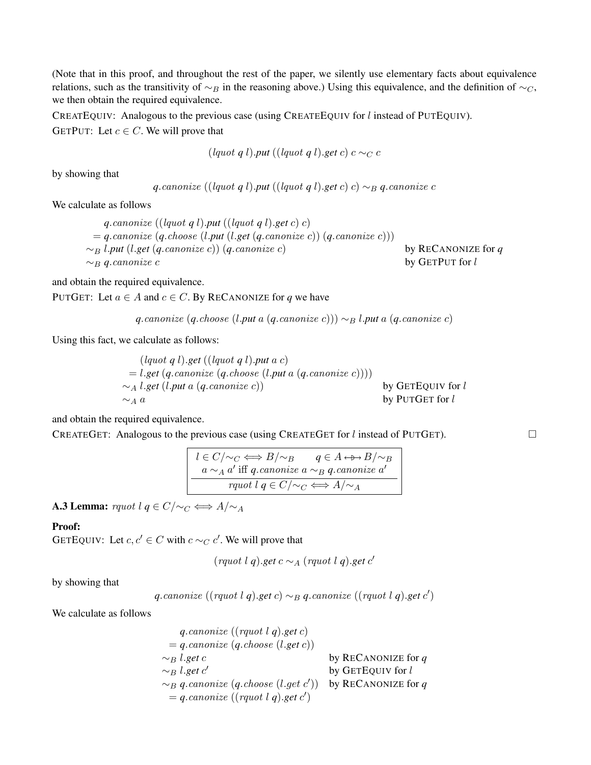(Note that in this proof, and throughout the rest of the paper, we silently use elementary facts about equivalence relations, such as the transitivity of $\sim_B$ in the reasoning above.) Using this equivalence, and the definition of $\sim_C$, we then obtain the required equivalence.

CREATEEQUIV: Analogous to the previous case (using CREATEEQUIV for $l$ instead of PUTEQUIV).

GETPUT: Let $c \in C$. We will prove that

$$(\mathit{lquot}\ q\ l).\mathbf{put}\ ((\mathit{lquot}\ q\ l).\mathbf{get}\ c)\ c \sim_C c$$

by showing that

$$q.\mathit{canonize}\ ((\mathit{lquot}\ q\ l).\mathbf{put}\ ((\mathit{lquot}\ q\ l).\mathbf{get}\ c)\ c) \sim_B q.\mathit{canonize}\ c$$

We calculate as follows

$$\begin{array}{lr}
\quad q.\mathit{canonize}\ ((\mathit{lquot}\ q\ l).\mathbf{put}\ ((\mathit{lquot}\ q\ l).\mathbf{get}\ c)\ c) & \\
= q.\mathit{canonize}\ (q.\mathit{choose}\ (l.\mathbf{put}\ (l.\mathbf{get}\ (q.\mathit{canonize}\ c))\ (q.\mathit{canonize}\ c))) & \\
\sim_B l.\mathbf{put}\ (l.\mathbf{get}\ (q.\mathit{canonize}\ c))\ (q.\mathit{canonize}\ c) & \text{by RECANONIZE for } q \\
\sim_B q.\mathit{canonize}\ c & \text{by GETPUT for } l
\end{array}$$

and obtain the required equivalence.

PUTGET: Let $a \in A$ and $c \in C$. By RECANONIZE for $q$ we have

$$q.\mathit{canonize}\ (q.\mathit{choose}\ (l.\mathbf{put}\ a\ (q.\mathit{canonize}\ c))) \sim_B l.\mathbf{put}\ a\ (q.\mathit{canonize}\ c)$$

Using this fact, we calculate as follows:

$$\begin{array}{lr}
\quad (\mathit{lquot}\ q\ l).\mathbf{get}\ ((\mathit{lquot}\ q\ l).\mathbf{put}\ a\ c) & \\
= l.\mathbf{get}\ (q.\mathit{canonize}\ (q.\mathit{choose}\ (l.\mathbf{put}\ a\ (q.\mathit{canonize}\ c)))) & \\
\sim_A l.\mathbf{get}\ (l.\mathbf{put}\ a\ (q.\mathit{canonize}\ c)) & \text{by GETEQUIV for } l \\
\sim_A a & \text{by PUTGET for } l
\end{array}$$

and obtain the required equivalence.

CREATEGET: Analogous to the previous case (using CREATEGET for $l$ instead of PUTGET). □

$$\frac{l \in C/\sim_C \Longleftrightarrow B/\sim_B \qquad q \in A \leftrightarrow\!\!\!\!\!\!\rightarrow B/\sim_B \qquad a \sim_A a' \text{ iff } q.\mathit{canonize}\ a \sim_B q.\mathit{canonize}\ a'}{\mathit{rquot}\ l\ q \in C/\sim_C \Longleftrightarrow A/\sim_A}$$

**A.3 Lemma:** $\mathit{rquot}\ l\ q \in C/\sim_C \Longleftrightarrow A/\sim_A$

**Proof:**

GETEQUIV: Let $c, c' \in C$ with $c \sim_C c'$. We will prove that

$$(\mathit{rquot}\ l\ q).\mathbf{get}\ c \sim_A (\mathit{rquot}\ l\ q).\mathbf{get}\ c'$$

by showing that

$$q.\mathit{canonize}\ ((\mathit{rquot}\ l\ q).\mathbf{get}\ c) \sim_B q.\mathit{canonize}\ ((\mathit{rquot}\ l\ q).\mathbf{get}\ c')$$

We calculate as follows

$$\begin{array}{lr}
\quad q.\mathit{canonize}\ ((\mathit{rquot}\ l\ q).\mathbf{get}\ c) & \\
= q.\mathit{canonize}\ (q.\mathit{choose}\ (l.\mathbf{get}\ c)) & \\
\sim_B l.\mathbf{get}\ c & \text{by RECANONIZE for } q \\
\sim_B l.\mathbf{get}\ c' & \text{by GETEQUIV for } l \\
\sim_B q.\mathit{canonize}\ (q.\mathit{choose}\ (l.\mathbf{get}\ c')) & \text{by RECANONIZE for } q \\
= q.\mathit{canonize}\ ((\mathit{rquot}\ l\ q).\mathbf{get}\ c') &
\end{array}$$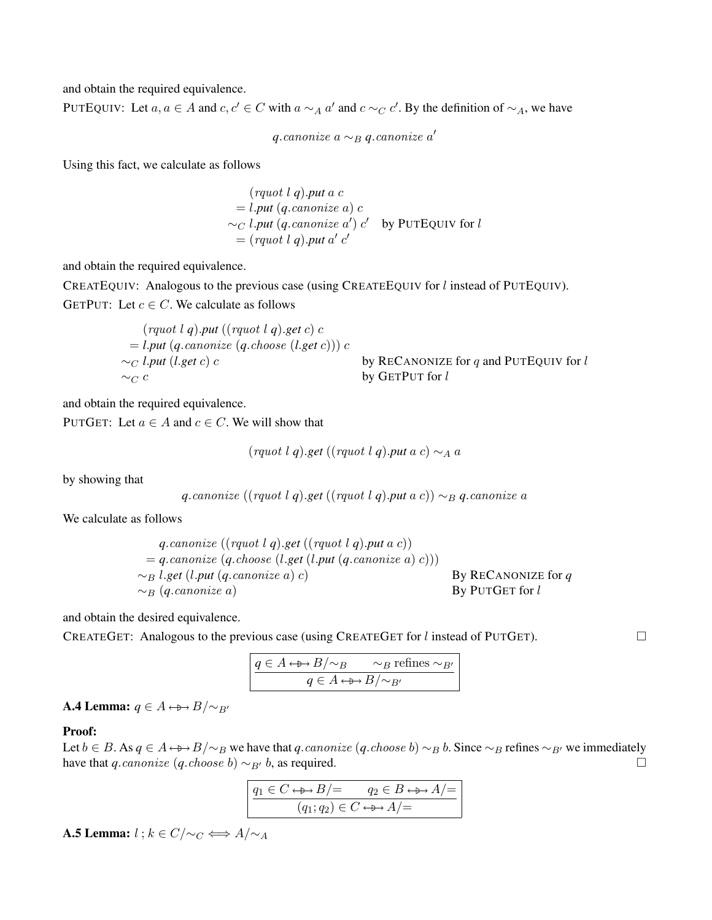and obtain the required equivalence.

PUTEQUIV: Let $a, a \in A$ and $c, c' \in C$ with $a \sim_A a'$ and $c \sim_C c'$. By the definition of $\sim_A$, we have

$$q.canonize\ a \sim_B q.canonize\ a'$$

Using this fact, we calculate as follows

$$\begin{aligned}
&(rquot\ l\ q).\textit{put}\ a\ c \\
&= l.\textit{put}\ (q.canonize\ a)\ c \\
&\sim_C l.\textit{put}\ (q.canonize\ a')\ c' \quad \text{by PUTEQUIV for } l \\
&= (rquot\ l\ q).\textit{put}\ a'\ c'
\end{aligned}$$

and obtain the required equivalence.

CREATEQUIV: Analogous to the previous case (using CREATEEQUIV for $l$ instead of PUTEQUIV).

GETPUT: Let $c \in C$. We calculate as follows

$$\begin{aligned}
&(rquot\ l\ q).\textit{put}\ ((rquot\ l\ q).\textit{get}\ c)\ c \\
&= l.\textit{put}\ (q.canonize\ (q.choose\ (l.\textit{get}\ c)))\ c \\
&\sim_C l.\textit{put}\ (l.\textit{get}\ c)\ c \qquad \text{by RECANONIZE for } q \text{ and PUTEQUIV for } l \\
&\sim_C c \qquad \text{by GETPUT for } l
\end{aligned}$$

and obtain the required equivalence.

PUTGET: Let $a \in A$ and $c \in C$. We will show that

$$(rquot\ l\ q).\textit{get}\ ((rquot\ l\ q).\textit{put}\ a\ c) \sim_A a$$

by showing that

$$q.canonize\ ((rquot\ l\ q).\textit{get}\ ((rquot\ l\ q).\textit{put}\ a\ c)) \sim_B q.canonize\ a$$

We calculate as follows

$$\begin{aligned}
&q.canonize\ ((rquot\ l\ q).\textit{get}\ ((rquot\ l\ q).\textit{put}\ a\ c)) \\
&= q.canonize\ (q.choose\ (l.\textit{get}\ (l.\textit{put}\ (q.canonize\ a)\ c))) \\
&\sim_B l.\textit{get}\ (l.\textit{put}\ (q.canonize\ a)\ c) \qquad \text{By RECANONIZE for } q \\
&\sim_B (q.canonize\ a) \qquad \text{By PUTGET for } l
\end{aligned}$$

and obtain the desired equivalence.

CREATEGET: Analogous to the previous case (using CREATEGET for $l$ instead of PUTGET). □

$$\frac{q \in A \leftrightarrow\!\!\!\!\!\!\rhd\!\!\!\!\rightarrow B/\!\sim_B \qquad \sim_B \text{ refines } \sim_{B'}}{q \in A \leftrightarrow\!\!\!\!\!\!\rhd\!\!\!\!\rightarrow B/\!\sim_{B'}}$$

**A.4 Lemma:** $q \in A \leftrightarrow\!\!\!\!\!\!\rhd\!\!\!\!\rightarrow B/\!\sim_{B'}$

**Proof:**

Let $b \in B$. As $q \in A \leftrightarrow\!\!\!\!\!\!\rhd\!\!\!\!\rightarrow B/\!\sim_B$ we have that $q.canonize\ (q.choose\ b) \sim_B b$. Since $\sim_B$ refines $\sim_{B'}$ we immediately have that $q.canonize\ (q.choose\ b) \sim_{B'} b$, as required. □

$$\frac{q_1 \in C \leftrightarrow\!\!\!\!\!\!\rhd\!\!\!\!\rightarrow B/\!= \qquad q_2 \in B \leftrightarrow\!\!\!\!\!\!\rhd\!\!\!\!\rightarrow A/\!=}{(q_1; q_2) \in C \leftrightarrow\!\!\!\!\!\!\rhd\!\!\!\!\rightarrow A/\!=}$$

**A.5 Lemma:** $l\ ;\ k \in C/\!\sim_C \iff A/\!\sim_A$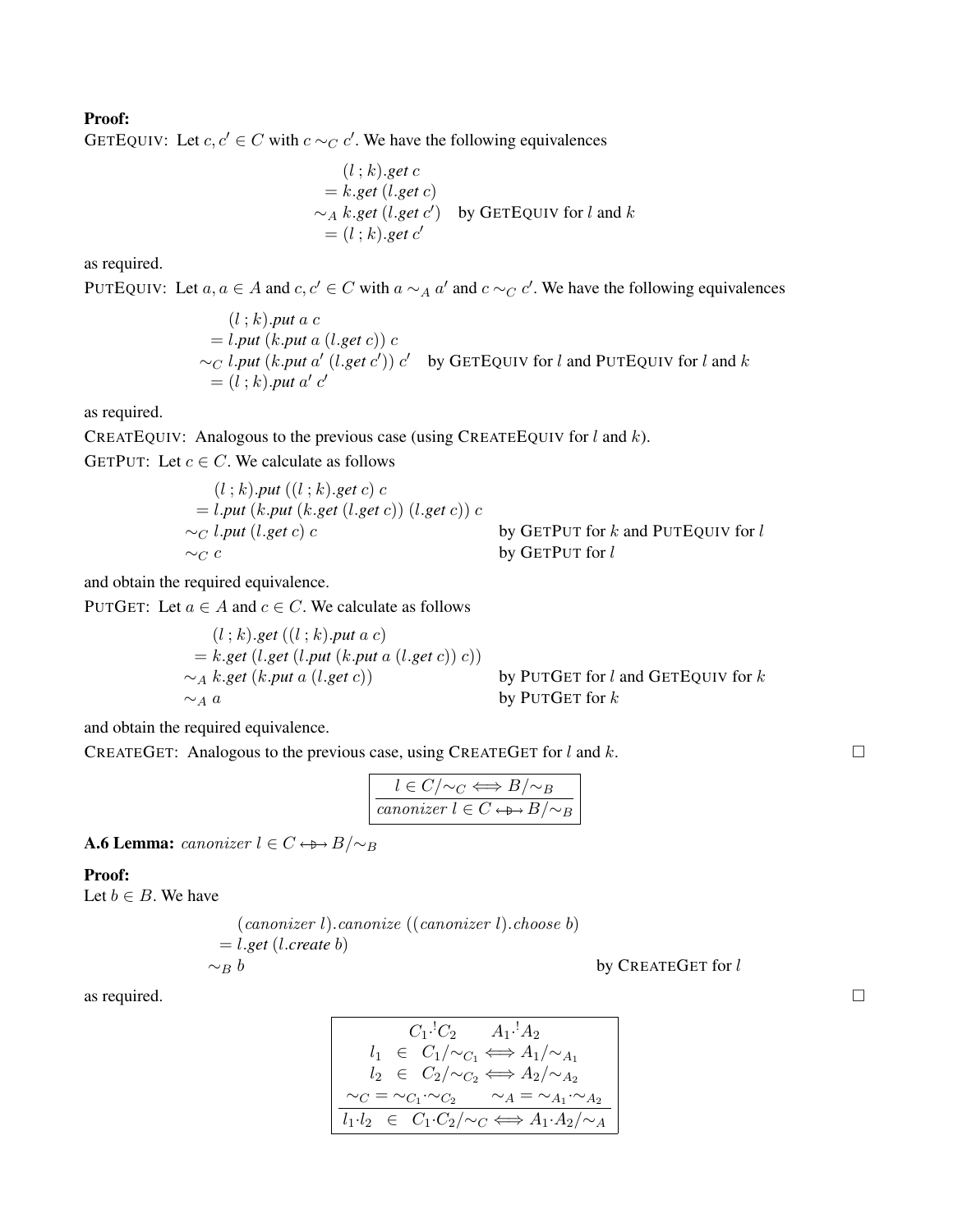**Proof:**

GETEQUIV: Let $c, c' \in C$ with $c \sim_C c'$. We have the following equivalences

$$
\begin{array}{ll}
& (l \,;\, k).\mathit{get}\ c \\
= & k.\mathit{get}\ (l.\mathit{get}\ c) \\
\sim_A & k.\mathit{get}\ (l.\mathit{get}\ c') \quad \text{by GETEQUIV for } l \text{ and } k \\
= & (l \,;\, k).\mathit{get}\ c'
\end{array}
$$

as required.

PUTEQUIV: Let $a, a \in A$ and $c, c' \in C$ with $a \sim_A a'$ and $c \sim_C c'$. We have the following equivalences

$$
\begin{array}{ll}
& (l \,;\, k).\mathit{put}\ a\ c \\
= & l.\mathit{put}\ (k.\mathit{put}\ a\ (l.\mathit{get}\ c))\ c \\
\sim_C & l.\mathit{put}\ (k.\mathit{put}\ a'\ (l.\mathit{get}\ c'))\ c' \quad \text{by GETEQUIV for } l \text{ and PUTEQUIV for } l \text{ and } k \\
= & (l \,;\, k).\mathit{put}\ a'\ c'
\end{array}
$$

as required.

CREATEQUIV: Analogous to the previous case (using CREATEEQUIV for $l$ and $k$).

GETPUT: Let $c \in C$. We calculate as follows

$$
\begin{array}{lll}
& (l \,;\, k).\mathit{put}\ ((l \,;\, k).\mathit{get}\ c)\ c & \\
= & l.\mathit{put}\ (k.\mathit{put}\ (k.\mathit{get}\ (l.\mathit{get}\ c))\ (l.\mathit{get}\ c))\ c & \\
\sim_C & l.\mathit{put}\ (l.\mathit{get}\ c)\ c & \text{by GETPUT for } k \text{ and PUTEQUIV for } l \\
\sim_C & c & \text{by GETPUT for } l
\end{array}
$$

and obtain the required equivalence.

PUTGET: Let $a \in A$ and $c \in C$. We calculate as follows

$$
\begin{array}{lll}
& (l \,;\, k).\mathit{get}\ ((l \,;\, k).\mathit{put}\ a\ c) & \\
= & k.\mathit{get}\ (l.\mathit{get}\ (l.\mathit{put}\ (k.\mathit{put}\ a\ (l.\mathit{get}\ c))\ c)) & \\
\sim_A & k.\mathit{get}\ (k.\mathit{put}\ a\ (l.\mathit{get}\ c)) & \text{by PUTGET for } l \text{ and GETEQUIV for } k \\
\sim_A & a & \text{by PUTGET for } k
\end{array}
$$

and obtain the required equivalence.

CREATEGET: Analogous to the previous case, using CREATEGET for $l$ and $k$. □

$$
\frac{l \in C/\sim_C \Longleftrightarrow B/\sim_B}{\mathit{canonizer}\ l \in C \leftrightarrow\!\!\!\!\triangleright\!\!\rightarrow B/\sim_B}
$$

**A.6 Lemma:** $\mathit{canonizer}\ l \in C \leftrightarrow\!\!\!\!\triangleright\!\!\rightarrow B/\sim_B$

**Proof:**

Let $b \in B$. We have

$$
\begin{array}{lll}
& (\mathit{canonizer}\ l).\mathit{canonize}\ ((\mathit{canonizer}\ l).\mathit{choose}\ b) & \\
= & l.\mathit{get}\ (l.\mathit{create}\ b) & \\
\sim_B & b & \text{by CREATEGET for } l
\end{array}
$$

as required. □

$$
\frac{\begin{array}{c} C_1 \cdot^! C_2 \qquad A_1 \cdot^! A_2 \\ l_1 \in C_1/\sim_{C_1} \Longleftrightarrow A_1/\sim_{A_1} \\ l_2 \in C_2/\sim_{C_2} \Longleftrightarrow A_2/\sim_{A_2} \\ \sim_C = \sim_{C_1} \cdot \sim_{C_2} \qquad \sim_A = \sim_{A_1} \cdot \sim_{A_2} \end{array}}{l_1 \cdot l_2 \in C_1 \cdot C_2/\sim_C \Longleftrightarrow A_1 \cdot A_2/\sim_A}
$$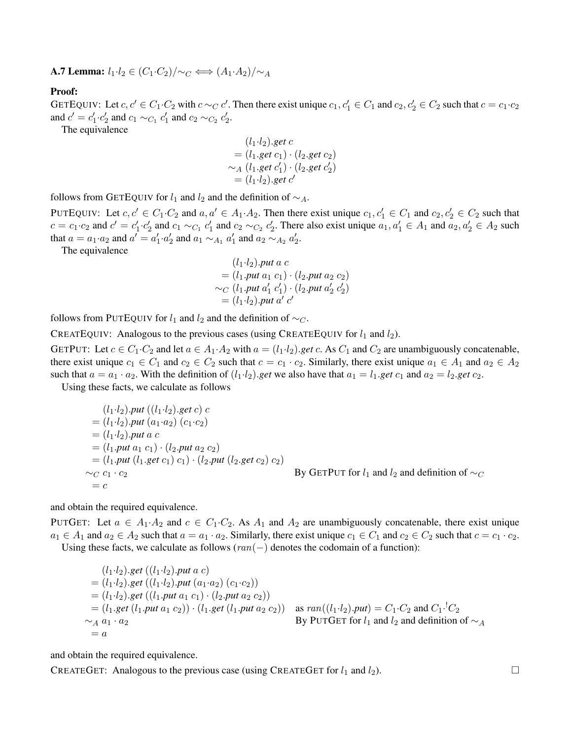**A.7 Lemma:** $l_1{\cdot}l_2 \in (C_1{\cdot}C_2)/{\sim_C} \Longleftrightarrow (A_1{\cdot}A_2)/{\sim_A}$

**Proof:**

GETEQUIV: Let $c, c' \in C_1{\cdot}C_2$ with $c \sim_C c'$. Then there exist unique $c_1, c_1' \in C_1$ and $c_2, c_2' \in C_2$ such that $c = c_1{\cdot}c_2$ and $c' = c_1'{\cdot}c_2'$ and $c_1 \sim_{C_1} c_1'$ and $c_2 \sim_{C_2} c_2'$.

The equivalence

$$
\begin{aligned}
&(l_1{\cdot}l_2).\mathit{get}\ c \\
= {}&(l_1.\mathit{get}\ c_1) \cdot (l_2.\mathit{get}\ c_2) \\
\sim_A {}&(l_1.\mathit{get}\ c_1') \cdot (l_2.\mathit{get}\ c_2') \\
= {}&(l_1{\cdot}l_2).\mathit{get}\ c'
\end{aligned}
$$

follows from GETEQUIV for $l_1$ and $l_2$ and the definition of $\sim_A$.

PUTEQUIV: Let $c, c' \in C_1{\cdot}C_2$ and $a, a' \in A_1{\cdot}A_2$. Then there exist unique $c_1, c_1' \in C_1$ and $c_2, c_2' \in C_2$ such that $c = c_1{\cdot}c_2$ and $c' = c_1'{\cdot}c_2'$ and $c_1 \sim_{C_1} c_1'$ and $c_2 \sim_{C_2} c_2'$. There also exist unique $a_1, a_1' \in A_1$ and $a_2, a_2' \in A_2$ such that $a = a_1{\cdot}a_2$ and $a' = a_1'{\cdot}a_2'$ and $a_1 \sim_{A_1} a_1'$ and $a_2 \sim_{A_2} a_2'$.

The equivalence

$$
\begin{aligned}
&(l_1{\cdot}l_2).\mathit{put}\ a\ c \\
= {}&(l_1.\mathit{put}\ a_1\ c_1) \cdot (l_2.\mathit{put}\ a_2\ c_2) \\
\sim_C {}&(l_1.\mathit{put}\ a_1'\ c_1') \cdot (l_2.\mathit{put}\ a_2'\ c_2') \\
= {}&(l_1{\cdot}l_2).\mathit{put}\ a'\ c'
\end{aligned}
$$

follows from PUTEQUIV for $l_1$ and $l_2$ and the definition of $\sim_C$.

CREATEEQUIV: Analogous to the previous cases (using CREATEEQUIV for $l_1$ and $l_2$).

GETPUT: Let $c \in C_1{\cdot}C_2$ and let $a \in A_1{\cdot}A_2$ with $a = (l_1{\cdot}l_2).\mathit{get}\ c$. As $C_1$ and $C_2$ are unambiguously concatenable, there exist unique $c_1 \in C_1$ and $c_2 \in C_2$ such that $c = c_1 \cdot c_2$. Similarly, there exist unique $a_1 \in A_1$ and $a_2 \in A_2$ such that $a = a_1 \cdot a_2$. With the definition of $(l_1{\cdot}l_2).\mathit{get}$ we also have that $a_1 = l_1.\mathit{get}\ c_1$ and $a_2 = l_2.\mathit{get}\ c_2$.

Using these facts, we calculate as follows

$$
\begin{aligned}
&(l_1{\cdot}l_2).\mathit{put}\ ((l_1{\cdot}l_2).\mathit{get}\ c)\ c \\
= {}&(l_1{\cdot}l_2).\mathit{put}\ (a_1{\cdot}a_2)\ (c_1{\cdot}c_2) \\
= {}&(l_1{\cdot}l_2).\mathit{put}\ a\ c \\
= {}&(l_1.\mathit{put}\ a_1\ c_1) \cdot (l_2.\mathit{put}\ a_2\ c_2) \\
= {}&(l_1.\mathit{put}\ (l_1.\mathit{get}\ c_1)\ c_1) \cdot (l_2.\mathit{put}\ (l_2.\mathit{get}\ c_2)\ c_2) \\
\sim_C {}&c_1 \cdot c_2 \qquad\qquad \text{By GETPUT for } l_1 \text{ and } l_2 \text{ and definition of } \sim_C \\
= {}&c
\end{aligned}
$$

and obtain the required equivalence.

PUTGET: Let $a \in A_1{\cdot}A_2$ and $c \in C_1{\cdot}C_2$. As $A_1$ and $A_2$ are unambiguously concatenable, there exist unique $a_1 \in A_1$ and $a_2 \in A_2$ such that $a = a_1 \cdot a_2$. Similarly, there exist unique $c_1 \in C_1$ and $c_2 \in C_2$ such that $c = c_1 \cdot c_2$.

Using these facts, we calculate as follows ($ran(-)$ denotes the codomain of a function):

$$
\begin{aligned}
&(l_1{\cdot}l_2).\mathit{get}\ ((l_1{\cdot}l_2).\mathit{put}\ a\ c) \\
= {}&(l_1{\cdot}l_2).\mathit{get}\ ((l_1{\cdot}l_2).\mathit{put}\ (a_1{\cdot}a_2)\ (c_1{\cdot}c_2)) \\
= {}&(l_1{\cdot}l_2).\mathit{get}\ ((l_1.\mathit{put}\ a_1\ c_1) \cdot (l_2.\mathit{put}\ a_2\ c_2)) \\
= {}&(l_1.\mathit{get}\ (l_1.\mathit{put}\ a_1\ c_2)) \cdot (l_1.\mathit{get}\ (l_1.\mathit{put}\ a_2\ c_2)) \qquad \text{as } ran((l_1{\cdot}l_2).\mathit{put}) = C_1{\cdot}C_2 \text{ and } C_1{\cdot}^! C_2 \\
\sim_A {}&a_1 \cdot a_2 \qquad\qquad \text{By PUTGET for } l_1 \text{ and } l_2 \text{ and definition of } \sim_A \\
= {}&a
\end{aligned}
$$

and obtain the required equivalence.

CREATEGET: Analogous to the previous case (using CREATEGET for $l_1$ and $l_2$). □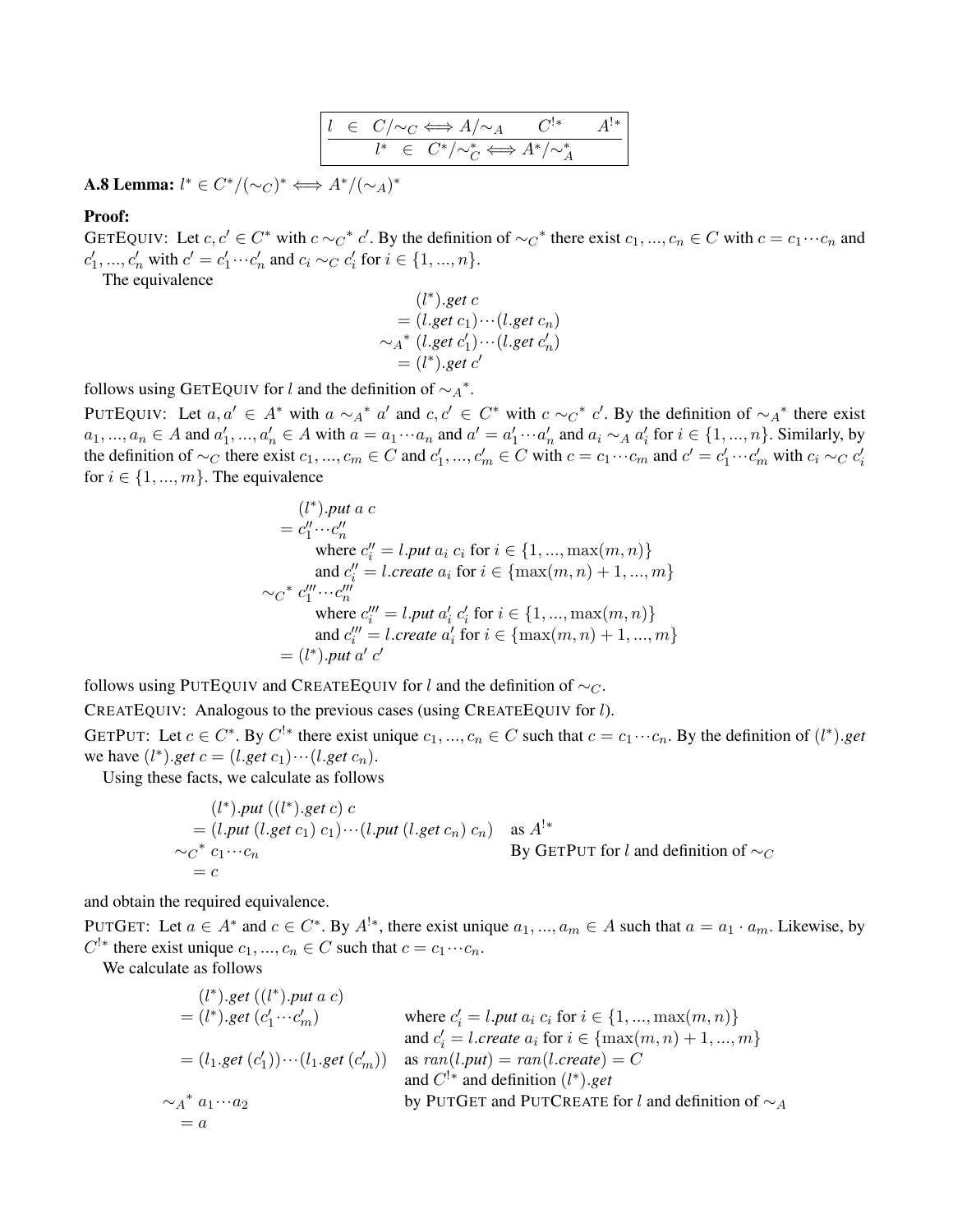$$\boxed{\dfrac{l \;\in\; C/{\sim_C} \Longleftrightarrow A/{\sim_A} \qquad C^{!*} \qquad A^{!*}}{l^* \;\in\; C^*/{\sim_C^*} \Longleftrightarrow A^*/{\sim_A^*}}}$$

**A.8 Lemma:** $l^* \in C^*/(\sim_C)^* \Longleftrightarrow A^*/(\sim_A)^*$

**Proof:**

GETEQUIV: Let $c, c' \in C^*$ with $c \sim_C{}^* c'$. By the definition of $\sim_C{}^*$ there exist $c_1, ..., c_n \in C$ with $c = c_1 \cdots c_n$ and $c'_1, ..., c'_n$ with $c' = c'_1 \cdots c'_n$ and $c_i \sim_C c'_i$ for $i \in \{1, ..., n\}$.

The equivalence

$$\begin{aligned} & (l^*).\mathit{get}\ c \\ =\ & (l.\mathit{get}\ c_1) \cdots (l.\mathit{get}\ c_n) \\ \sim_A{}^*\ & (l.\mathit{get}\ c'_1) \cdots (l.\mathit{get}\ c'_n) \\ =\ & (l^*).\mathit{get}\ c' \end{aligned}$$

follows using GETEQUIV for $l$ and the definition of $\sim_A{}^*$.

PUTEQUIV: Let $a, a' \in A^*$ with $a \sim_A{}^* a'$ and $c, c' \in C^*$ with $c \sim_C{}^* c'$. By the definition of $\sim_A{}^*$ there exist $a_1, ..., a_n \in A$ and $a'_1, ..., a'_n \in A$ with $a = a_1 \cdots a_n$ and $a' = a'_1 \cdots a'_n$ and $a_i \sim_A a'_i$ for $i \in \{1, ..., n\}$. Similarly, by the definition of $\sim_C$ there exist $c_1, ..., c_m \in C$ and $c'_1, ..., c'_m \in C$ with $c = c_1 \cdots c_m$ and $c' = c'_1 \cdots c'_m$ with $c_i \sim_C c'_i$ for $i \in \{1, ..., m\}$. The equivalence

$$\begin{aligned} & (l^*).\mathit{put}\ a\ c \\ =\ & c''_1 \cdots c''_n \\ & \quad \text{where } c''_i = l.\mathit{put}\ a_i\ c_i \text{ for } i \in \{1, ..., \max(m, n)\} \\ & \quad \text{and } c''_i = l.\mathit{create}\ a_i \text{ for } i \in \{\max(m, n) + 1, ..., m\} \\ \sim_C{}^*\ & c'''_1 \cdots c'''_n \\ & \quad \text{where } c'''_i = l.\mathit{put}\ a'_i\ c'_i \text{ for } i \in \{1, ..., \max(m, n)\} \\ & \quad \text{and } c'''_i = l.\mathit{create}\ a'_i \text{ for } i \in \{\max(m, n) + 1, ..., m\} \\ =\ & (l^*).\mathit{put}\ a'\ c' \end{aligned}$$

follows using PUTEQUIV and CREATEEQUIV for $l$ and the definition of $\sim_C$.

CREATEQUIV: Analogous to the previous cases (using CREATEEQUIV for $l$).

GETPUT: Let $c \in C^*$. By $C^{!*}$ there exist unique $c_1, ..., c_n \in C$ such that $c = c_1 \cdots c_n$. By the definition of $(l^*).\mathit{get}$ we have $(l^*).\mathit{get}\ c = (l.\mathit{get}\ c_1) \cdots (l.\mathit{get}\ c_n)$.

Using these facts, we calculate as follows

$$\begin{aligned} & (l^*).\mathit{put}\ ((l^*).\mathit{get}\ c)\ c \\ =\ & (l.\mathit{put}\ (l.\mathit{get}\ c_1)\ c_1) \cdots (l.\mathit{put}\ (l.\mathit{get}\ c_n)\ c_n) && \text{as } A^{!*} \\ \sim_C{}^*\ & c_1 \cdots c_n && \text{By GETPUT for } l \text{ and definition of } \sim_C \\ =\ & c \end{aligned}$$

and obtain the required equivalence.

PUTGET: Let $a \in A^*$ and $c \in C^*$. By $A^{!*}$, there exist unique $a_1, ..., a_m \in A$ such that $a = a_1 \cdot a_m$. Likewise, by $C^{!*}$ there exist unique $c_1, ..., c_n \in C$ such that $c = c_1 \cdots c_n$.

We calculate as follows

$$\begin{aligned} & (l^*).\mathit{get}\ ((l^*).\mathit{put}\ a\ c) \\ =\ & (l^*).\mathit{get}\ (c'_1 \cdots c'_m) && \text{where } c'_i = l.\mathit{put}\ a_i\ c_i \text{ for } i \in \{1, ..., \max(m, n)\} \\ & && \text{and } c'_i = l.\mathit{create}\ a_i \text{ for } i \in \{\max(m, n) + 1, ..., m\} \\ =\ & (l_1.\mathit{get}\ (c'_1)) \cdots (l_1.\mathit{get}\ (c'_m)) && \text{as } \mathit{ran}(l.\mathit{put}) = \mathit{ran}(l.\mathit{create}) = C \\ & && \text{and } C^{!*} \text{ and definition } (l^*).\mathit{get} \\ \sim_A{}^*\ & a_1 \cdots a_2 && \text{by PUTGET and PUTCREATE for } l \text{ and definition of } \sim_A \\ =\ & a \end{aligned}$$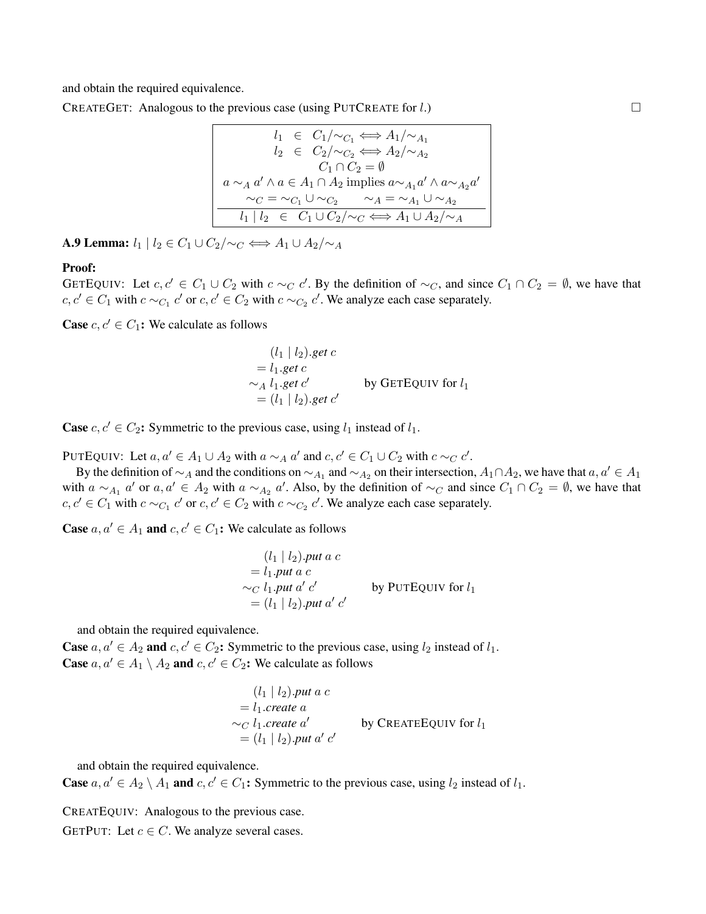and obtain the required equivalence.

CREATEGET: Analogous to the previous case (using PUTCREATE for $l$.) □

$$
\begin{array}{c}
l_1 \in C_1/{\sim_{C_1}} \Longleftrightarrow A_1/{\sim_{A_1}} \\
l_2 \in C_2/{\sim_{C_2}} \Longleftrightarrow A_2/{\sim_{A_2}} \\
C_1 \cap C_2 = \emptyset \\
a \sim_A a' \wedge a \in A_1 \cap A_2 \text{ implies } a {\sim_{A_1}} a' \wedge a {\sim_{A_2}} a' \\
\sim_C = \sim_{C_1} \cup \sim_{C_2} \qquad \sim_A = \sim_{A_1} \cup \sim_{A_2} \\
\hline
l_1 \mid l_2 \in C_1 \cup C_2/{\sim_C} \Longleftrightarrow A_1 \cup A_2/{\sim_A}
\end{array}
$$

**A.9 Lemma:** $l_1 \mid l_2 \in C_1 \cup C_2/{\sim_C} \Longleftrightarrow A_1 \cup A_2/{\sim_A}$

**Proof:**

GETEQUIV: Let $c, c' \in C_1 \cup C_2$ with $c \sim_C c'$. By the definition of $\sim_C$, and since $C_1 \cap C_2 = \emptyset$, we have that $c, c' \in C_1$ with $c \sim_{C_1} c'$ or $c, c' \in C_2$ with $c \sim_{C_2} c'$. We analyze each case separately.

**Case** $c, c' \in C_1$**:** We calculate as follows

$$
\begin{array}{ll}
\quad (l_1 \mid l_2).\textit{get } c & \\
= l_1.\textit{get } c & \\
\sim_A l_1.\textit{get } c' & \text{by GETEQUIV for } l_1 \\
= (l_1 \mid l_2).\textit{get } c' &
\end{array}
$$

**Case** $c, c' \in C_2$**:** Symmetric to the previous case, using $l_1$ instead of $l_1$.

PUTEQUIV: Let $a, a' \in A_1 \cup A_2$ with $a \sim_A a'$ and $c, c' \in C_1 \cup C_2$ with $c \sim_C c'$.

By the definition of $\sim_A$ and the conditions on $\sim_{A_1}$ and $\sim_{A_2}$ on their intersection, $A_1 \cap A_2$, we have that $a, a' \in A_1$ with $a \sim_{A_1} a'$ or $a, a' \in A_2$ with $a \sim_{A_2} a'$. Also, by the definition of $\sim_C$ and since $C_1 \cap C_2 = \emptyset$, we have that $c, c' \in C_1$ with $c \sim_{C_1} c'$ or $c, c' \in C_2$ with $c \sim_{C_2} c'$. We analyze each case separately.

**Case** $a, a' \in A_1$ **and** $c, c' \in C_1$**:** We calculate as follows

$$
\begin{array}{ll}
\quad (l_1 \mid l_2).\textit{put } a\ c & \\
= l_1.\textit{put } a\ c & \\
\sim_C l_1.\textit{put } a'\ c' & \text{by PUTEQUIV for } l_1 \\
= (l_1 \mid l_2).\textit{put } a'\ c' &
\end{array}
$$

and obtain the required equivalence.

**Case** $a, a' \in A_2$ **and** $c, c' \in C_2$**:** Symmetric to the previous case, using $l_2$ instead of $l_1$.

**Case** $a, a' \in A_1 \setminus A_2$ **and** $c, c' \in C_2$**:** We calculate as follows

$$
\begin{array}{ll}
\quad (l_1 \mid l_2).\textit{put } a\ c & \\
= l_1.\textit{create } a & \\
\sim_C l_1.\textit{create } a' & \text{by CREATEEQUIV for } l_1 \\
= (l_1 \mid l_2).\textit{put } a'\ c' &
\end{array}
$$

and obtain the required equivalence.

**Case** $a, a' \in A_2 \setminus A_1$ **and** $c, c' \in C_1$**:** Symmetric to the previous case, using $l_2$ instead of $l_1$.

CREATEQUIV: Analogous to the previous case.

GETPUT: Let $c \in C$. We analyze several cases.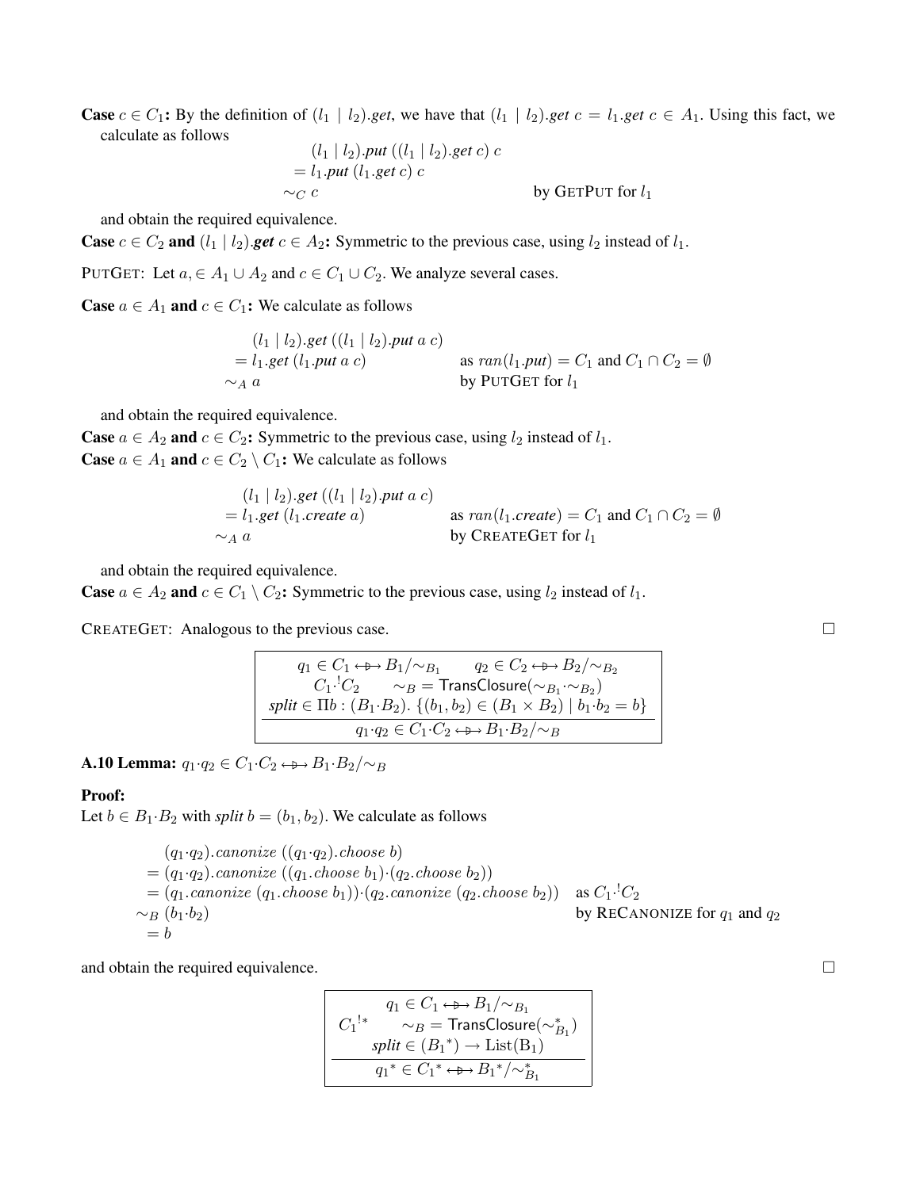**Case** $c \in C_1$**:** By the definition of $(l_1 \mid l_2).get$, we have that $(l_1 \mid l_2).get\ c = l_1.get\ c \in A_1$. Using this fact, we calculate as follows

$$
\begin{array}{ll}
\quad (l_1 \mid l_2).put\ ((l_1 \mid l_2).get\ c)\ c & \\
= l_1.put\ (l_1.get\ c)\ c & \\
\sim_C c & \text{by GETPUT for } l_1
\end{array}
$$

and obtain the required equivalence.

**Case** $c \in C_2$ **and** $(l_1 \mid l_2).get\ c \in A_2$**:** Symmetric to the previous case, using $l_2$ instead of $l_1$.

PUTGET: Let $a, \in A_1 \cup A_2$ and $c \in C_1 \cup C_2$. We analyze several cases.

**Case** $a \in A_1$ **and** $c \in C_1$**:** We calculate as follows

$$
\begin{array}{ll}
\quad (l_1 \mid l_2).get\ ((l_1 \mid l_2).put\ a\ c) & \\
= l_1.get\ (l_1.put\ a\ c) & \text{as } ran(l_1.put) = C_1 \text{ and } C_1 \cap C_2 = \emptyset \\
\sim_A a & \text{by PUTGET for } l_1
\end{array}
$$

and obtain the required equivalence.

**Case** $a \in A_2$ **and** $c \in C_2$**:** Symmetric to the previous case, using $l_2$ instead of $l_1$.

**Case** $a \in A_1$ **and** $c \in C_2 \setminus C_1$**:** We calculate as follows

$$
\begin{array}{ll}
\quad (l_1 \mid l_2).get\ ((l_1 \mid l_2).put\ a\ c) & \\
= l_1.get\ (l_1.create\ a) & \text{as } ran(l_1.create) = C_1 \text{ and } C_1 \cap C_2 = \emptyset \\
\sim_A a & \text{by CREATEGET for } l_1
\end{array}
$$

and obtain the required equivalence.

**Case** $a \in A_2$ **and** $c \in C_1 \setminus C_2$**:** Symmetric to the previous case, using $l_2$ instead of $l_1$.

CREATEGET: Analogous to the previous case. □

$$
\frac{\begin{array}{c} q_1 \in C_1 \leftrightarrow B_1/\sim_{B_1} \qquad q_2 \in C_2 \leftrightarrow B_2/\sim_{B_2} \\ C_1 \cdot^! C_2 \qquad \sim_B = \mathsf{TransClosure}(\sim_{B_1} \cdot \sim_{B_2}) \\ split \in \Pi b : (B_1 \cdot B_2).\ \{(b_1, b_2) \in (B_1 \times B_2) \mid b_1 \cdot b_2 = b\} \end{array}}{q_1 \cdot q_2 \in C_1 \cdot C_2 \leftrightarrow B_1 \cdot B_2/\sim_B}
$$

**A.10 Lemma:** $q_1 \cdot q_2 \in C_1 \cdot C_2 \leftrightarrow B_1 \cdot B_2/\sim_B$

**Proof:**

Let $b \in B_1 \cdot B_2$ with $split\ b = (b_1, b_2)$. We calculate as follows

$$
\begin{array}{ll}
\quad (q_1 \cdot q_2).canonize\ ((q_1 \cdot q_2).choose\ b) & \\
= (q_1 \cdot q_2).canonize\ ((q_1.choose\ b_1) \cdot (q_2.choose\ b_2)) & \\
= (q_1.canonize\ (q_1.choose\ b_1)) \cdot (q_2.canonize\ (q_2.choose\ b_2)) & \text{as } C_1 \cdot^! C_2 \\
\sim_B (b_1 \cdot b_2) & \text{by RECANONIZE for } q_1 \text{ and } q_2 \\
= b &
\end{array}
$$

and obtain the required equivalence. □

$$
\frac{\begin{array}{c} q_1 \in C_1 \leftrightarrow B_1/\sim_{B_1} \\ C_1^{!*} \qquad \sim_B = \mathsf{TransClosure}(\sim_{B_1}^*) \\ split \in (B_1{}^*) \to \mathrm{List}(\mathrm{B_1}) \end{array}}{q_1{}^* \in C_1{}^* \leftrightarrow B_1{}^*/\sim_{B_1}^*}
$$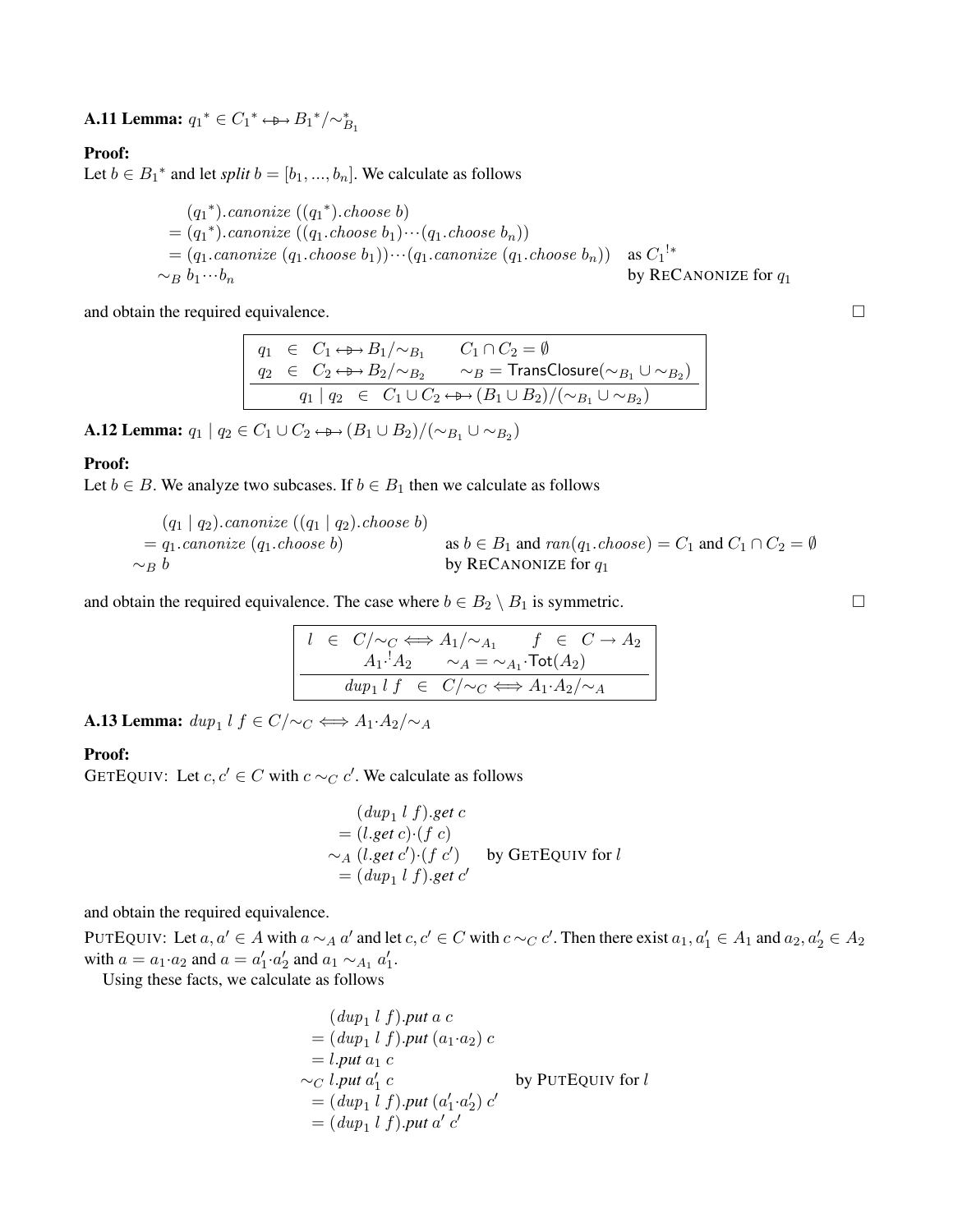**A.11 Lemma:** ${q_1}^* \in {C_1}^* \leftrightarrow\!\!\!\!\rightarrow {B_1}^*/\sim^*_{B_1}$

**Proof:**

Let $b \in {B_1}^*$ and let *split* $b = [b_1, ..., b_n]$. We calculate as follows

$$
\begin{array}{ll}
\quad ({q_1}^*).\mathit{canonize}\ (({q_1}^*).\mathit{choose}\ b) & \\
= ({q_1}^*).\mathit{canonize}\ ((q_1.\mathit{choose}\ b_1) \cdots (q_1.\mathit{choose}\ b_n)) & \\
= (q_1.\mathit{canonize}\ (q_1.\mathit{choose}\ b_1)) \cdots (q_1.\mathit{canonize}\ (q_1.\mathit{choose}\ b_n)) & \text{as } {C_1}^{!*} \\
\sim_B b_1 \cdots b_n & \text{by ReCanonize for } q_1
\end{array}
$$

and obtain the required equivalence. □

$$
\frac{\begin{array}{ll} q_1 \in C_1 \leftrightarrow\!\!\!\!\rightarrow B_1/\sim_{B_1} & C_1 \cap C_2 = \emptyset \\ q_2 \in C_2 \leftrightarrow\!\!\!\!\rightarrow B_2/\sim_{B_2} & \sim_B = \mathsf{TransClosure}(\sim_{B_1} \cup \sim_{B_2}) \end{array}}{q_1 \mid q_2 \ \in\ C_1 \cup C_2 \leftrightarrow\!\!\!\!\rightarrow (B_1 \cup B_2)/(\sim_{B_1} \cup \sim_{B_2})}
$$

**A.12 Lemma:** $q_1 \mid q_2 \in C_1 \cup C_2 \leftrightarrow\!\!\!\!\rightarrow (B_1 \cup B_2)/(\sim_{B_1} \cup \sim_{B_2})$

**Proof:**

Let $b \in B$. We analyze two subcases. If $b \in B_1$ then we calculate as follows

$$
\begin{array}{ll}
\quad (q_1 \mid q_2).\mathit{canonize}\ ((q_1 \mid q_2).\mathit{choose}\ b) & \\
= q_1.\mathit{canonize}\ (q_1.\mathit{choose}\ b) & \text{as } b \in B_1 \text{ and } \mathit{ran}(q_1.\mathit{choose}) = C_1 \text{ and } C_1 \cap C_2 = \emptyset \\
\sim_B b & \text{by ReCanonize for } q_1
\end{array}
$$

and obtain the required equivalence. The case where $b \in B_2 \setminus B_1$ is symmetric. □

$$
\frac{\begin{array}{ll} l \in C/\sim_C \Longleftrightarrow A_1/\sim_{A_1} & f \in C \rightarrow A_2 \\ A_1 \cdot^! A_2 & \sim_A = \sim_{A_1} \cdot \mathsf{Tot}(A_2) \end{array}}{\mathit{dup}_1\ l\ f \ \in\ C/\sim_C \Longleftrightarrow A_1 \cdot A_2/\sim_A}
$$

**A.13 Lemma:** $\mathit{dup}_1\ l\ f \in C/\sim_C \Longleftrightarrow A_1 \cdot A_2/\sim_A$

**Proof:**

GetEquiv: Let $c, c' \in C$ with $c \sim_C c'$. We calculate as follows

$$
\begin{array}{ll}
\quad (\mathit{dup}_1\ l\ f).\mathit{get}\ c & \\
= (l.\mathit{get}\ c) \cdot (f\ c) & \\
\sim_A (l.\mathit{get}\ c') \cdot (f\ c') & \text{by GetEquiv for } l \\
= (\mathit{dup}_1\ l\ f).\mathit{get}\ c' &
\end{array}
$$

and obtain the required equivalence.

PutEquiv: Let $a, a' \in A$ with $a \sim_A a'$ and let $c, c' \in C$ with $c \sim_C c'$. Then there exist $a_1, a'_1 \in A_1$ and $a_2, a'_2 \in A_2$ with $a = a_1 \cdot a_2$ and $a = a'_1 \cdot a'_2$ and $a_1 \sim_{A_1} a'_1$.

Using these facts, we calculate as follows

$$
\begin{array}{ll}
\quad (\mathit{dup}_1\ l\ f).\mathit{put}\ a\ c & \\
= (\mathit{dup}_1\ l\ f).\mathit{put}\ (a_1 \cdot a_2)\ c & \\
= l.\mathit{put}\ a_1\ c & \\
\sim_C l.\mathit{put}\ a'_1\ c & \text{by PutEquiv for } l \\
= (\mathit{dup}_1\ l\ f).\mathit{put}\ (a'_1 \cdot a'_2)\ c' & \\
= (\mathit{dup}_1\ l\ f).\mathit{put}\ a'\ c' &
\end{array}
$$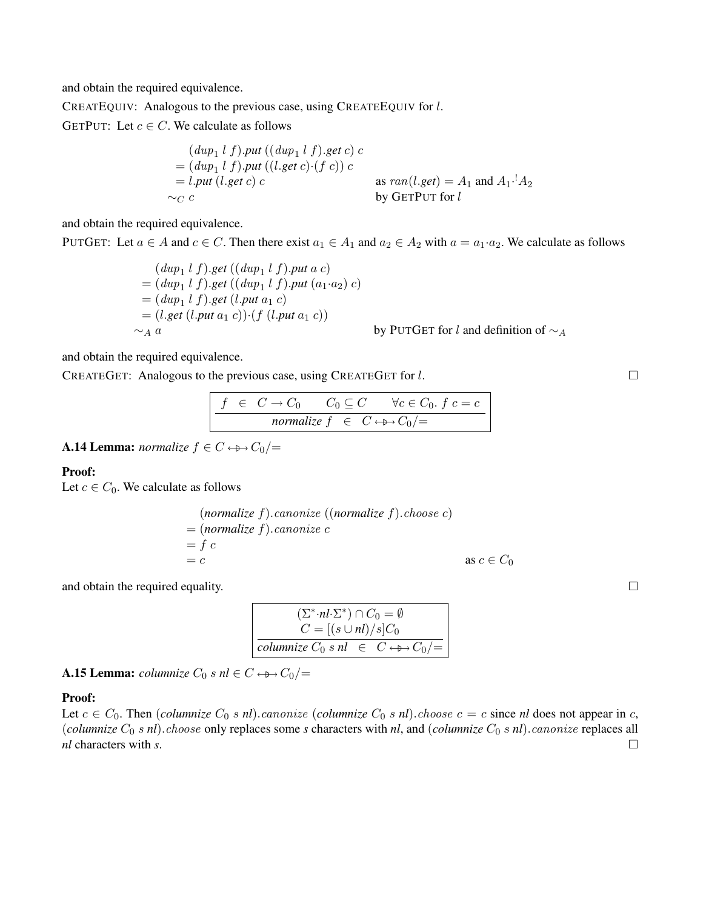and obtain the required equivalence.

CREATEEQUIV: Analogous to the previous case, using CREATEEQUIV for $l$.

GETPUT: Let $c \in C$. We calculate as follows

$$
\begin{array}{ll}
\quad (dup_1\ l\ f).\mathit{put}\ ((dup_1\ l\ f).\mathit{get}\ c)\ c & \\
= (dup_1\ l\ f).\mathit{put}\ ((l.\mathit{get}\ c){\cdot}(f\ c))\ c & \\
= l.\mathit{put}\ (l.\mathit{get}\ c)\ c & \text{as } ran(l.\mathit{get}) = A_1 \text{ and } A_1{\cdot}^! A_2 \\
\sim_C c & \text{by GETPUT for } l
\end{array}
$$

and obtain the required equivalence.

PUTGET: Let $a \in A$ and $c \in C$. Then there exist $a_1 \in A_1$ and $a_2 \in A_2$ with $a = a_1{\cdot}a_2$. We calculate as follows

$$
\begin{array}{ll}
\quad (dup_1\ l\ f).\mathit{get}\ ((dup_1\ l\ f).\mathit{put}\ a\ c) & \\
= (dup_1\ l\ f).\mathit{get}\ ((dup_1\ l\ f).\mathit{put}\ (a_1{\cdot}a_2)\ c) & \\
= (dup_1\ l\ f).\mathit{get}\ (l.\mathit{put}\ a_1\ c) & \\
= (l.\mathit{get}\ (l.\mathit{put}\ a_1\ c)){\cdot}(f\ (l.\mathit{put}\ a_1\ c)) & \\
\sim_A a & \text{by PUTGET for } l \text{ and definition of } \sim_A
\end{array}
$$

and obtain the required equivalence.

CREATEGET: Analogous to the previous case, using CREATEGET for $l$. □

$$
\frac{f \ \in\ C \to C_0 \qquad C_0 \subseteq C \qquad \forall c \in C_0.\ f\ c = c}{\mathit{normalize}\ f \ \in\ C \leftrightarrow C_0/{=}}
$$

**A.14 Lemma:** *normalize* $f \in C \leftrightarrow C_0/{=}$

**Proof:**

Let $c \in C_0$. We calculate as follows

$$
\begin{array}{ll}
\quad (\mathit{normalize}\ f).\mathit{canonize}\ ((\mathit{normalize}\ f).\mathit{choose}\ c) & \\
= (\mathit{normalize}\ f).\mathit{canonize}\ c & \\
= f\ c & \\
= c & \text{as } c \in C_0
\end{array}
$$

and obtain the required equality. □

$$
\frac{\begin{array}{c}(\Sigma^* {\cdot} \mathit{nl} {\cdot} \Sigma^*) \cap C_0 = \emptyset \\ C = [(s \cup \mathit{nl})/s]C_0\end{array}}{\mathit{columnize}\ C_0\ s\ \mathit{nl} \ \in\ C \leftrightarrow C_0/{=}}
$$

**A.15 Lemma:** *columnize* $C_0$ *s nl* $\in C \leftrightarrow C_0/{=}$

**Proof:**

Let $c \in C_0$. Then (*columnize* $C_0$ *s nl*)$.canonize$ (*columnize* $C_0$ *s nl*)$.choose\ c = c$ since *nl* does not appear in $c$, (*columnize* $C_0$ *s nl*)$.choose$ only replaces some *s* characters with *nl*, and (*columnize* $C_0$ *s nl*)$.canonize$ replaces all *nl* characters with *s*. □